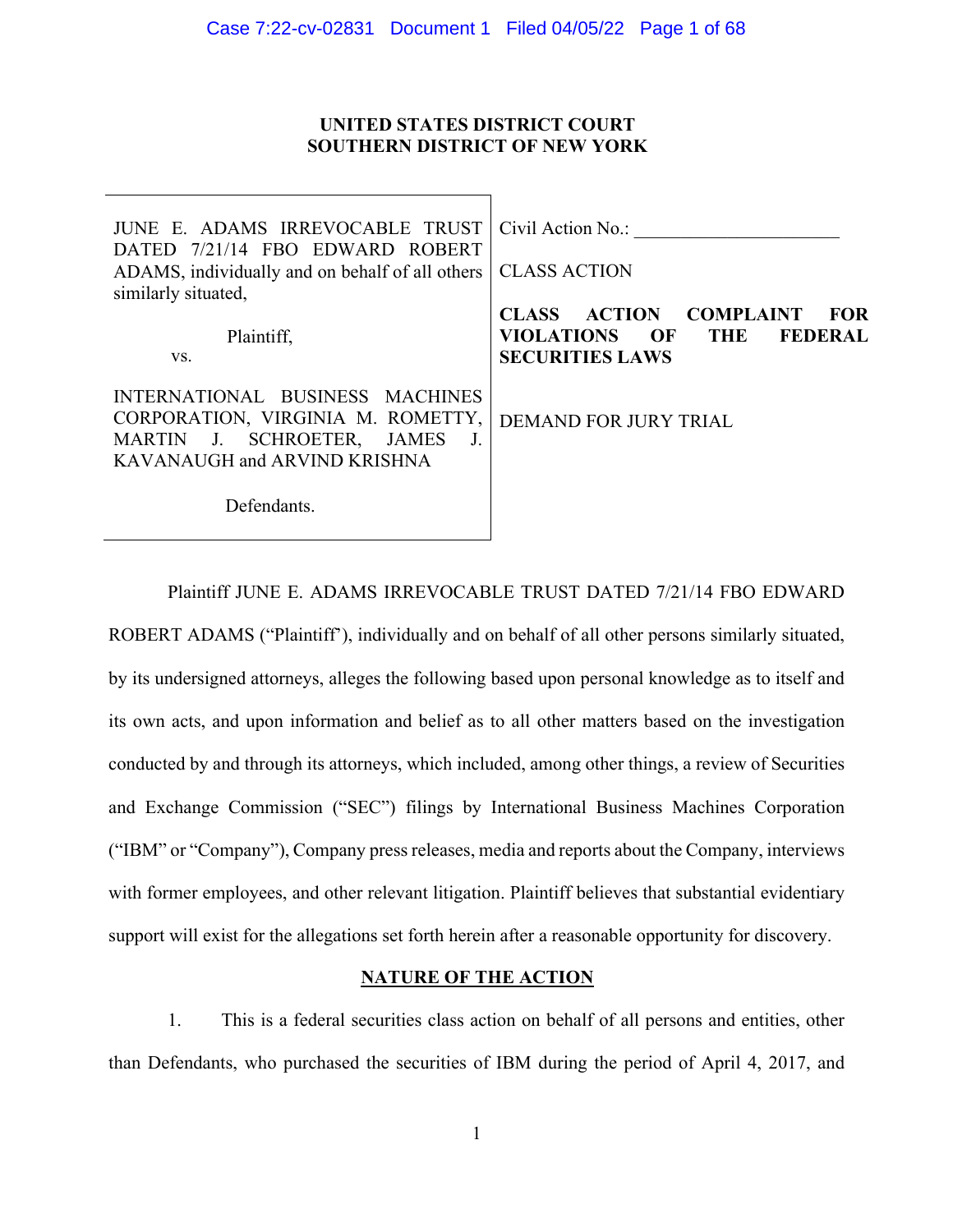**UNITED STATES DISTRICT COURT**
**SOUTHERN DISTRICT OF NEW YORK**

| | |
|---|---|
| JUNE E. ADAMS IRREVOCABLE TRUST DATED 7/21/14 FBO EDWARD ROBERT ADAMS, individually and on behalf of all others similarly situated,<br><br>Plaintiff,<br>vs.<br><br>INTERNATIONAL BUSINESS MACHINES CORPORATION, VIRGINIA M. ROMETTY, MARTIN J. SCHROETER, JAMES J. KAVANAUGH and ARVIND KRISHNA<br><br>Defendants. | Civil Action No.: ____________________<br><br>CLASS ACTION<br><br>**CLASS ACTION COMPLAINT FOR VIOLATIONS OF THE FEDERAL SECURITIES LAWS**<br><br>DEMAND FOR JURY TRIAL |

Plaintiff JUNE E. ADAMS IRREVOCABLE TRUST DATED 7/21/14 FBO EDWARD ROBERT ADAMS ("Plaintiff"), individually and on behalf of all other persons similarly situated, by its undersigned attorneys, alleges the following based upon personal knowledge as to itself and its own acts, and upon information and belief as to all other matters based on the investigation conducted by and through its attorneys, which included, among other things, a review of Securities and Exchange Commission ("SEC") filings by International Business Machines Corporation ("IBM" or "Company"), Company press releases, media and reports about the Company, interviews with former employees, and other relevant litigation. Plaintiff believes that substantial evidentiary support will exist for the allegations set forth herein after a reasonable opportunity for discovery.

## NATURE OF THE ACTION

1. This is a federal securities class action on behalf of all persons and entities, other than Defendants, who purchased the securities of IBM during the period of April 4, 2017, and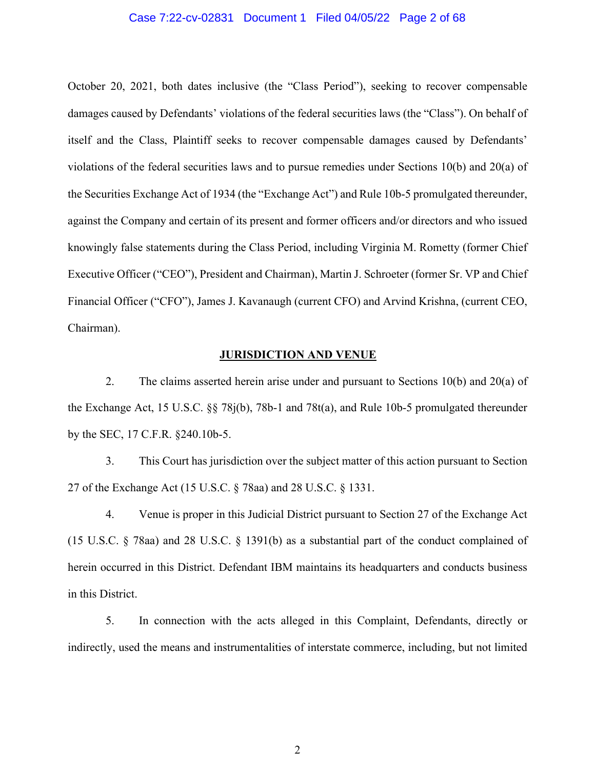October 20, 2021, both dates inclusive (the "Class Period"), seeking to recover compensable damages caused by Defendants' violations of the federal securities laws (the "Class"). On behalf of itself and the Class, Plaintiff seeks to recover compensable damages caused by Defendants' violations of the federal securities laws and to pursue remedies under Sections 10(b) and 20(a) of the Securities Exchange Act of 1934 (the "Exchange Act") and Rule 10b-5 promulgated thereunder, against the Company and certain of its present and former officers and/or directors and who issued knowingly false statements during the Class Period, including Virginia M. Rometty (former Chief Executive Officer ("CEO"), President and Chairman), Martin J. Schroeter (former Sr. VP and Chief Financial Officer ("CFO"), James J. Kavanaugh (current CFO) and Arvind Krishna, (current CEO, Chairman).

## JURISDICTION AND VENUE

2. The claims asserted herein arise under and pursuant to Sections 10(b) and 20(a) of the Exchange Act, 15 U.S.C. §§ 78j(b), 78b-1 and 78t(a), and Rule 10b-5 promulgated thereunder by the SEC, 17 C.F.R. §240.10b-5.

3. This Court has jurisdiction over the subject matter of this action pursuant to Section 27 of the Exchange Act (15 U.S.C. § 78aa) and 28 U.S.C. § 1331.

4. Venue is proper in this Judicial District pursuant to Section 27 of the Exchange Act (15 U.S.C. § 78aa) and 28 U.S.C. § 1391(b) as a substantial part of the conduct complained of herein occurred in this District. Defendant IBM maintains its headquarters and conducts business in this District.

5. In connection with the acts alleged in this Complaint, Defendants, directly or indirectly, used the means and instrumentalities of interstate commerce, including, but not limited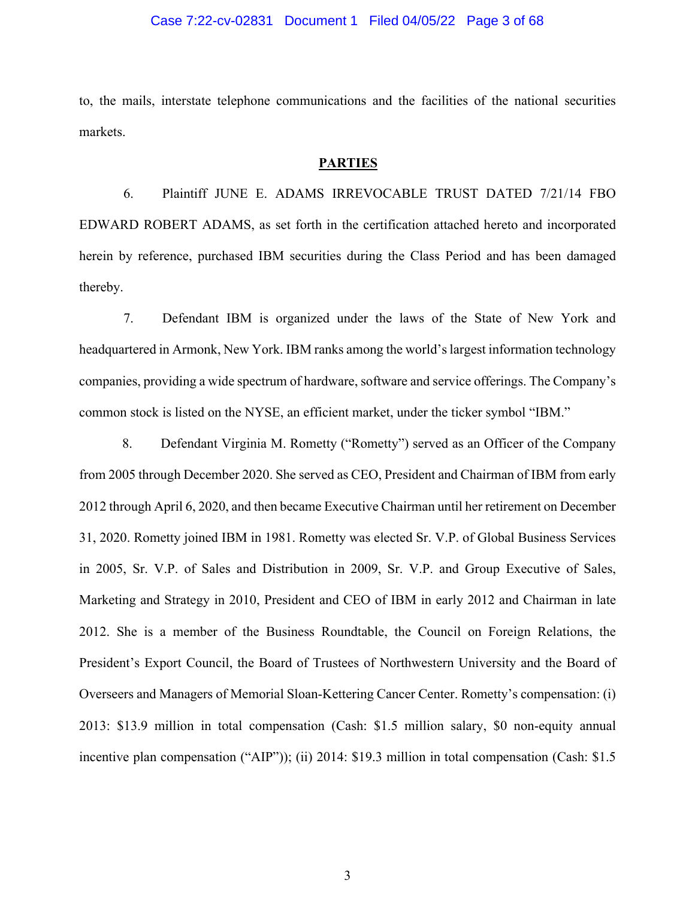to, the mails, interstate telephone communications and the facilities of the national securities markets.

## PARTIES

6. Plaintiff JUNE E. ADAMS IRREVOCABLE TRUST DATED 7/21/14 FBO EDWARD ROBERT ADAMS, as set forth in the certification attached hereto and incorporated herein by reference, purchased IBM securities during the Class Period and has been damaged thereby.

7. Defendant IBM is organized under the laws of the State of New York and headquartered in Armonk, New York. IBM ranks among the world's largest information technology companies, providing a wide spectrum of hardware, software and service offerings. The Company's common stock is listed on the NYSE, an efficient market, under the ticker symbol "IBM."

8. Defendant Virginia M. Rometty ("Rometty") served as an Officer of the Company from 2005 through December 2020. She served as CEO, President and Chairman of IBM from early 2012 through April 6, 2020, and then became Executive Chairman until her retirement on December 31, 2020. Rometty joined IBM in 1981. Rometty was elected Sr. V.P. of Global Business Services in 2005, Sr. V.P. of Sales and Distribution in 2009, Sr. V.P. and Group Executive of Sales, Marketing and Strategy in 2010, President and CEO of IBM in early 2012 and Chairman in late 2012. She is a member of the Business Roundtable, the Council on Foreign Relations, the President's Export Council, the Board of Trustees of Northwestern University and the Board of Overseers and Managers of Memorial Sloan-Kettering Cancer Center. Rometty's compensation: (i) 2013: $13.9 million in total compensation (Cash: $1.5 million salary, $0 non-equity annual incentive plan compensation ("AIP")); (ii) 2014: $19.3 million in total compensation (Cash: $1.5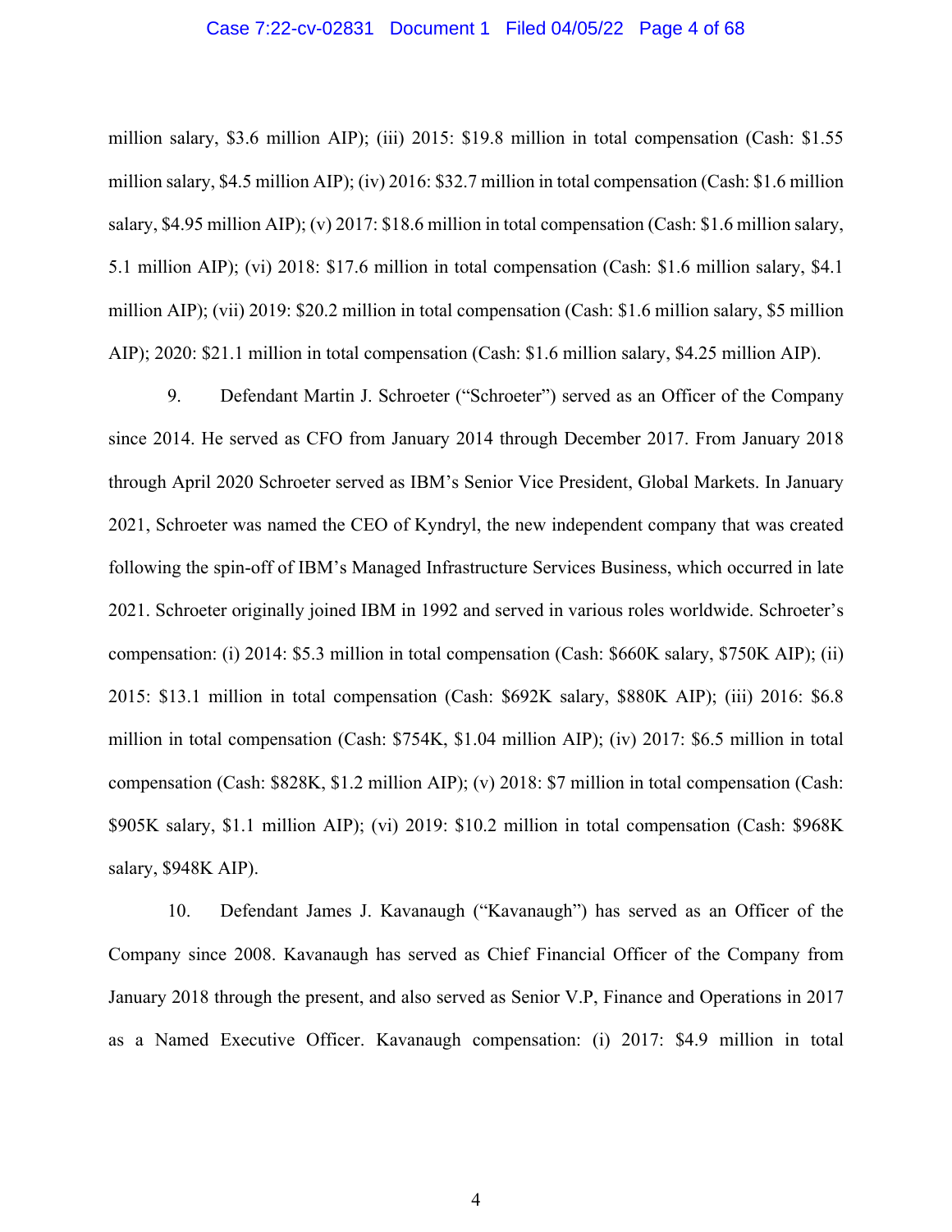million salary, $3.6 million AIP); (iii) 2015: $19.8 million in total compensation (Cash: $1.55 million salary, $4.5 million AIP); (iv) 2016: $32.7 million in total compensation (Cash: $1.6 million salary, $4.95 million AIP); (v) 2017: $18.6 million in total compensation (Cash: $1.6 million salary, 5.1 million AIP); (vi) 2018: $17.6 million in total compensation (Cash: $1.6 million salary, $4.1 million AIP); (vii) 2019: $20.2 million in total compensation (Cash: $1.6 million salary, $5 million AIP); 2020: $21.1 million in total compensation (Cash: $1.6 million salary, $4.25 million AIP).

9. Defendant Martin J. Schroeter ("Schroeter") served as an Officer of the Company since 2014. He served as CFO from January 2014 through December 2017. From January 2018 through April 2020 Schroeter served as IBM's Senior Vice President, Global Markets. In January 2021, Schroeter was named the CEO of Kyndryl, the new independent company that was created following the spin-off of IBM's Managed Infrastructure Services Business, which occurred in late 2021. Schroeter originally joined IBM in 1992 and served in various roles worldwide. Schroeter's compensation: (i) 2014: $5.3 million in total compensation (Cash: $660K salary, $750K AIP); (ii) 2015: $13.1 million in total compensation (Cash: $692K salary, $880K AIP); (iii) 2016: $6.8 million in total compensation (Cash: $754K, $1.04 million AIP); (iv) 2017: $6.5 million in total compensation (Cash: $828K, $1.2 million AIP); (v) 2018: $7 million in total compensation (Cash: $905K salary, $1.1 million AIP); (vi) 2019: $10.2 million in total compensation (Cash: $968K salary, $948K AIP).

10. Defendant James J. Kavanaugh ("Kavanaugh") has served as an Officer of the Company since 2008. Kavanaugh has served as Chief Financial Officer of the Company from January 2018 through the present, and also served as Senior V.P, Finance and Operations in 2017 as a Named Executive Officer. Kavanaugh compensation: (i) 2017: $4.9 million in total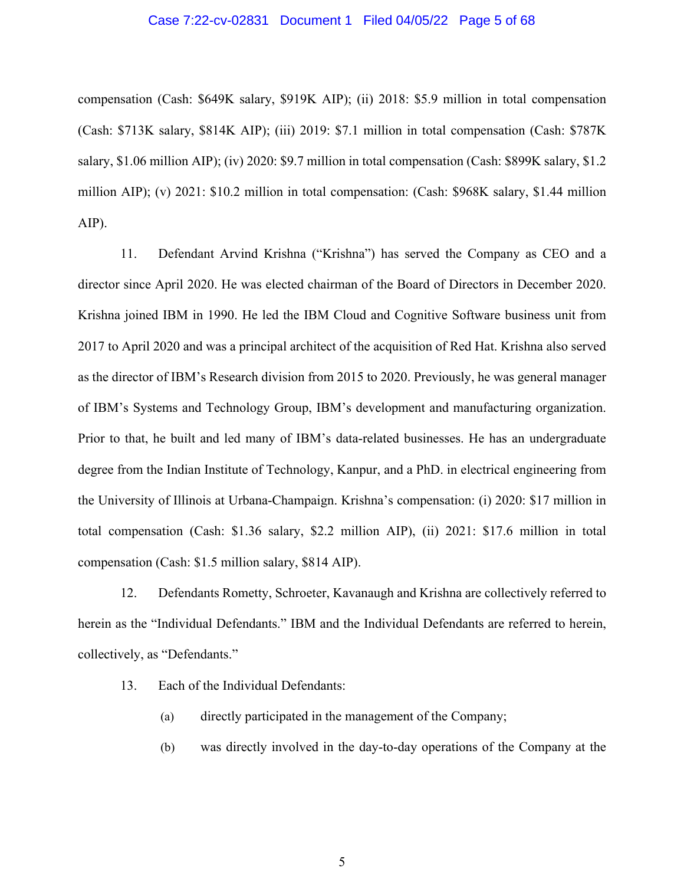compensation (Cash: $649K salary, $919K AIP); (ii) 2018: $5.9 million in total compensation (Cash: $713K salary, $814K AIP); (iii) 2019: $7.1 million in total compensation (Cash: $787K salary, $1.06 million AIP); (iv) 2020: $9.7 million in total compensation (Cash: $899K salary, $1.2 million AIP); (v) 2021: $10.2 million in total compensation: (Cash: $968K salary, $1.44 million AIP).

11. Defendant Arvind Krishna ("Krishna") has served the Company as CEO and a director since April 2020. He was elected chairman of the Board of Directors in December 2020. Krishna joined IBM in 1990. He led the IBM Cloud and Cognitive Software business unit from 2017 to April 2020 and was a principal architect of the acquisition of Red Hat. Krishna also served as the director of IBM's Research division from 2015 to 2020. Previously, he was general manager of IBM's Systems and Technology Group, IBM's development and manufacturing organization. Prior to that, he built and led many of IBM's data-related businesses. He has an undergraduate degree from the Indian Institute of Technology, Kanpur, and a PhD. in electrical engineering from the University of Illinois at Urbana-Champaign. Krishna's compensation: (i) 2020: $17 million in total compensation (Cash: $1.36 salary, $2.2 million AIP), (ii) 2021: $17.6 million in total compensation (Cash: $1.5 million salary, $814 AIP).

12. Defendants Rometty, Schroeter, Kavanaugh and Krishna are collectively referred to herein as the "Individual Defendants." IBM and the Individual Defendants are referred to herein, collectively, as "Defendants."

13. Each of the Individual Defendants:

(a) directly participated in the management of the Company;

(b) was directly involved in the day-to-day operations of the Company at the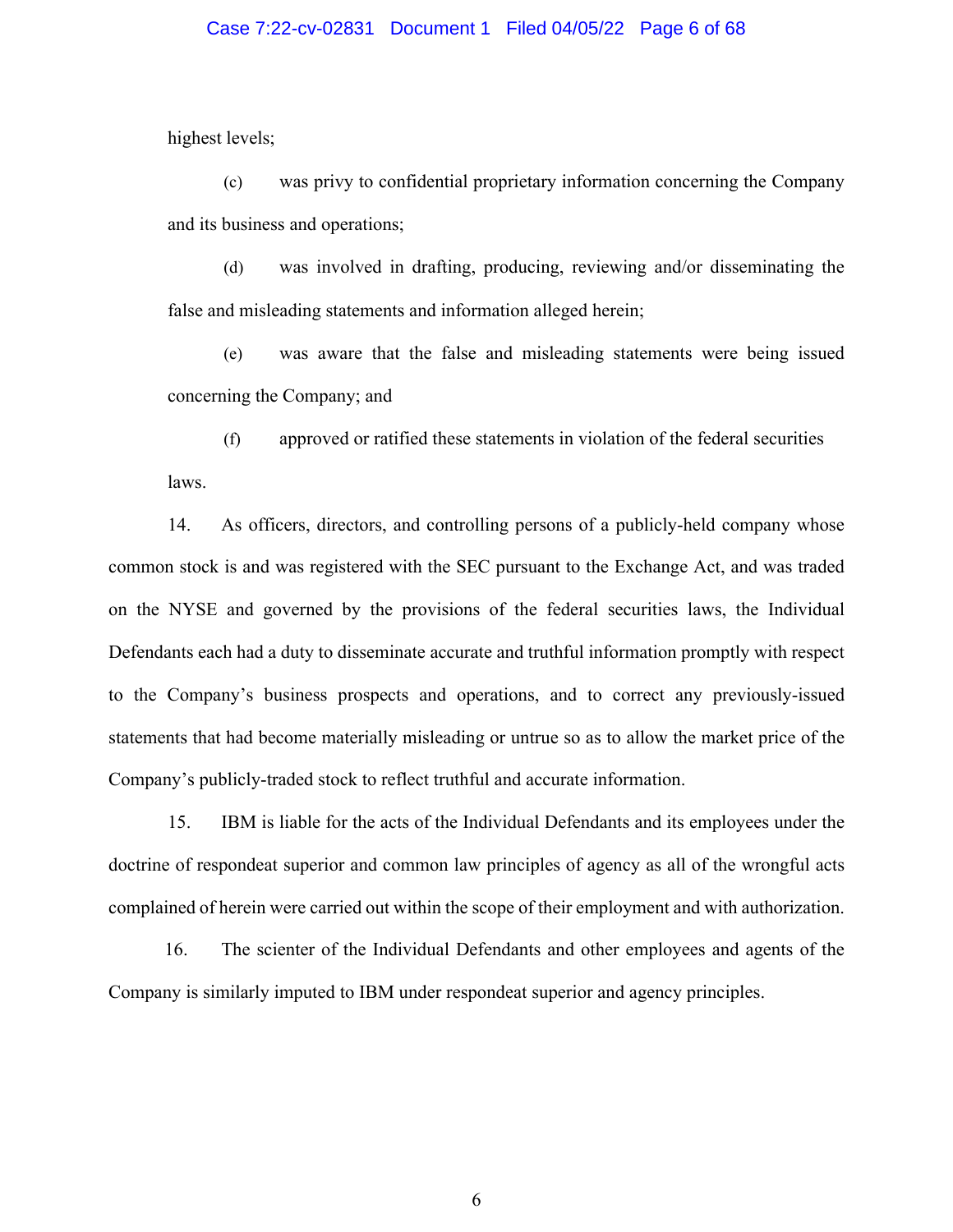highest levels;

(c) was privy to confidential proprietary information concerning the Company and its business and operations;

(d) was involved in drafting, producing, reviewing and/or disseminating the false and misleading statements and information alleged herein;

(e) was aware that the false and misleading statements were being issued concerning the Company; and

(f) approved or ratified these statements in violation of the federal securities laws.

14. As officers, directors, and controlling persons of a publicly-held company whose common stock is and was registered with the SEC pursuant to the Exchange Act, and was traded on the NYSE and governed by the provisions of the federal securities laws, the Individual Defendants each had a duty to disseminate accurate and truthful information promptly with respect to the Company's business prospects and operations, and to correct any previously-issued statements that had become materially misleading or untrue so as to allow the market price of the Company's publicly-traded stock to reflect truthful and accurate information.

15. IBM is liable for the acts of the Individual Defendants and its employees under the doctrine of respondeat superior and common law principles of agency as all of the wrongful acts complained of herein were carried out within the scope of their employment and with authorization.

16. The scienter of the Individual Defendants and other employees and agents of the Company is similarly imputed to IBM under respondeat superior and agency principles.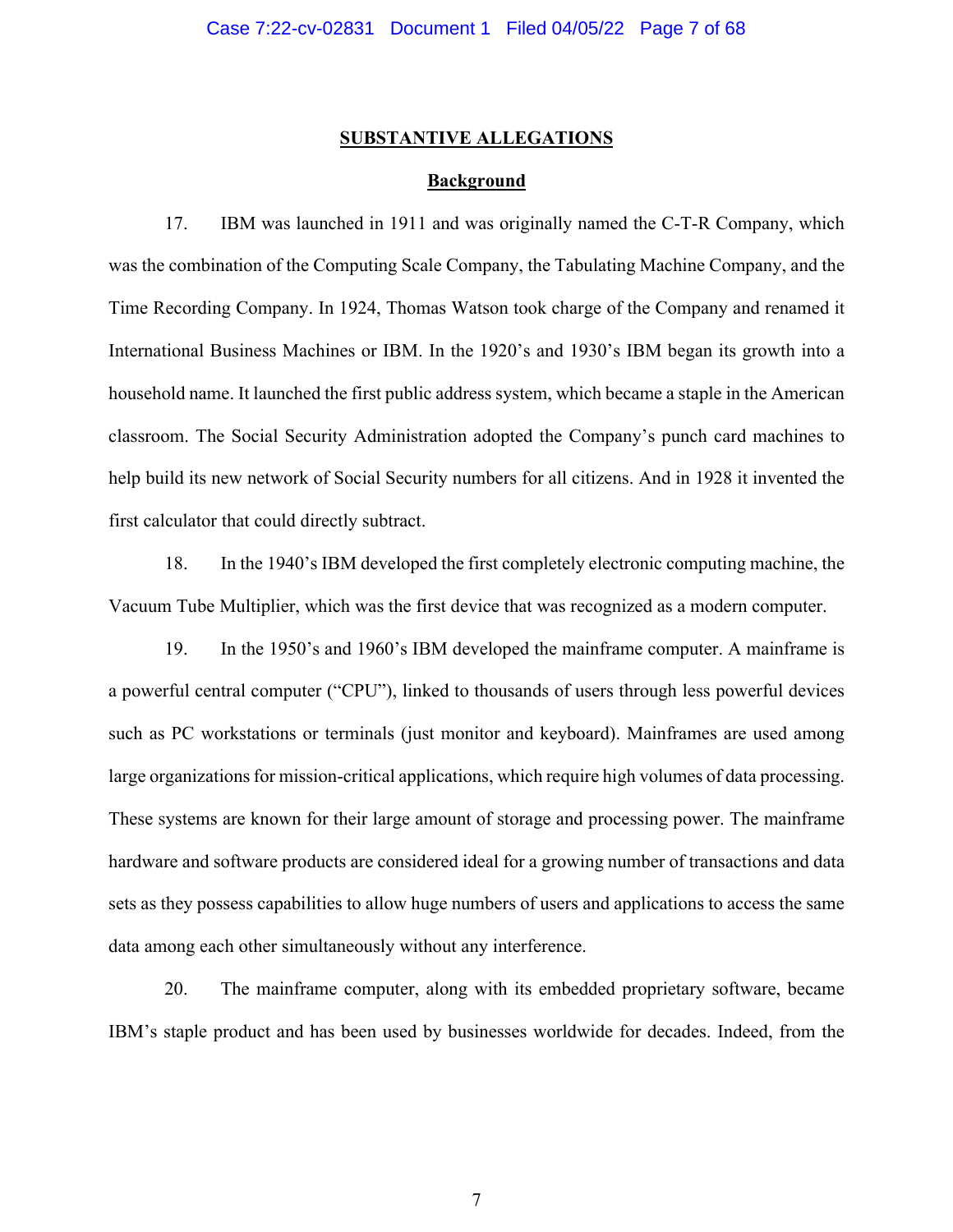## SUBSTANTIVE ALLEGATIONS

### Background

17. IBM was launched in 1911 and was originally named the C-T-R Company, which was the combination of the Computing Scale Company, the Tabulating Machine Company, and the Time Recording Company. In 1924, Thomas Watson took charge of the Company and renamed it International Business Machines or IBM. In the 1920's and 1930's IBM began its growth into a household name. It launched the first public address system, which became a staple in the American classroom. The Social Security Administration adopted the Company's punch card machines to help build its new network of Social Security numbers for all citizens. And in 1928 it invented the first calculator that could directly subtract.

18. In the 1940's IBM developed the first completely electronic computing machine, the Vacuum Tube Multiplier, which was the first device that was recognized as a modern computer.

19. In the 1950's and 1960's IBM developed the mainframe computer. A mainframe is a powerful central computer ("CPU"), linked to thousands of users through less powerful devices such as PC workstations or terminals (just monitor and keyboard). Mainframes are used among large organizations for mission-critical applications, which require high volumes of data processing. These systems are known for their large amount of storage and processing power. The mainframe hardware and software products are considered ideal for a growing number of transactions and data sets as they possess capabilities to allow huge numbers of users and applications to access the same data among each other simultaneously without any interference.

20. The mainframe computer, along with its embedded proprietary software, became IBM's staple product and has been used by businesses worldwide for decades. Indeed, from the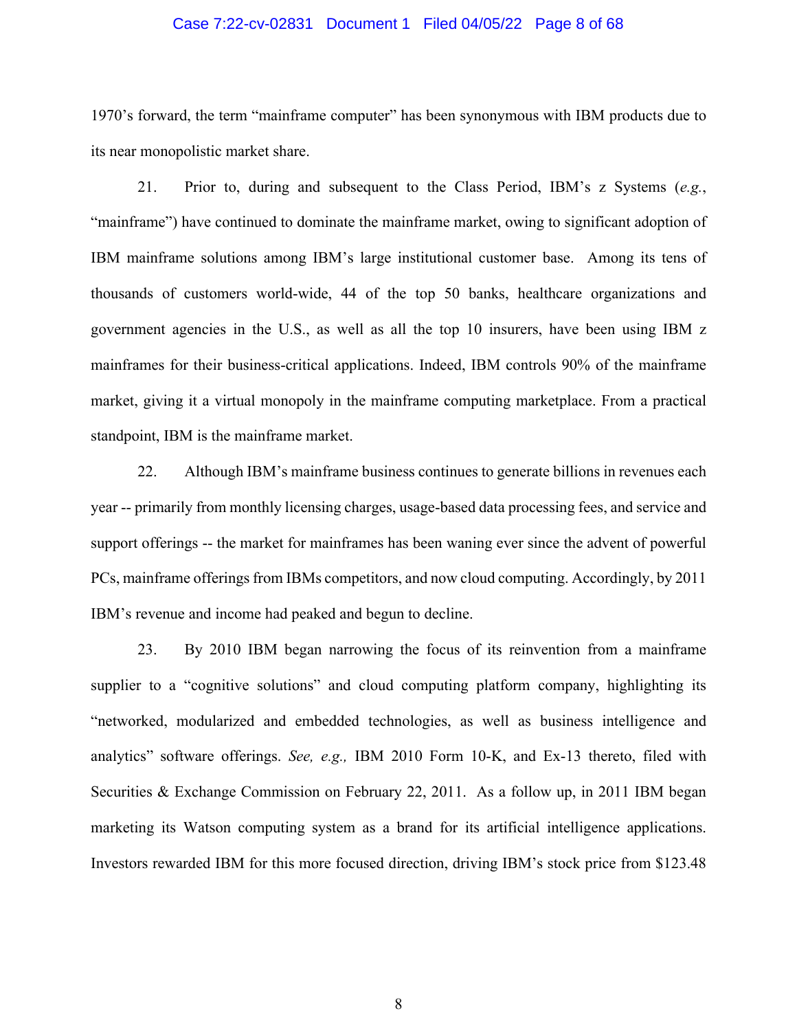1970's forward, the term "mainframe computer" has been synonymous with IBM products due to its near monopolistic market share.

21. Prior to, during and subsequent to the Class Period, IBM's z Systems (*e.g.*, "mainframe") have continued to dominate the mainframe market, owing to significant adoption of IBM mainframe solutions among IBM's large institutional customer base. Among its tens of thousands of customers world-wide, 44 of the top 50 banks, healthcare organizations and government agencies in the U.S., as well as all the top 10 insurers, have been using IBM z mainframes for their business-critical applications. Indeed, IBM controls 90% of the mainframe market, giving it a virtual monopoly in the mainframe computing marketplace. From a practical standpoint, IBM is the mainframe market.

22. Although IBM's mainframe business continues to generate billions in revenues each year -- primarily from monthly licensing charges, usage-based data processing fees, and service and support offerings -- the market for mainframes has been waning ever since the advent of powerful PCs, mainframe offerings from IBMs competitors, and now cloud computing. Accordingly, by 2011 IBM's revenue and income had peaked and begun to decline.

23. By 2010 IBM began narrowing the focus of its reinvention from a mainframe supplier to a "cognitive solutions" and cloud computing platform company, highlighting its "networked, modularized and embedded technologies, as well as business intelligence and analytics" software offerings. *See, e.g.,* IBM 2010 Form 10-K, and Ex-13 thereto, filed with Securities & Exchange Commission on February 22, 2011. As a follow up, in 2011 IBM began marketing its Watson computing system as a brand for its artificial intelligence applications. Investors rewarded IBM for this more focused direction, driving IBM's stock price from $123.48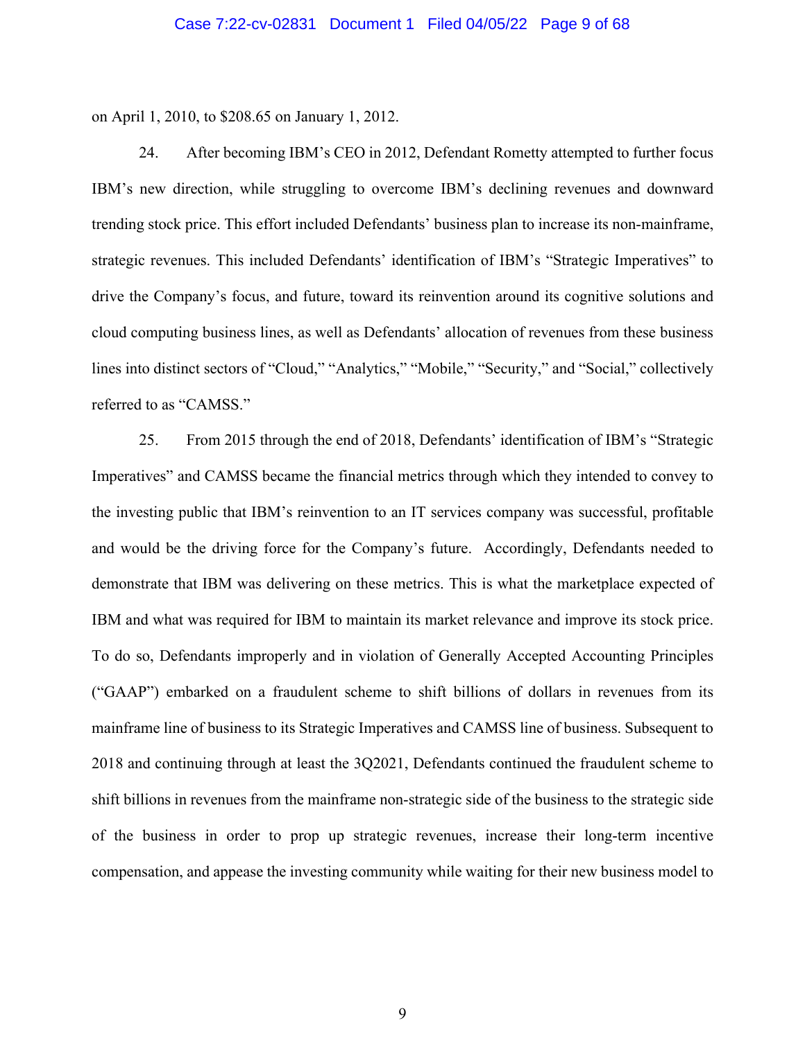on April 1, 2010, to $208.65 on January 1, 2012.

24. After becoming IBM's CEO in 2012, Defendant Rometty attempted to further focus IBM's new direction, while struggling to overcome IBM's declining revenues and downward trending stock price. This effort included Defendants' business plan to increase its non-mainframe, strategic revenues. This included Defendants' identification of IBM's "Strategic Imperatives" to drive the Company's focus, and future, toward its reinvention around its cognitive solutions and cloud computing business lines, as well as Defendants' allocation of revenues from these business lines into distinct sectors of "Cloud," "Analytics," "Mobile," "Security," and "Social," collectively referred to as "CAMSS."

25. From 2015 through the end of 2018, Defendants' identification of IBM's "Strategic Imperatives" and CAMSS became the financial metrics through which they intended to convey to the investing public that IBM's reinvention to an IT services company was successful, profitable and would be the driving force for the Company's future. Accordingly, Defendants needed to demonstrate that IBM was delivering on these metrics. This is what the marketplace expected of IBM and what was required for IBM to maintain its market relevance and improve its stock price. To do so, Defendants improperly and in violation of Generally Accepted Accounting Principles ("GAAP") embarked on a fraudulent scheme to shift billions of dollars in revenues from its mainframe line of business to its Strategic Imperatives and CAMSS line of business. Subsequent to 2018 and continuing through at least the 3Q2021, Defendants continued the fraudulent scheme to shift billions in revenues from the mainframe non-strategic side of the business to the strategic side of the business in order to prop up strategic revenues, increase their long-term incentive compensation, and appease the investing community while waiting for their new business model to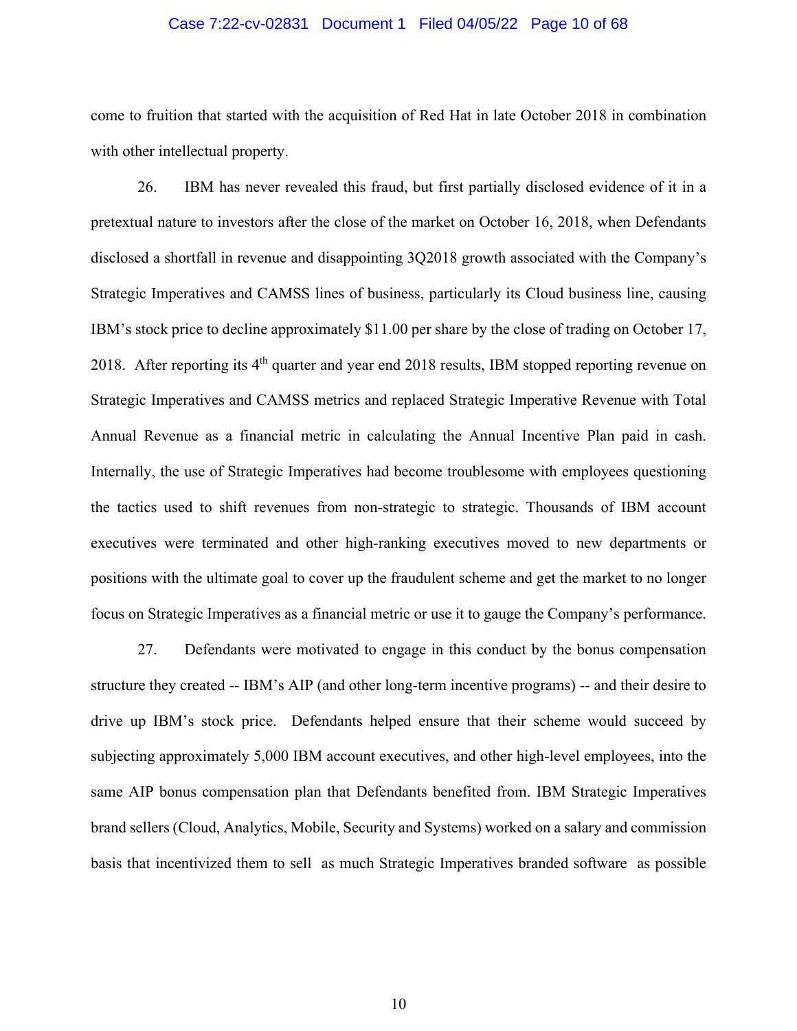come to fruition that started with the acquisition of Red Hat in late October 2018 in combination with other intellectual property.

26. IBM has never revealed this fraud, but first partially disclosed evidence of it in a pretextual nature to investors after the close of the market on October 16, 2018, when Defendants disclosed a shortfall in revenue and disappointing 3Q2018 growth associated with the Company's Strategic Imperatives and CAMSS lines of business, particularly its Cloud business line, causing IBM's stock price to decline approximately $11.00 per share by the close of trading on October 17, 2018. After reporting its 4th quarter and year end 2018 results, IBM stopped reporting revenue on Strategic Imperatives and CAMSS metrics and replaced Strategic Imperative Revenue with Total Annual Revenue as a financial metric in calculating the Annual Incentive Plan paid in cash. Internally, the use of Strategic Imperatives had become troublesome with employees questioning the tactics used to shift revenues from non-strategic to strategic. Thousands of IBM account executives were terminated and other high-ranking executives moved to new departments or positions with the ultimate goal to cover up the fraudulent scheme and get the market to no longer focus on Strategic Imperatives as a financial metric or use it to gauge the Company's performance.

27. Defendants were motivated to engage in this conduct by the bonus compensation structure they created -- IBM's AIP (and other long-term incentive programs) -- and their desire to drive up IBM's stock price. Defendants helped ensure that their scheme would succeed by subjecting approximately 5,000 IBM account executives, and other high-level employees, into the same AIP bonus compensation plan that Defendants benefited from. IBM Strategic Imperatives brand sellers (Cloud, Analytics, Mobile, Security and Systems) worked on a salary and commission basis that incentivized them to sell as much Strategic Imperatives branded software as possible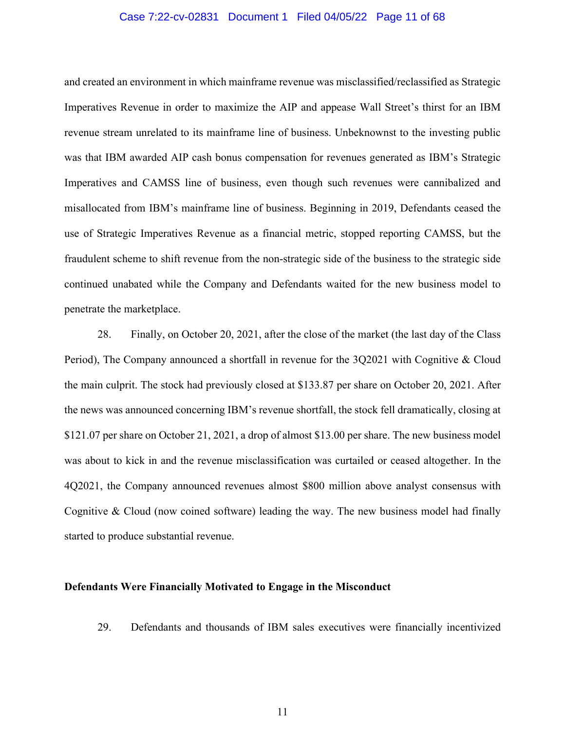and created an environment in which mainframe revenue was misclassified/reclassified as Strategic Imperatives Revenue in order to maximize the AIP and appease Wall Street's thirst for an IBM revenue stream unrelated to its mainframe line of business. Unbeknownst to the investing public was that IBM awarded AIP cash bonus compensation for revenues generated as IBM's Strategic Imperatives and CAMSS line of business, even though such revenues were cannibalized and misallocated from IBM's mainframe line of business. Beginning in 2019, Defendants ceased the use of Strategic Imperatives Revenue as a financial metric, stopped reporting CAMSS, but the fraudulent scheme to shift revenue from the non-strategic side of the business to the strategic side continued unabated while the Company and Defendants waited for the new business model to penetrate the marketplace.

28. Finally, on October 20, 2021, after the close of the market (the last day of the Class Period), The Company announced a shortfall in revenue for the 3Q2021 with Cognitive & Cloud the main culprit. The stock had previously closed at $133.87 per share on October 20, 2021. After the news was announced concerning IBM's revenue shortfall, the stock fell dramatically, closing at $121.07 per share on October 21, 2021, a drop of almost $13.00 per share. The new business model was about to kick in and the revenue misclassification was curtailed or ceased altogether. In the 4Q2021, the Company announced revenues almost $800 million above analyst consensus with Cognitive & Cloud (now coined software) leading the way. The new business model had finally started to produce substantial revenue.

**Defendants Were Financially Motivated to Engage in the Misconduct**

29. Defendants and thousands of IBM sales executives were financially incentivized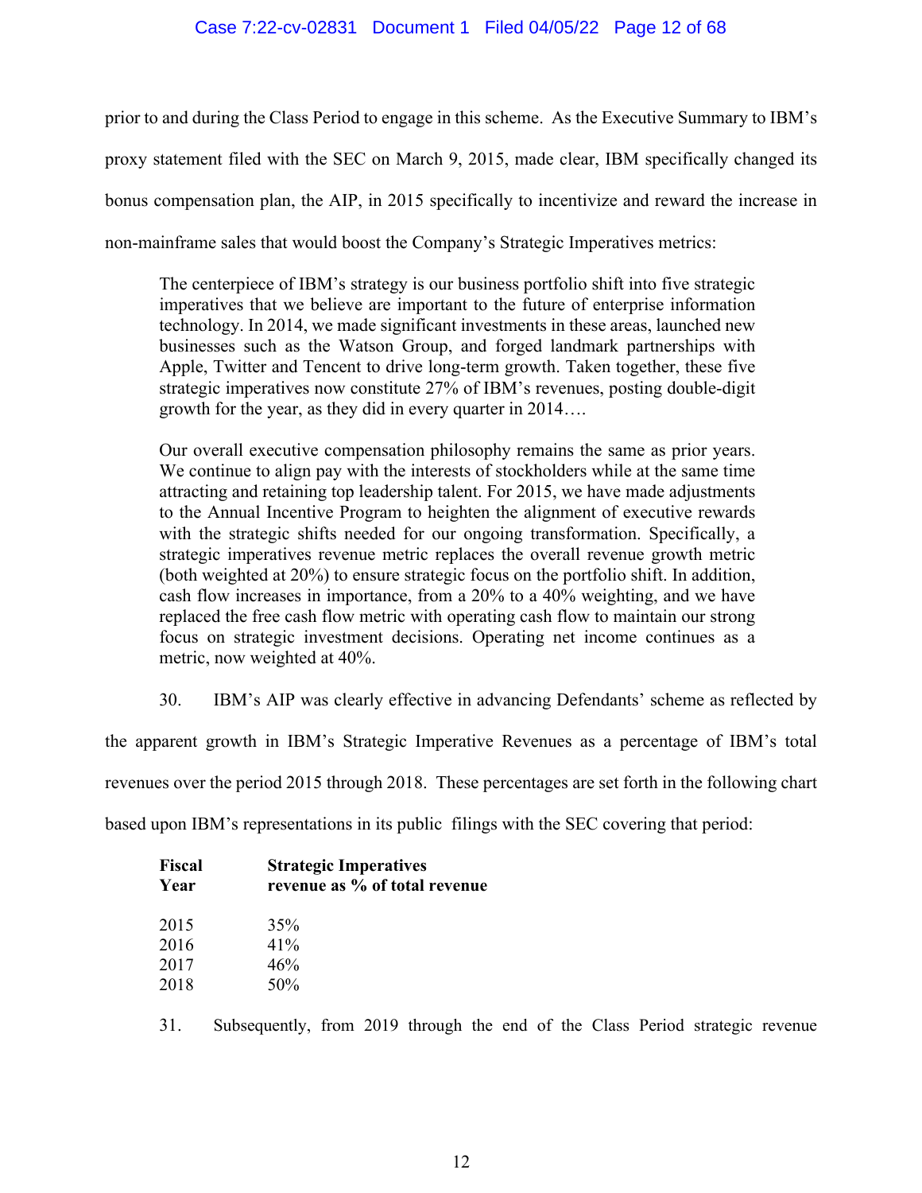prior to and during the Class Period to engage in this scheme. As the Executive Summary to IBM's proxy statement filed with the SEC on March 9, 2015, made clear, IBM specifically changed its bonus compensation plan, the AIP, in 2015 specifically to incentivize and reward the increase in non-mainframe sales that would boost the Company's Strategic Imperatives metrics:

> The centerpiece of IBM's strategy is our business portfolio shift into five strategic imperatives that we believe are important to the future of enterprise information technology. In 2014, we made significant investments in these areas, launched new businesses such as the Watson Group, and forged landmark partnerships with Apple, Twitter and Tencent to drive long-term growth. Taken together, these five strategic imperatives now constitute 27% of IBM's revenues, posting double-digit growth for the year, as they did in every quarter in 2014….
>
> Our overall executive compensation philosophy remains the same as prior years. We continue to align pay with the interests of stockholders while at the same time attracting and retaining top leadership talent. For 2015, we have made adjustments to the Annual Incentive Program to heighten the alignment of executive rewards with the strategic shifts needed for our ongoing transformation. Specifically, a strategic imperatives revenue metric replaces the overall revenue growth metric (both weighted at 20%) to ensure strategic focus on the portfolio shift. In addition, cash flow increases in importance, from a 20% to a 40% weighting, and we have replaced the free cash flow metric with operating cash flow to maintain our strong focus on strategic investment decisions. Operating net income continues as a metric, now weighted at 40%.

30. IBM's AIP was clearly effective in advancing Defendants' scheme as reflected by the apparent growth in IBM's Strategic Imperative Revenues as a percentage of IBM's total revenues over the period 2015 through 2018. These percentages are set forth in the following chart based upon IBM's representations in its public filings with the SEC covering that period:

| Fiscal Year | Strategic Imperatives revenue as % of total revenue |
|---|---|
| 2015 | 35% |
| 2016 | 41% |
| 2017 | 46% |
| 2018 | 50% |

31. Subsequently, from 2019 through the end of the Class Period strategic revenue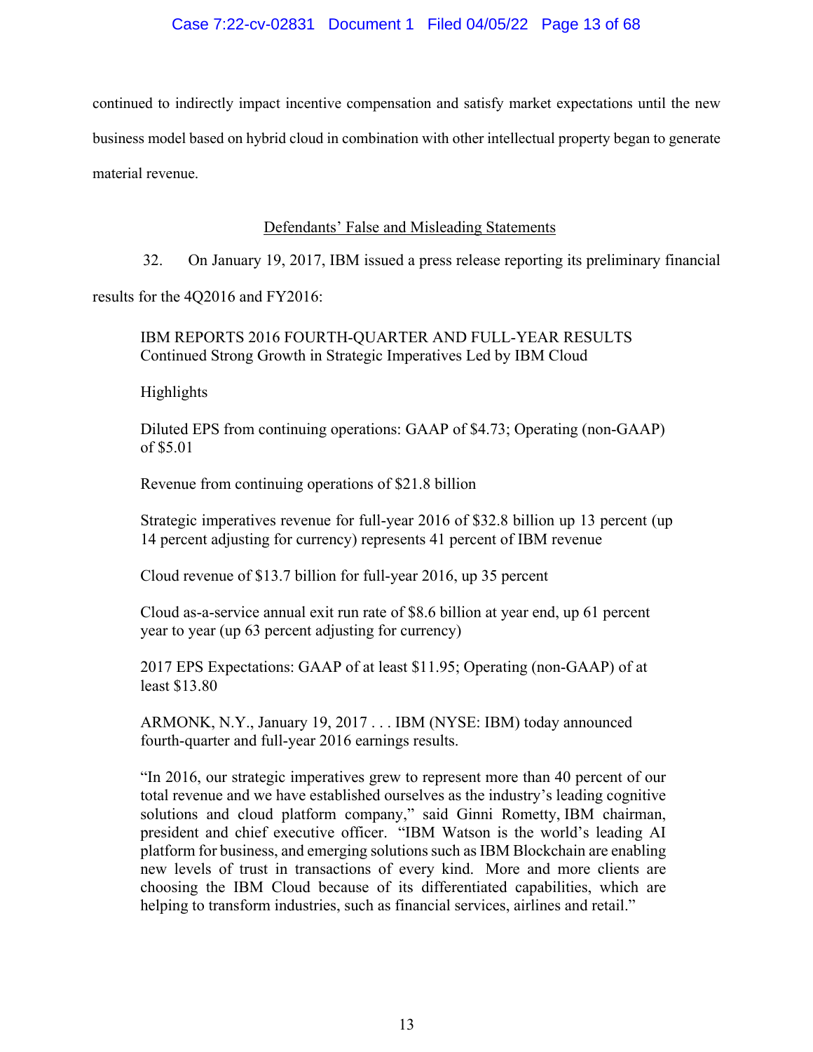continued to indirectly impact incentive compensation and satisfy market expectations until the new business model based on hybrid cloud in combination with other intellectual property began to generate material revenue.

## Defendants' False and Misleading Statements

32. On January 19, 2017, IBM issued a press release reporting its preliminary financial results for the 4Q2016 and FY2016:

> IBM REPORTS 2016 FOURTH-QUARTER AND FULL-YEAR RESULTS
> Continued Strong Growth in Strategic Imperatives Led by IBM Cloud
>
> Highlights
>
> Diluted EPS from continuing operations: GAAP of $4.73; Operating (non-GAAP) of $5.01
>
> Revenue from continuing operations of $21.8 billion
>
> Strategic imperatives revenue for full-year 2016 of $32.8 billion up 13 percent (up 14 percent adjusting for currency) represents 41 percent of IBM revenue
>
> Cloud revenue of $13.7 billion for full-year 2016, up 35 percent
>
> Cloud as-a-service annual exit run rate of $8.6 billion at year end, up 61 percent year to year (up 63 percent adjusting for currency)
>
> 2017 EPS Expectations: GAAP of at least $11.95; Operating (non-GAAP) of at least $13.80
>
> ARMONK, N.Y., January 19, 2017 . . . IBM (NYSE: IBM) today announced fourth-quarter and full-year 2016 earnings results.
>
> "In 2016, our strategic imperatives grew to represent more than 40 percent of our total revenue and we have established ourselves as the industry's leading cognitive solutions and cloud platform company," said Ginni Rometty, IBM chairman, president and chief executive officer. "IBM Watson is the world's leading AI platform for business, and emerging solutions such as IBM Blockchain are enabling new levels of trust in transactions of every kind. More and more clients are choosing the IBM Cloud because of its differentiated capabilities, which are helping to transform industries, such as financial services, airlines and retail."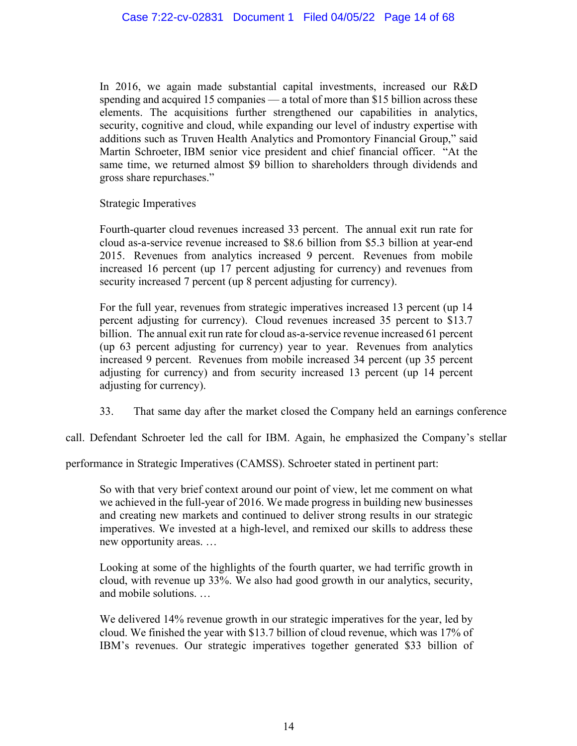> In 2016, we again made substantial capital investments, increased our R&D spending and acquired 15 companies — a total of more than $15 billion across these elements. The acquisitions further strengthened our capabilities in analytics, security, cognitive and cloud, while expanding our level of industry expertise with additions such as Truven Health Analytics and Promontory Financial Group," said Martin Schroeter, IBM senior vice president and chief financial officer. "At the same time, we returned almost $9 billion to shareholders through dividends and gross share repurchases."
>
> Strategic Imperatives
>
> Fourth-quarter cloud revenues increased 33 percent. The annual exit run rate for cloud as-a-service revenue increased to $8.6 billion from $5.3 billion at year-end 2015. Revenues from analytics increased 9 percent. Revenues from mobile increased 16 percent (up 17 percent adjusting for currency) and revenues from security increased 7 percent (up 8 percent adjusting for currency).
>
> For the full year, revenues from strategic imperatives increased 13 percent (up 14 percent adjusting for currency). Cloud revenues increased 35 percent to $13.7 billion. The annual exit run rate for cloud as-a-service revenue increased 61 percent (up 63 percent adjusting for currency) year to year. Revenues from analytics increased 9 percent. Revenues from mobile increased 34 percent (up 35 percent adjusting for currency) and from security increased 13 percent (up 14 percent adjusting for currency).

33. That same day after the market closed the Company held an earnings conference call. Defendant Schroeter led the call for IBM. Again, he emphasized the Company's stellar performance in Strategic Imperatives (CAMSS). Schroeter stated in pertinent part:

> So with that very brief context around our point of view, let me comment on what we achieved in the full-year of 2016. We made progress in building new businesses and creating new markets and continued to deliver strong results in our strategic imperatives. We invested at a high-level, and remixed our skills to address these new opportunity areas. …
>
> Looking at some of the highlights of the fourth quarter, we had terrific growth in cloud, with revenue up 33%. We also had good growth in our analytics, security, and mobile solutions. …
>
> We delivered 14% revenue growth in our strategic imperatives for the year, led by cloud. We finished the year with $13.7 billion of cloud revenue, which was 17% of IBM's revenues. Our strategic imperatives together generated $33 billion of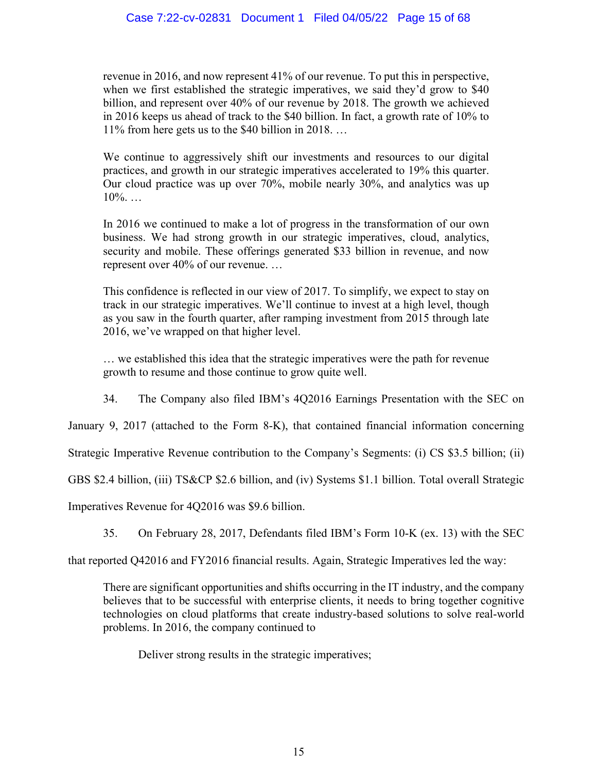> revenue in 2016, and now represent 41% of our revenue. To put this in perspective, when we first established the strategic imperatives, we said they'd grow to $40 billion, and represent over 40% of our revenue by 2018. The growth we achieved in 2016 keeps us ahead of track to the $40 billion. In fact, a growth rate of 10% to 11% from here gets us to the $40 billion in 2018. …
>
> We continue to aggressively shift our investments and resources to our digital practices, and growth in our strategic imperatives accelerated to 19% this quarter. Our cloud practice was up over 70%, mobile nearly 30%, and analytics was up 10%. …
>
> In 2016 we continued to make a lot of progress in the transformation of our own business. We had strong growth in our strategic imperatives, cloud, analytics, security and mobile. These offerings generated $33 billion in revenue, and now represent over 40% of our revenue. …
>
> This confidence is reflected in our view of 2017. To simplify, we expect to stay on track in our strategic imperatives. We'll continue to invest at a high level, though as you saw in the fourth quarter, after ramping investment from 2015 through late 2016, we've wrapped on that higher level.
>
> … we established this idea that the strategic imperatives were the path for revenue growth to resume and those continue to grow quite well.

34. The Company also filed IBM's 4Q2016 Earnings Presentation with the SEC on January 9, 2017 (attached to the Form 8-K), that contained financial information concerning Strategic Imperative Revenue contribution to the Company's Segments: (i) CS $3.5 billion; (ii) GBS $2.4 billion, (iii) TS&CP $2.6 billion, and (iv) Systems $1.1 billion. Total overall Strategic Imperatives Revenue for 4Q2016 was $9.6 billion.

35. On February 28, 2017, Defendants filed IBM's Form 10-K (ex. 13) with the SEC that reported Q42016 and FY2016 financial results. Again, Strategic Imperatives led the way:

> There are significant opportunities and shifts occurring in the IT industry, and the company believes that to be successful with enterprise clients, it needs to bring together cognitive technologies on cloud platforms that create industry-based solutions to solve real-world problems. In 2016, the company continued to
>
> Deliver strong results in the strategic imperatives;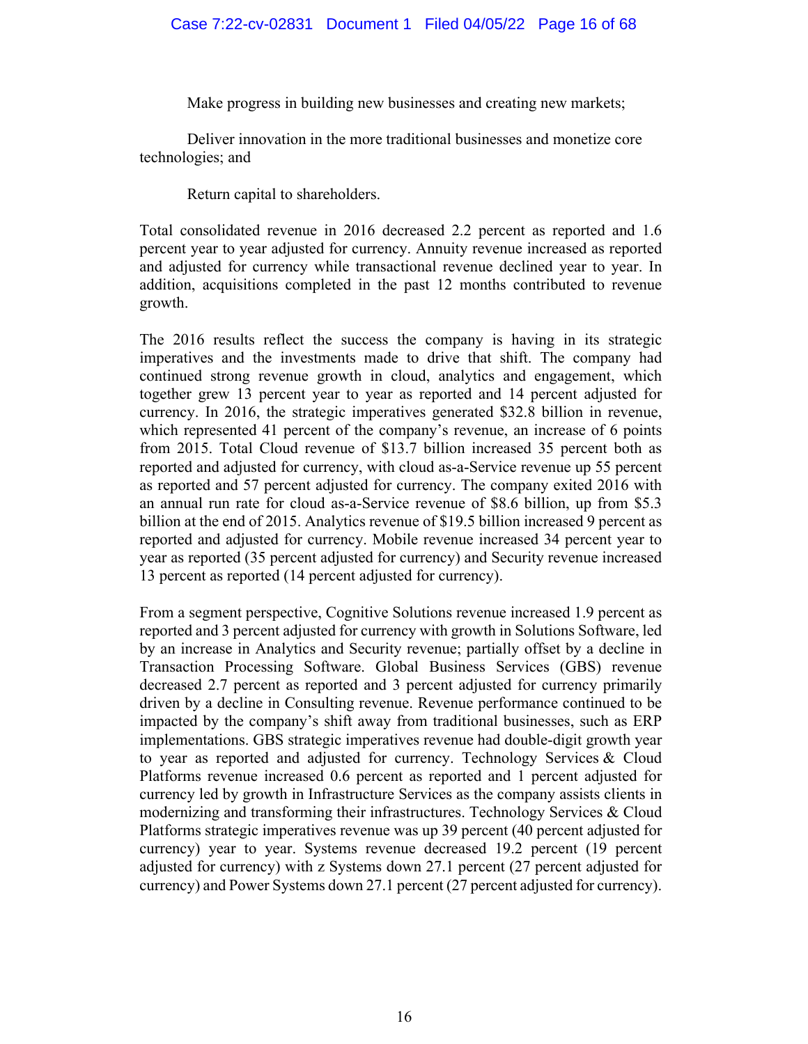Make progress in building new businesses and creating new markets;

Deliver innovation in the more traditional businesses and monetize core technologies; and

Return capital to shareholders.

Total consolidated revenue in 2016 decreased 2.2 percent as reported and 1.6 percent year to year adjusted for currency. Annuity revenue increased as reported and adjusted for currency while transactional revenue declined year to year. In addition, acquisitions completed in the past 12 months contributed to revenue growth.

The 2016 results reflect the success the company is having in its strategic imperatives and the investments made to drive that shift. The company had continued strong revenue growth in cloud, analytics and engagement, which together grew 13 percent year to year as reported and 14 percent adjusted for currency. In 2016, the strategic imperatives generated $32.8 billion in revenue, which represented 41 percent of the company's revenue, an increase of 6 points from 2015. Total Cloud revenue of $13.7 billion increased 35 percent both as reported and adjusted for currency, with cloud as-a-Service revenue up 55 percent as reported and 57 percent adjusted for currency. The company exited 2016 with an annual run rate for cloud as-a-Service revenue of $8.6 billion, up from $5.3 billion at the end of 2015. Analytics revenue of $19.5 billion increased 9 percent as reported and adjusted for currency. Mobile revenue increased 34 percent year to year as reported (35 percent adjusted for currency) and Security revenue increased 13 percent as reported (14 percent adjusted for currency).

From a segment perspective, Cognitive Solutions revenue increased 1.9 percent as reported and 3 percent adjusted for currency with growth in Solutions Software, led by an increase in Analytics and Security revenue; partially offset by a decline in Transaction Processing Software. Global Business Services (GBS) revenue decreased 2.7 percent as reported and 3 percent adjusted for currency primarily driven by a decline in Consulting revenue. Revenue performance continued to be impacted by the company's shift away from traditional businesses, such as ERP implementations. GBS strategic imperatives revenue had double-digit growth year to year as reported and adjusted for currency. Technology Services & Cloud Platforms revenue increased 0.6 percent as reported and 1 percent adjusted for currency led by growth in Infrastructure Services as the company assists clients in modernizing and transforming their infrastructures. Technology Services & Cloud Platforms strategic imperatives revenue was up 39 percent (40 percent adjusted for currency) year to year. Systems revenue decreased 19.2 percent (19 percent adjusted for currency) with z Systems down 27.1 percent (27 percent adjusted for currency) and Power Systems down 27.1 percent (27 percent adjusted for currency).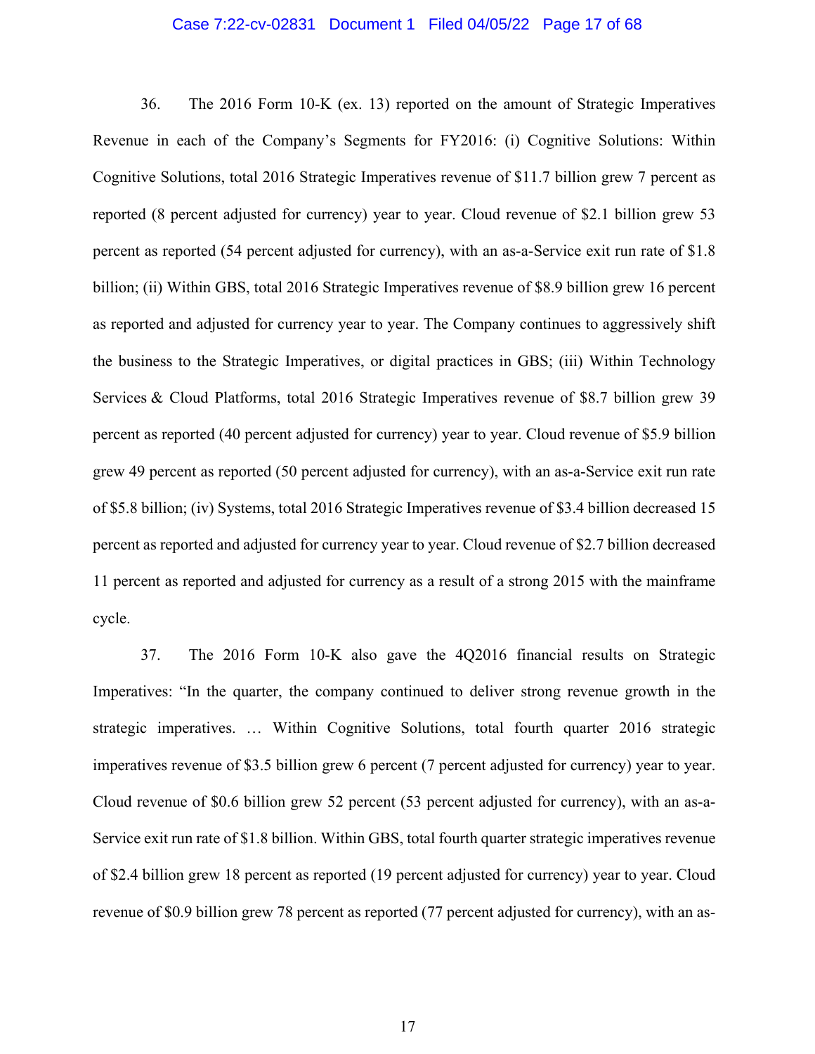36. The 2016 Form 10-K (ex. 13) reported on the amount of Strategic Imperatives Revenue in each of the Company's Segments for FY2016: (i) Cognitive Solutions: Within Cognitive Solutions, total 2016 Strategic Imperatives revenue of $11.7 billion grew 7 percent as reported (8 percent adjusted for currency) year to year. Cloud revenue of $2.1 billion grew 53 percent as reported (54 percent adjusted for currency), with an as-a-Service exit run rate of $1.8 billion; (ii) Within GBS, total 2016 Strategic Imperatives revenue of $8.9 billion grew 16 percent as reported and adjusted for currency year to year. The Company continues to aggressively shift the business to the Strategic Imperatives, or digital practices in GBS; (iii) Within Technology Services & Cloud Platforms, total 2016 Strategic Imperatives revenue of $8.7 billion grew 39 percent as reported (40 percent adjusted for currency) year to year. Cloud revenue of $5.9 billion grew 49 percent as reported (50 percent adjusted for currency), with an as-a-Service exit run rate of $5.8 billion; (iv) Systems, total 2016 Strategic Imperatives revenue of $3.4 billion decreased 15 percent as reported and adjusted for currency year to year. Cloud revenue of $2.7 billion decreased 11 percent as reported and adjusted for currency as a result of a strong 2015 with the mainframe cycle.

37. The 2016 Form 10-K also gave the 4Q2016 financial results on Strategic Imperatives: "In the quarter, the company continued to deliver strong revenue growth in the strategic imperatives. … Within Cognitive Solutions, total fourth quarter 2016 strategic imperatives revenue of $3.5 billion grew 6 percent (7 percent adjusted for currency) year to year. Cloud revenue of $0.6 billion grew 52 percent (53 percent adjusted for currency), with an as-a-Service exit run rate of $1.8 billion. Within GBS, total fourth quarter strategic imperatives revenue of $2.4 billion grew 18 percent as reported (19 percent adjusted for currency) year to year. Cloud revenue of $0.9 billion grew 78 percent as reported (77 percent adjusted for currency), with an as-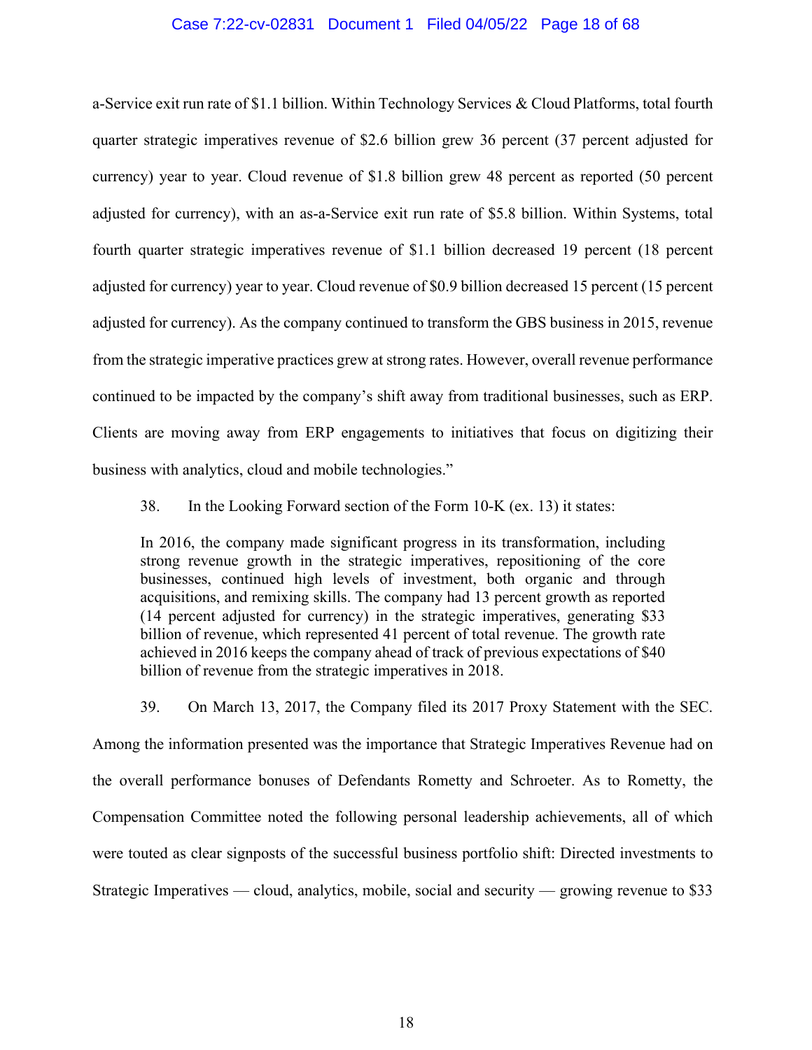a-Service exit run rate of $1.1 billion. Within Technology Services & Cloud Platforms, total fourth quarter strategic imperatives revenue of $2.6 billion grew 36 percent (37 percent adjusted for currency) year to year. Cloud revenue of $1.8 billion grew 48 percent as reported (50 percent adjusted for currency), with an as-a-Service exit run rate of $5.8 billion. Within Systems, total fourth quarter strategic imperatives revenue of $1.1 billion decreased 19 percent (18 percent adjusted for currency) year to year. Cloud revenue of $0.9 billion decreased 15 percent (15 percent adjusted for currency). As the company continued to transform the GBS business in 2015, revenue from the strategic imperative practices grew at strong rates. However, overall revenue performance continued to be impacted by the company's shift away from traditional businesses, such as ERP. Clients are moving away from ERP engagements to initiatives that focus on digitizing their business with analytics, cloud and mobile technologies."

38. In the Looking Forward section of the Form 10-K (ex. 13) it states:

> In 2016, the company made significant progress in its transformation, including strong revenue growth in the strategic imperatives, repositioning of the core businesses, continued high levels of investment, both organic and through acquisitions, and remixing skills. The company had 13 percent growth as reported (14 percent adjusted for currency) in the strategic imperatives, generating $33 billion of revenue, which represented 41 percent of total revenue. The growth rate achieved in 2016 keeps the company ahead of track of previous expectations of $40 billion of revenue from the strategic imperatives in 2018.

39. On March 13, 2017, the Company filed its 2017 Proxy Statement with the SEC. Among the information presented was the importance that Strategic Imperatives Revenue had on the overall performance bonuses of Defendants Rometty and Schroeter. As to Rometty, the Compensation Committee noted the following personal leadership achievements, all of which were touted as clear signposts of the successful business portfolio shift: Directed investments to Strategic Imperatives — cloud, analytics, mobile, social and security — growing revenue to $33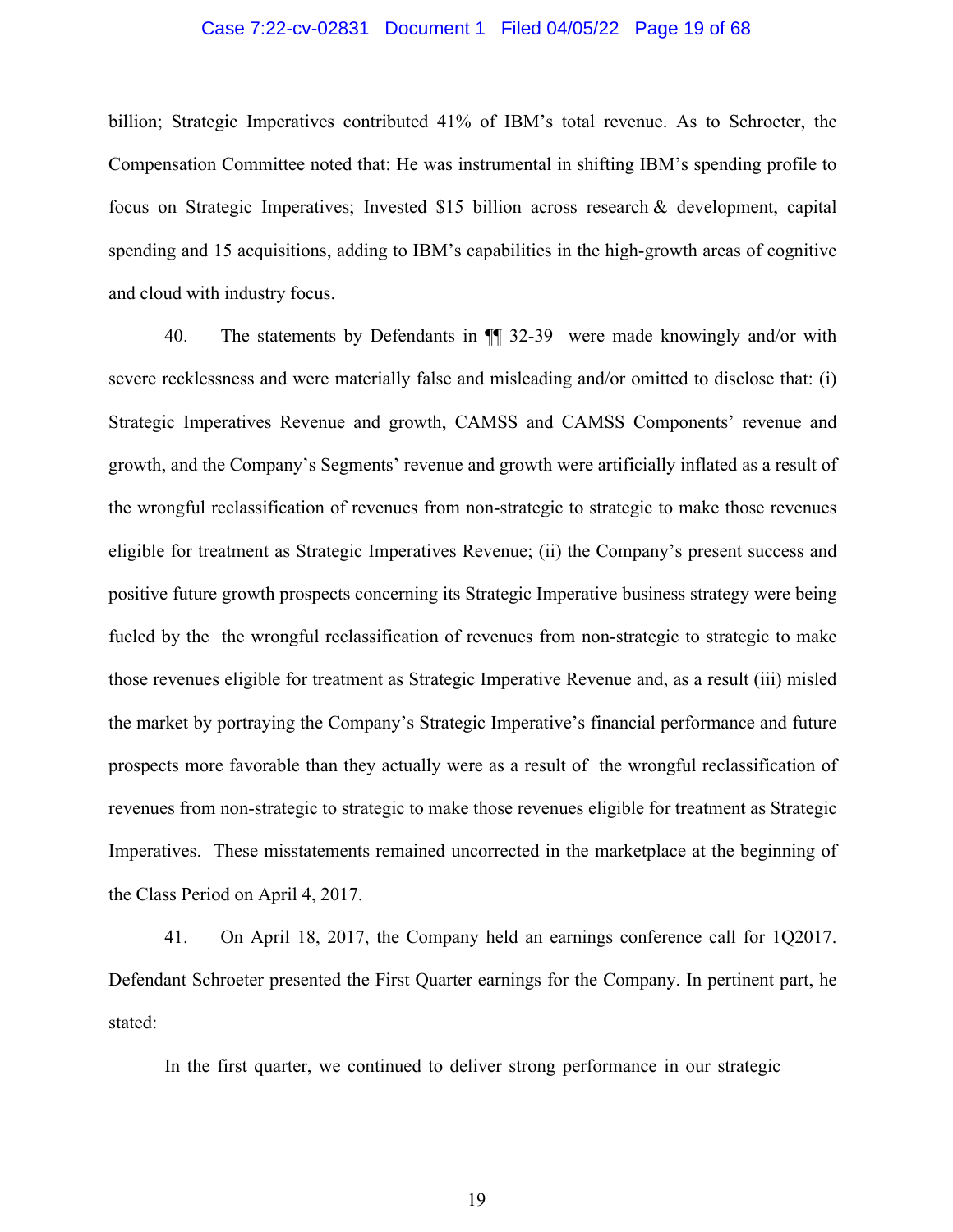billion; Strategic Imperatives contributed 41% of IBM's total revenue. As to Schroeter, the Compensation Committee noted that: He was instrumental in shifting IBM's spending profile to focus on Strategic Imperatives; Invested $15 billion across research & development, capital spending and 15 acquisitions, adding to IBM's capabilities in the high-growth areas of cognitive and cloud with industry focus.

40. The statements by Defendants in ¶¶ 32-39 were made knowingly and/or with severe recklessness and were materially false and misleading and/or omitted to disclose that: (i) Strategic Imperatives Revenue and growth, CAMSS and CAMSS Components' revenue and growth, and the Company's Segments' revenue and growth were artificially inflated as a result of the wrongful reclassification of revenues from non-strategic to strategic to make those revenues eligible for treatment as Strategic Imperatives Revenue; (ii) the Company's present success and positive future growth prospects concerning its Strategic Imperative business strategy were being fueled by the the wrongful reclassification of revenues from non-strategic to strategic to make those revenues eligible for treatment as Strategic Imperative Revenue and, as a result (iii) misled the market by portraying the Company's Strategic Imperative's financial performance and future prospects more favorable than they actually were as a result of the wrongful reclassification of revenues from non-strategic to strategic to make those revenues eligible for treatment as Strategic Imperatives. These misstatements remained uncorrected in the marketplace at the beginning of the Class Period on April 4, 2017.

41. On April 18, 2017, the Company held an earnings conference call for 1Q2017. Defendant Schroeter presented the First Quarter earnings for the Company. In pertinent part, he stated:

> In the first quarter, we continued to deliver strong performance in our strategic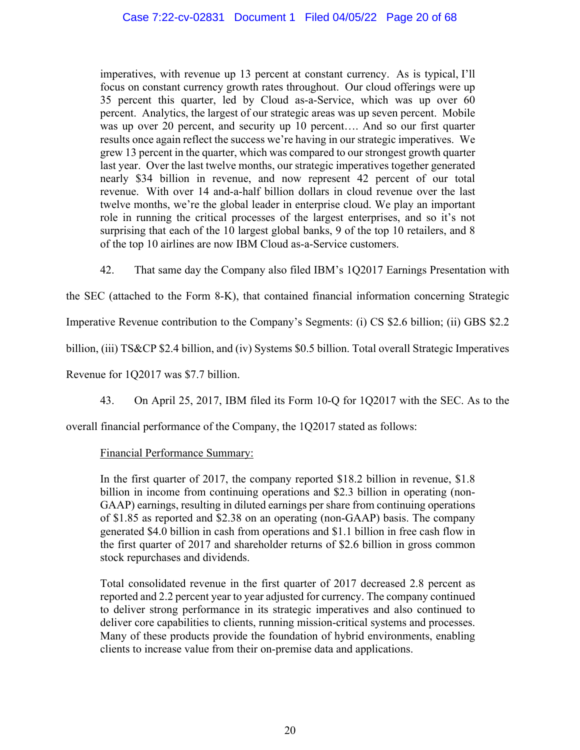> imperatives, with revenue up 13 percent at constant currency. As is typical, I'll focus on constant currency growth rates throughout. Our cloud offerings were up 35 percent this quarter, led by Cloud as-a-Service, which was up over 60 percent. Analytics, the largest of our strategic areas was up seven percent. Mobile was up over 20 percent, and security up 10 percent…. And so our first quarter results once again reflect the success we're having in our strategic imperatives. We grew 13 percent in the quarter, which was compared to our strongest growth quarter last year. Over the last twelve months, our strategic imperatives together generated nearly $34 billion in revenue, and now represent 42 percent of our total revenue. With over 14 and-a-half billion dollars in cloud revenue over the last twelve months, we're the global leader in enterprise cloud. We play an important role in running the critical processes of the largest enterprises, and so it's not surprising that each of the 10 largest global banks, 9 of the top 10 retailers, and 8 of the top 10 airlines are now IBM Cloud as-a-Service customers.

42. That same day the Company also filed IBM's 1Q2017 Earnings Presentation with the SEC (attached to the Form 8-K), that contained financial information concerning Strategic Imperative Revenue contribution to the Company's Segments: (i) CS $2.6 billion; (ii) GBS $2.2 billion, (iii) TS&CP $2.4 billion, and (iv) Systems $0.5 billion. Total overall Strategic Imperatives Revenue for 1Q2017 was $7.7 billion.

43. On April 25, 2017, IBM filed its Form 10-Q for 1Q2017 with the SEC. As to the overall financial performance of the Company, the 1Q2017 stated as follows:

> <u>Financial Performance Summary:</u>
>
> In the first quarter of 2017, the company reported $18.2 billion in revenue, $1.8 billion in income from continuing operations and $2.3 billion in operating (non-GAAP) earnings, resulting in diluted earnings per share from continuing operations of $1.85 as reported and $2.38 on an operating (non-GAAP) basis. The company generated $4.0 billion in cash from operations and $1.1 billion in free cash flow in the first quarter of 2017 and shareholder returns of $2.6 billion in gross common stock repurchases and dividends.
>
> Total consolidated revenue in the first quarter of 2017 decreased 2.8 percent as reported and 2.2 percent year to year adjusted for currency. The company continued to deliver strong performance in its strategic imperatives and also continued to deliver core capabilities to clients, running mission-critical systems and processes. Many of these products provide the foundation of hybrid environments, enabling clients to increase value from their on-premise data and applications.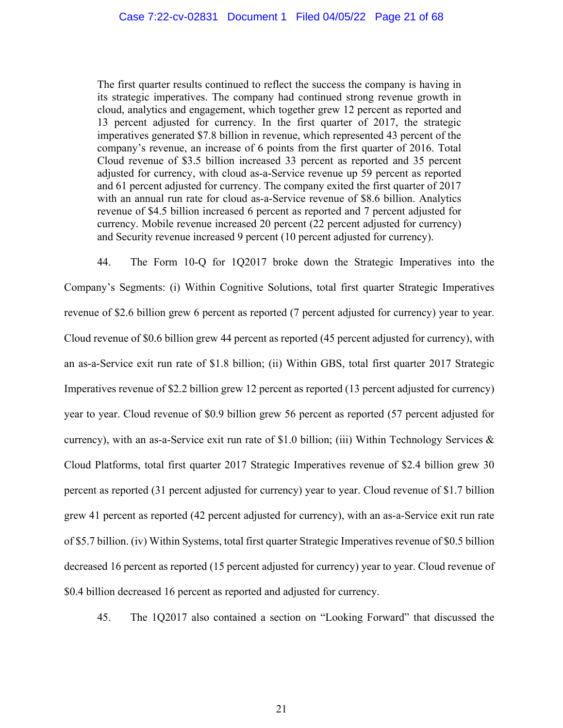> The first quarter results continued to reflect the success the company is having in its strategic imperatives. The company had continued strong revenue growth in cloud, analytics and engagement, which together grew 12 percent as reported and 13 percent adjusted for currency. In the first quarter of 2017, the strategic imperatives generated $7.8 billion in revenue, which represented 43 percent of the company's revenue, an increase of 6 points from the first quarter of 2016. Total Cloud revenue of $3.5 billion increased 33 percent as reported and 35 percent adjusted for currency, with cloud as-a-Service revenue up 59 percent as reported and 61 percent adjusted for currency. The company exited the first quarter of 2017 with an annual run rate for cloud as-a-Service revenue of $8.6 billion. Analytics revenue of $4.5 billion increased 6 percent as reported and 7 percent adjusted for currency. Mobile revenue increased 20 percent (22 percent adjusted for currency) and Security revenue increased 9 percent (10 percent adjusted for currency).

44. The Form 10-Q for 1Q2017 broke down the Strategic Imperatives into the Company's Segments: (i) Within Cognitive Solutions, total first quarter Strategic Imperatives revenue of $2.6 billion grew 6 percent as reported (7 percent adjusted for currency) year to year. Cloud revenue of $0.6 billion grew 44 percent as reported (45 percent adjusted for currency), with an as-a-Service exit run rate of $1.8 billion; (ii) Within GBS, total first quarter 2017 Strategic Imperatives revenue of $2.2 billion grew 12 percent as reported (13 percent adjusted for currency) year to year. Cloud revenue of $0.9 billion grew 56 percent as reported (57 percent adjusted for currency), with an as-a-Service exit run rate of $1.0 billion; (iii) Within Technology Services & Cloud Platforms, total first quarter 2017 Strategic Imperatives revenue of $2.4 billion grew 30 percent as reported (31 percent adjusted for currency) year to year. Cloud revenue of $1.7 billion grew 41 percent as reported (42 percent adjusted for currency), with an as-a-Service exit run rate of $5.7 billion. (iv) Within Systems, total first quarter Strategic Imperatives revenue of $0.5 billion decreased 16 percent as reported (15 percent adjusted for currency) year to year. Cloud revenue of $0.4 billion decreased 16 percent as reported and adjusted for currency.

45. The 1Q2017 also contained a section on "Looking Forward" that discussed the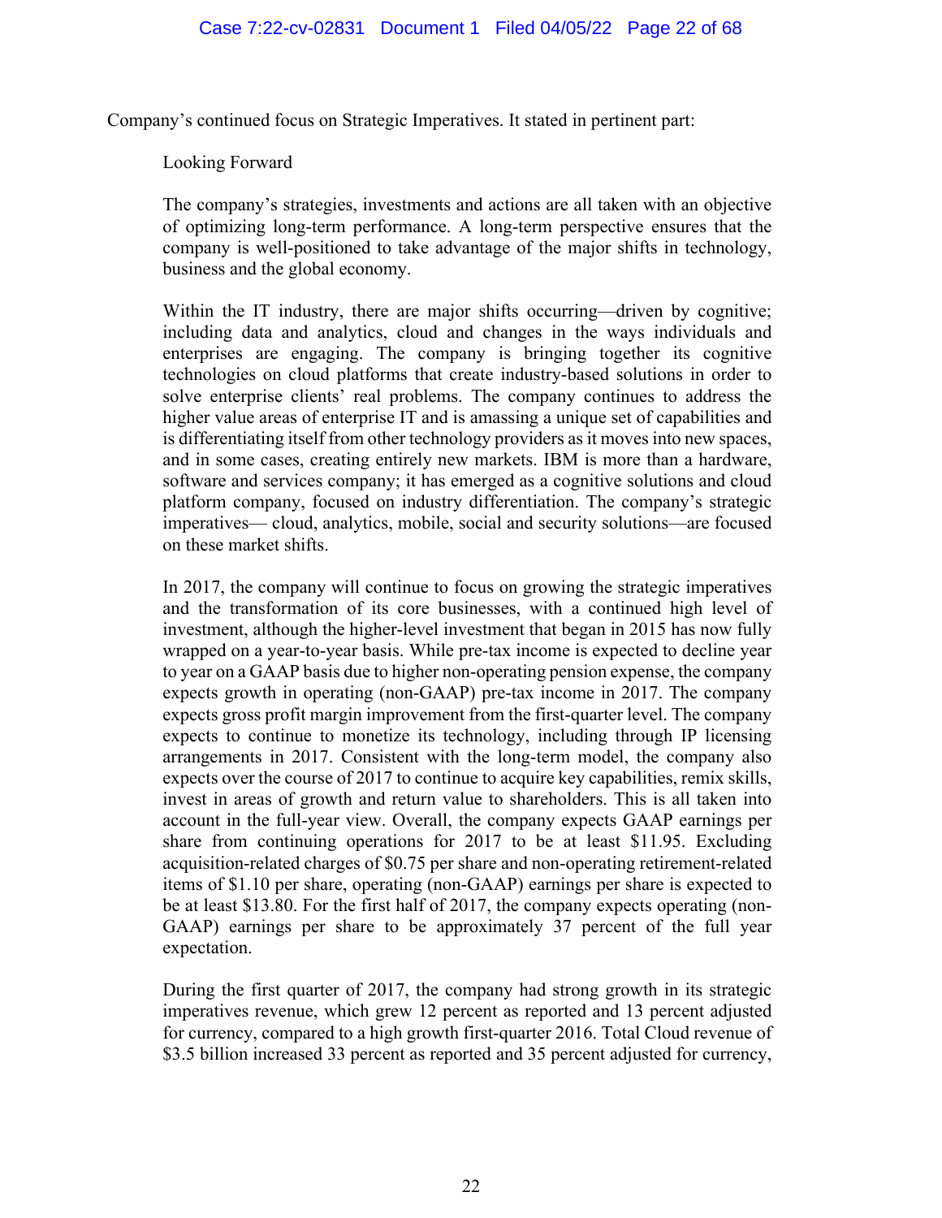Company's continued focus on Strategic Imperatives. It stated in pertinent part:

> Looking Forward
>
> The company's strategies, investments and actions are all taken with an objective of optimizing long-term performance. A long-term perspective ensures that the company is well-positioned to take advantage of the major shifts in technology, business and the global economy.
>
> Within the IT industry, there are major shifts occurring—driven by cognitive; including data and analytics, cloud and changes in the ways individuals and enterprises are engaging. The company is bringing together its cognitive technologies on cloud platforms that create industry-based solutions in order to solve enterprise clients' real problems. The company continues to address the higher value areas of enterprise IT and is amassing a unique set of capabilities and is differentiating itself from other technology providers as it moves into new spaces, and in some cases, creating entirely new markets. IBM is more than a hardware, software and services company; it has emerged as a cognitive solutions and cloud platform company, focused on industry differentiation. The company's strategic imperatives— cloud, analytics, mobile, social and security solutions—are focused on these market shifts.
>
> In 2017, the company will continue to focus on growing the strategic imperatives and the transformation of its core businesses, with a continued high level of investment, although the higher-level investment that began in 2015 has now fully wrapped on a year-to-year basis. While pre-tax income is expected to decline year to year on a GAAP basis due to higher non-operating pension expense, the company expects growth in operating (non-GAAP) pre-tax income in 2017. The company expects gross profit margin improvement from the first-quarter level. The company expects to continue to monetize its technology, including through IP licensing arrangements in 2017. Consistent with the long-term model, the company also expects over the course of 2017 to continue to acquire key capabilities, remix skills, invest in areas of growth and return value to shareholders. This is all taken into account in the full-year view. Overall, the company expects GAAP earnings per share from continuing operations for 2017 to be at least $11.95. Excluding acquisition-related charges of $0.75 per share and non-operating retirement-related items of $1.10 per share, operating (non-GAAP) earnings per share is expected to be at least $13.80. For the first half of 2017, the company expects operating (non-GAAP) earnings per share to be approximately 37 percent of the full year expectation.
>
> During the first quarter of 2017, the company had strong growth in its strategic imperatives revenue, which grew 12 percent as reported and 13 percent adjusted for currency, compared to a high growth first-quarter 2016. Total Cloud revenue of $3.5 billion increased 33 percent as reported and 35 percent adjusted for currency,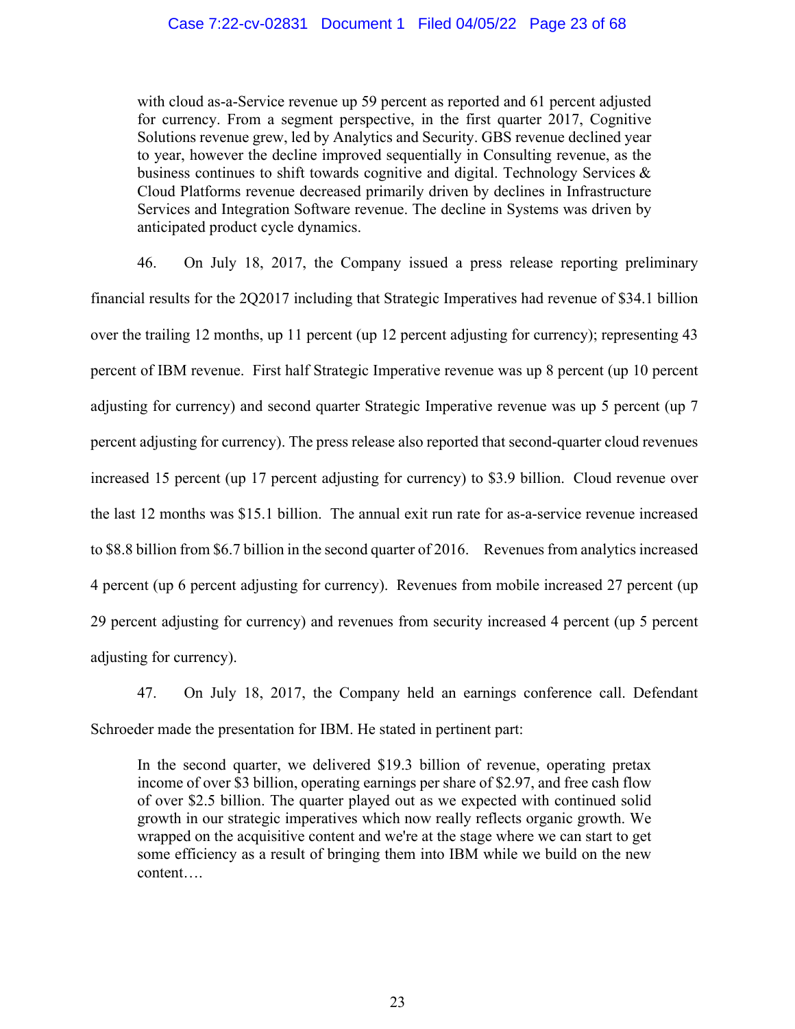> with cloud as-a-Service revenue up 59 percent as reported and 61 percent adjusted for currency. From a segment perspective, in the first quarter 2017, Cognitive Solutions revenue grew, led by Analytics and Security. GBS revenue declined year to year, however the decline improved sequentially in Consulting revenue, as the business continues to shift towards cognitive and digital. Technology Services & Cloud Platforms revenue decreased primarily driven by declines in Infrastructure Services and Integration Software revenue. The decline in Systems was driven by anticipated product cycle dynamics.

46. On July 18, 2017, the Company issued a press release reporting preliminary financial results for the 2Q2017 including that Strategic Imperatives had revenue of $34.1 billion over the trailing 12 months, up 11 percent (up 12 percent adjusting for currency); representing 43 percent of IBM revenue. First half Strategic Imperative revenue was up 8 percent (up 10 percent adjusting for currency) and second quarter Strategic Imperative revenue was up 5 percent (up 7 percent adjusting for currency). The press release also reported that second-quarter cloud revenues increased 15 percent (up 17 percent adjusting for currency) to $3.9 billion. Cloud revenue over the last 12 months was $15.1 billion. The annual exit run rate for as-a-service revenue increased to $8.8 billion from $6.7 billion in the second quarter of 2016. Revenues from analytics increased 4 percent (up 6 percent adjusting for currency). Revenues from mobile increased 27 percent (up 29 percent adjusting for currency) and revenues from security increased 4 percent (up 5 percent adjusting for currency).

47. On July 18, 2017, the Company held an earnings conference call. Defendant Schroeder made the presentation for IBM. He stated in pertinent part:

> In the second quarter, we delivered $19.3 billion of revenue, operating pretax income of over $3 billion, operating earnings per share of $2.97, and free cash flow of over $2.5 billion. The quarter played out as we expected with continued solid growth in our strategic imperatives which now really reflects organic growth. We wrapped on the acquisitive content and we're at the stage where we can start to get some efficiency as a result of bringing them into IBM while we build on the new content….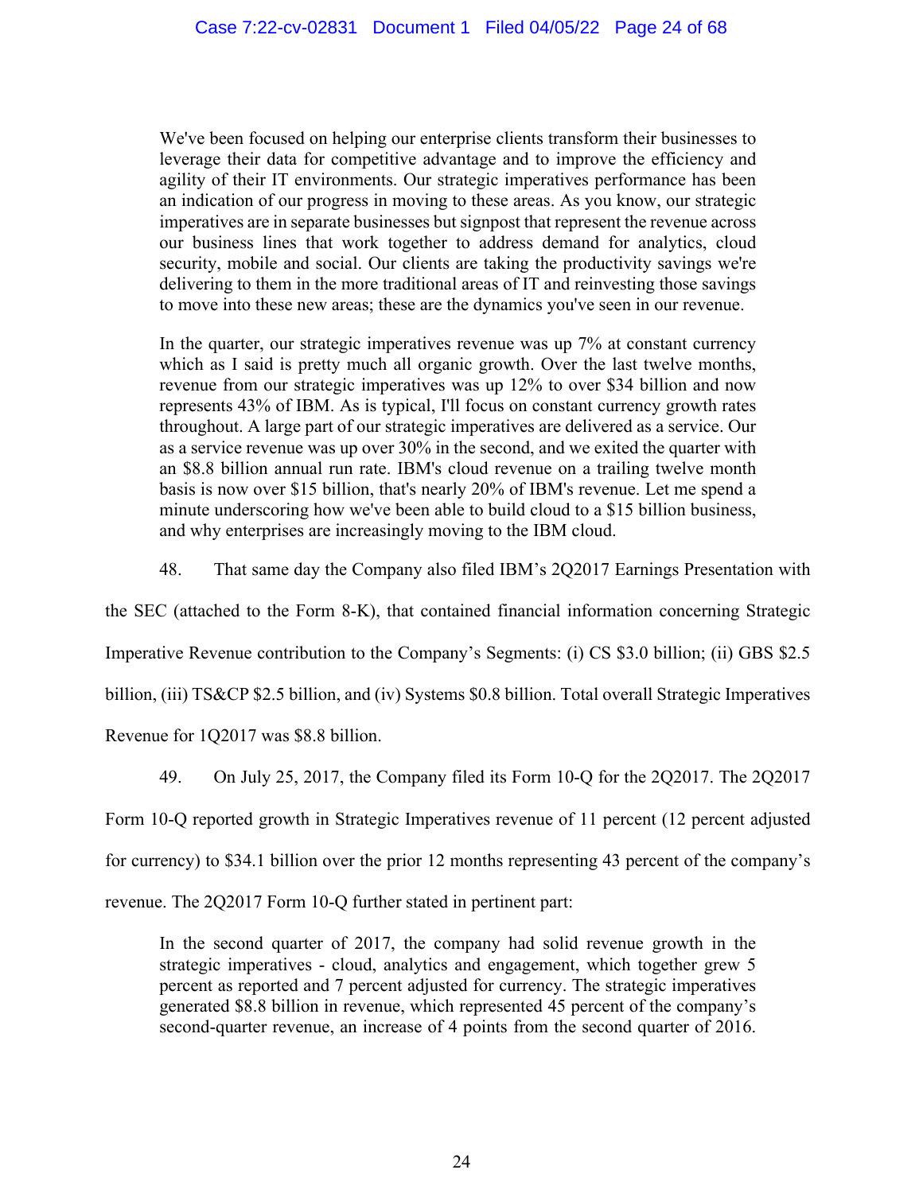> We've been focused on helping our enterprise clients transform their businesses to leverage their data for competitive advantage and to improve the efficiency and agility of their IT environments. Our strategic imperatives performance has been an indication of our progress in moving to these areas. As you know, our strategic imperatives are in separate businesses but signpost that represent the revenue across our business lines that work together to address demand for analytics, cloud security, mobile and social. Our clients are taking the productivity savings we're delivering to them in the more traditional areas of IT and reinvesting those savings to move into these new areas; these are the dynamics you've seen in our revenue.
>
> In the quarter, our strategic imperatives revenue was up 7% at constant currency which as I said is pretty much all organic growth. Over the last twelve months, revenue from our strategic imperatives was up 12% to over $34 billion and now represents 43% of IBM. As is typical, I'll focus on constant currency growth rates throughout. A large part of our strategic imperatives are delivered as a service. Our as a service revenue was up over 30% in the second, and we exited the quarter with an $8.8 billion annual run rate. IBM's cloud revenue on a trailing twelve month basis is now over $15 billion, that's nearly 20% of IBM's revenue. Let me spend a minute underscoring how we've been able to build cloud to a $15 billion business, and why enterprises are increasingly moving to the IBM cloud.

48. That same day the Company also filed IBM's 2Q2017 Earnings Presentation with the SEC (attached to the Form 8-K), that contained financial information concerning Strategic Imperative Revenue contribution to the Company's Segments: (i) CS $3.0 billion; (ii) GBS $2.5 billion, (iii) TS&CP $2.5 billion, and (iv) Systems $0.8 billion. Total overall Strategic Imperatives Revenue for 1Q2017 was $8.8 billion.

49. On July 25, 2017, the Company filed its Form 10-Q for the 2Q2017. The 2Q2017 Form 10-Q reported growth in Strategic Imperatives revenue of 11 percent (12 percent adjusted for currency) to $34.1 billion over the prior 12 months representing 43 percent of the company's revenue. The 2Q2017 Form 10-Q further stated in pertinent part:

> In the second quarter of 2017, the company had solid revenue growth in the strategic imperatives - cloud, analytics and engagement, which together grew 5 percent as reported and 7 percent adjusted for currency. The strategic imperatives generated $8.8 billion in revenue, which represented 45 percent of the company's second-quarter revenue, an increase of 4 points from the second quarter of 2016.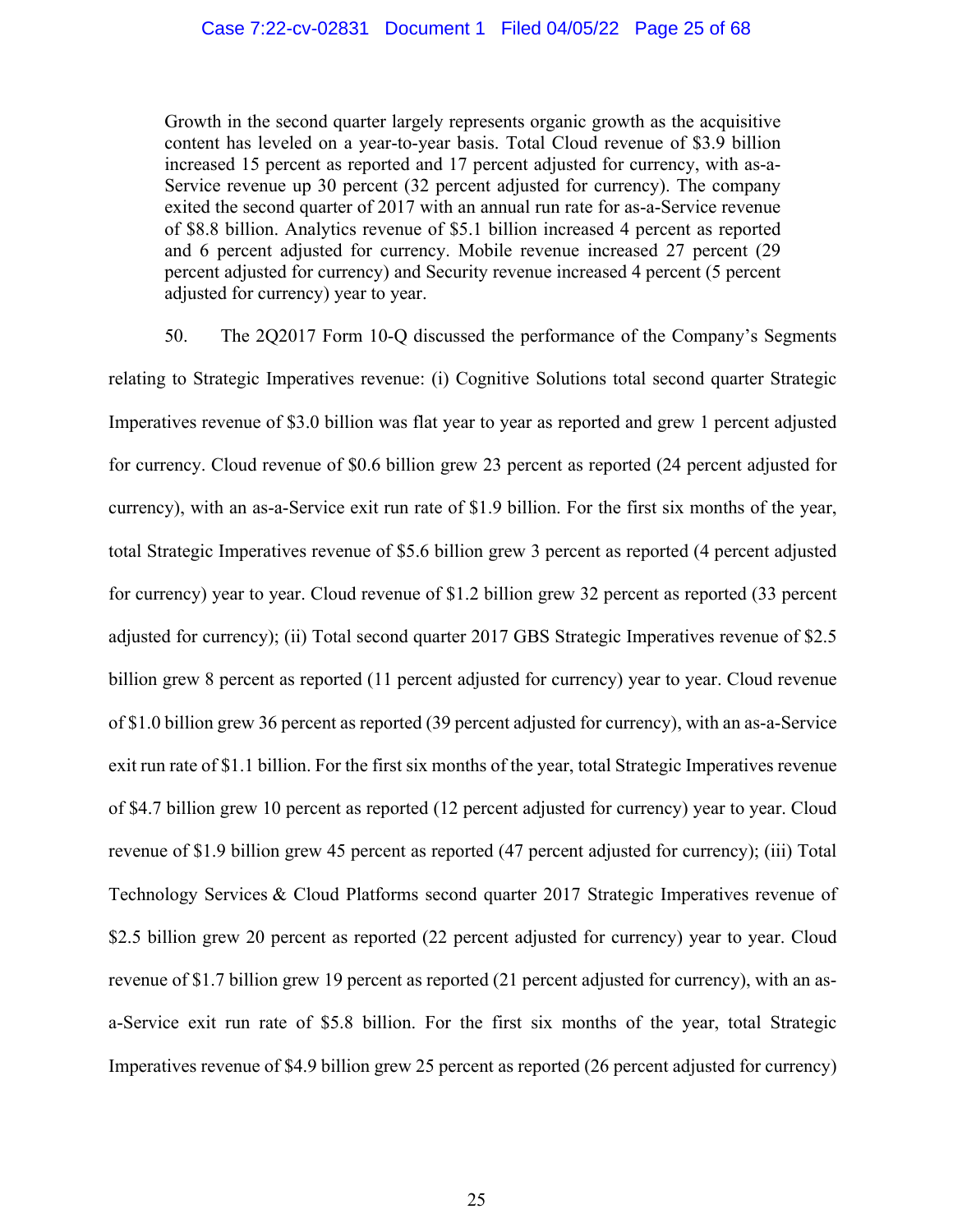> Growth in the second quarter largely represents organic growth as the acquisitive content has leveled on a year-to-year basis. Total Cloud revenue of $3.9 billion increased 15 percent as reported and 17 percent adjusted for currency, with as-a-Service revenue up 30 percent (32 percent adjusted for currency). The company exited the second quarter of 2017 with an annual run rate for as-a-Service revenue of $8.8 billion. Analytics revenue of $5.1 billion increased 4 percent as reported and 6 percent adjusted for currency. Mobile revenue increased 27 percent (29 percent adjusted for currency) and Security revenue increased 4 percent (5 percent adjusted for currency) year to year.

50. The 2Q2017 Form 10-Q discussed the performance of the Company's Segments relating to Strategic Imperatives revenue: (i) Cognitive Solutions total second quarter Strategic Imperatives revenue of $3.0 billion was flat year to year as reported and grew 1 percent adjusted for currency. Cloud revenue of $0.6 billion grew 23 percent as reported (24 percent adjusted for currency), with an as-a-Service exit run rate of $1.9 billion. For the first six months of the year, total Strategic Imperatives revenue of $5.6 billion grew 3 percent as reported (4 percent adjusted for currency) year to year. Cloud revenue of $1.2 billion grew 32 percent as reported (33 percent adjusted for currency); (ii) Total second quarter 2017 GBS Strategic Imperatives revenue of $2.5 billion grew 8 percent as reported (11 percent adjusted for currency) year to year. Cloud revenue of $1.0 billion grew 36 percent as reported (39 percent adjusted for currency), with an as-a-Service exit run rate of $1.1 billion. For the first six months of the year, total Strategic Imperatives revenue of $4.7 billion grew 10 percent as reported (12 percent adjusted for currency) year to year. Cloud revenue of $1.9 billion grew 45 percent as reported (47 percent adjusted for currency); (iii) Total Technology Services & Cloud Platforms second quarter 2017 Strategic Imperatives revenue of $2.5 billion grew 20 percent as reported (22 percent adjusted for currency) year to year. Cloud revenue of $1.7 billion grew 19 percent as reported (21 percent adjusted for currency), with an as-a-Service exit run rate of $5.8 billion. For the first six months of the year, total Strategic Imperatives revenue of $4.9 billion grew 25 percent as reported (26 percent adjusted for currency)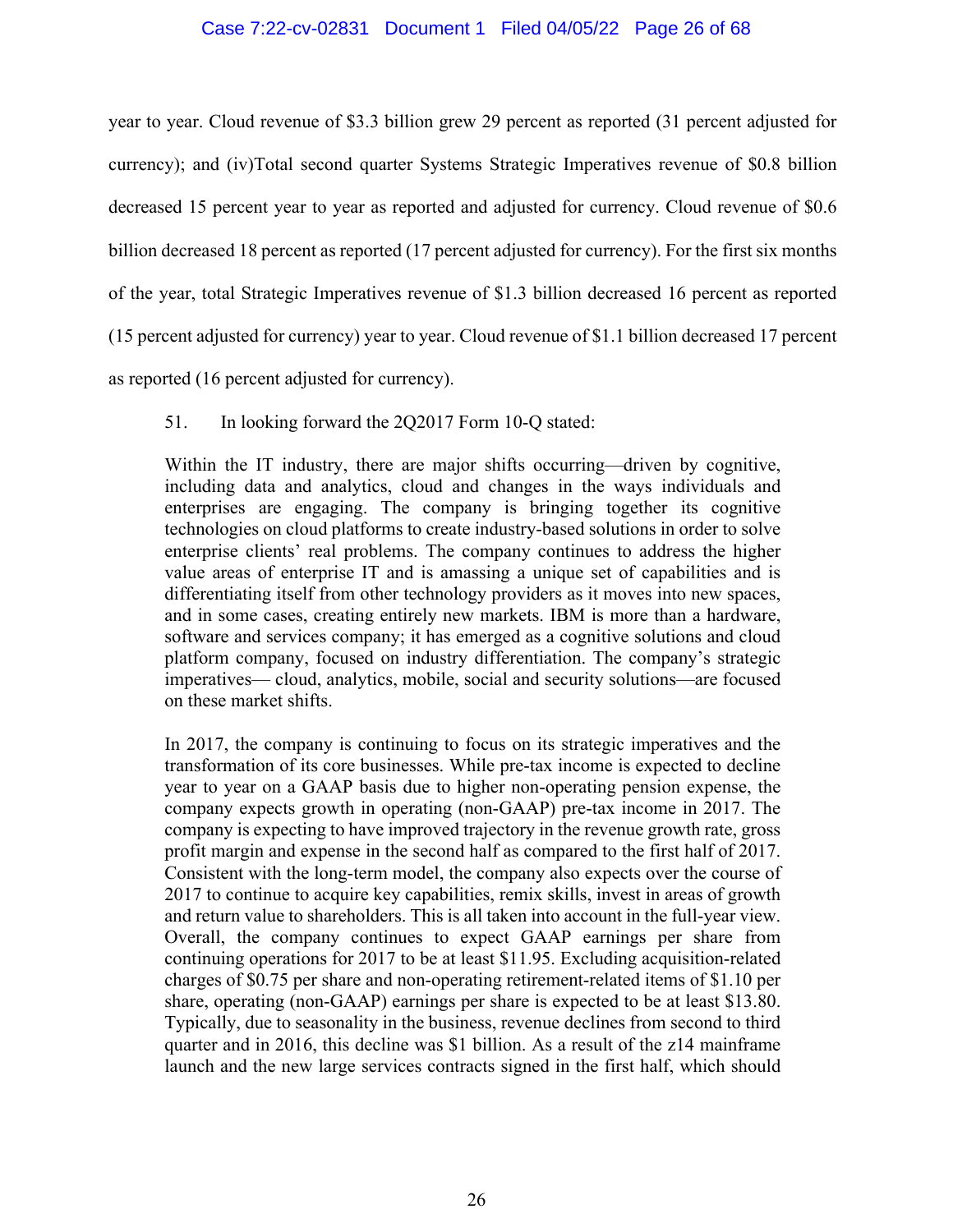year to year. Cloud revenue of $3.3 billion grew 29 percent as reported (31 percent adjusted for currency); and (iv)Total second quarter Systems Strategic Imperatives revenue of $0.8 billion decreased 15 percent year to year as reported and adjusted for currency. Cloud revenue of $0.6 billion decreased 18 percent as reported (17 percent adjusted for currency). For the first six months of the year, total Strategic Imperatives revenue of $1.3 billion decreased 16 percent as reported (15 percent adjusted for currency) year to year. Cloud revenue of $1.1 billion decreased 17 percent as reported (16 percent adjusted for currency).

51. In looking forward the 2Q2017 Form 10-Q stated:

> Within the IT industry, there are major shifts occurring—driven by cognitive, including data and analytics, cloud and changes in the ways individuals and enterprises are engaging. The company is bringing together its cognitive technologies on cloud platforms to create industry-based solutions in order to solve enterprise clients' real problems. The company continues to address the higher value areas of enterprise IT and is amassing a unique set of capabilities and is differentiating itself from other technology providers as it moves into new spaces, and in some cases, creating entirely new markets. IBM is more than a hardware, software and services company; it has emerged as a cognitive solutions and cloud platform company, focused on industry differentiation. The company's strategic imperatives— cloud, analytics, mobile, social and security solutions—are focused on these market shifts.
>
> In 2017, the company is continuing to focus on its strategic imperatives and the transformation of its core businesses. While pre-tax income is expected to decline year to year on a GAAP basis due to higher non-operating pension expense, the company expects growth in operating (non-GAAP) pre-tax income in 2017. The company is expecting to have improved trajectory in the revenue growth rate, gross profit margin and expense in the second half as compared to the first half of 2017. Consistent with the long-term model, the company also expects over the course of 2017 to continue to acquire key capabilities, remix skills, invest in areas of growth and return value to shareholders. This is all taken into account in the full-year view. Overall, the company continues to expect GAAP earnings per share from continuing operations for 2017 to be at least $11.95. Excluding acquisition-related charges of $0.75 per share and non-operating retirement-related items of $1.10 per share, operating (non-GAAP) earnings per share is expected to be at least $13.80. Typically, due to seasonality in the business, revenue declines from second to third quarter and in 2016, this decline was $1 billion. As a result of the z14 mainframe launch and the new large services contracts signed in the first half, which should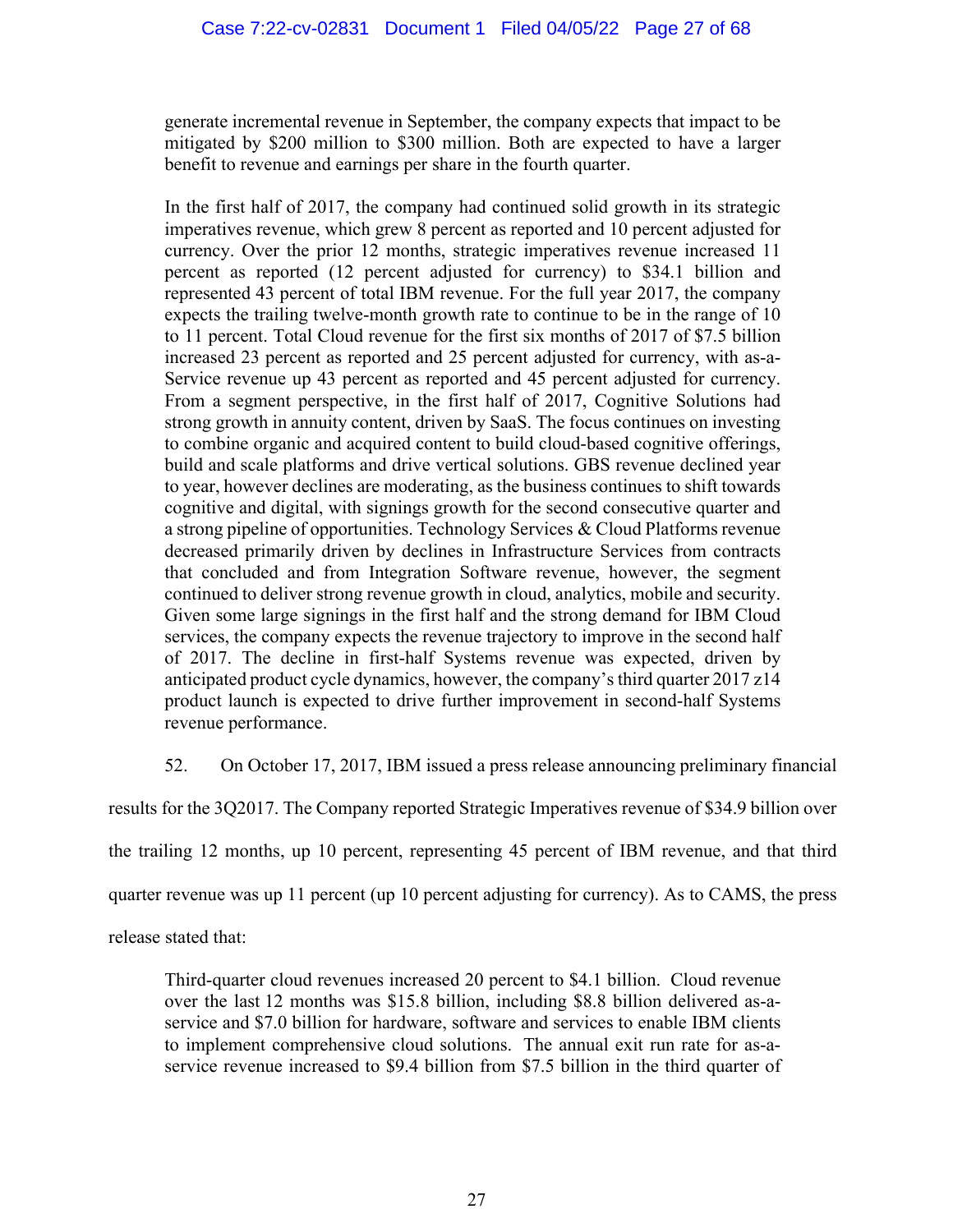generate incremental revenue in September, the company expects that impact to be mitigated by $200 million to $300 million. Both are expected to have a larger benefit to revenue and earnings per share in the fourth quarter.

In the first half of 2017, the company had continued solid growth in its strategic imperatives revenue, which grew 8 percent as reported and 10 percent adjusted for currency. Over the prior 12 months, strategic imperatives revenue increased 11 percent as reported (12 percent adjusted for currency) to $34.1 billion and represented 43 percent of total IBM revenue. For the full year 2017, the company expects the trailing twelve-month growth rate to continue to be in the range of 10 to 11 percent. Total Cloud revenue for the first six months of 2017 of $7.5 billion increased 23 percent as reported and 25 percent adjusted for currency, with as-a-Service revenue up 43 percent as reported and 45 percent adjusted for currency. From a segment perspective, in the first half of 2017, Cognitive Solutions had strong growth in annuity content, driven by SaaS. The focus continues on investing to combine organic and acquired content to build cloud-based cognitive offerings, build and scale platforms and drive vertical solutions. GBS revenue declined year to year, however declines are moderating, as the business continues to shift towards cognitive and digital, with signings growth for the second consecutive quarter and a strong pipeline of opportunities. Technology Services & Cloud Platforms revenue decreased primarily driven by declines in Infrastructure Services from contracts that concluded and from Integration Software revenue, however, the segment continued to deliver strong revenue growth in cloud, analytics, mobile and security. Given some large signings in the first half and the strong demand for IBM Cloud services, the company expects the revenue trajectory to improve in the second half of 2017. The decline in first-half Systems revenue was expected, driven by anticipated product cycle dynamics, however, the company's third quarter 2017 z14 product launch is expected to drive further improvement in second-half Systems revenue performance.

52. On October 17, 2017, IBM issued a press release announcing preliminary financial results for the 3Q2017. The Company reported Strategic Imperatives revenue of $34.9 billion over the trailing 12 months, up 10 percent, representing 45 percent of IBM revenue, and that third quarter revenue was up 11 percent (up 10 percent adjusting for currency). As to CAMS, the press release stated that:

Third-quarter cloud revenues increased 20 percent to $4.1 billion. Cloud revenue over the last 12 months was $15.8 billion, including $8.8 billion delivered as-a-service and $7.0 billion for hardware, software and services to enable IBM clients to implement comprehensive cloud solutions. The annual exit run rate for as-a-service revenue increased to $9.4 billion from $7.5 billion in the third quarter of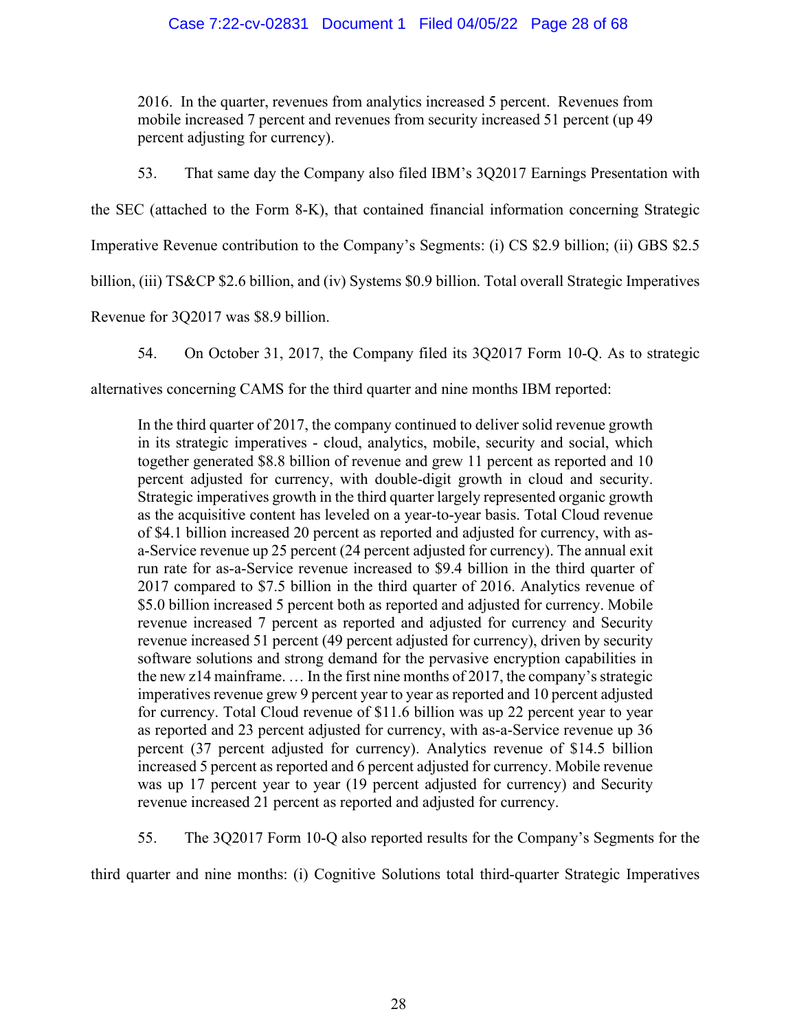2016. In the quarter, revenues from analytics increased 5 percent. Revenues from mobile increased 7 percent and revenues from security increased 51 percent (up 49 percent adjusting for currency).

53. That same day the Company also filed IBM's 3Q2017 Earnings Presentation with the SEC (attached to the Form 8-K), that contained financial information concerning Strategic Imperative Revenue contribution to the Company's Segments: (i) CS $2.9 billion; (ii) GBS $2.5 billion, (iii) TS&CP $2.6 billion, and (iv) Systems $0.9 billion. Total overall Strategic Imperatives Revenue for 3Q2017 was $8.9 billion.

54. On October 31, 2017, the Company filed its 3Q2017 Form 10-Q. As to strategic alternatives concerning CAMS for the third quarter and nine months IBM reported:

> In the third quarter of 2017, the company continued to deliver solid revenue growth in its strategic imperatives - cloud, analytics, mobile, security and social, which together generated $8.8 billion of revenue and grew 11 percent as reported and 10 percent adjusted for currency, with double-digit growth in cloud and security. Strategic imperatives growth in the third quarter largely represented organic growth as the acquisitive content has leveled on a year-to-year basis. Total Cloud revenue of $4.1 billion increased 20 percent as reported and adjusted for currency, with as-a-Service revenue up 25 percent (24 percent adjusted for currency). The annual exit run rate for as-a-Service revenue increased to $9.4 billion in the third quarter of 2017 compared to $7.5 billion in the third quarter of 2016. Analytics revenue of $5.0 billion increased 5 percent both as reported and adjusted for currency. Mobile revenue increased 7 percent as reported and adjusted for currency and Security revenue increased 51 percent (49 percent adjusted for currency), driven by security software solutions and strong demand for the pervasive encryption capabilities in the new z14 mainframe. … In the first nine months of 2017, the company's strategic imperatives revenue grew 9 percent year to year as reported and 10 percent adjusted for currency. Total Cloud revenue of $11.6 billion was up 22 percent year to year as reported and 23 percent adjusted for currency, with as-a-Service revenue up 36 percent (37 percent adjusted for currency). Analytics revenue of $14.5 billion increased 5 percent as reported and 6 percent adjusted for currency. Mobile revenue was up 17 percent year to year (19 percent adjusted for currency) and Security revenue increased 21 percent as reported and adjusted for currency.

55. The 3Q2017 Form 10-Q also reported results for the Company's Segments for the third quarter and nine months: (i) Cognitive Solutions total third-quarter Strategic Imperatives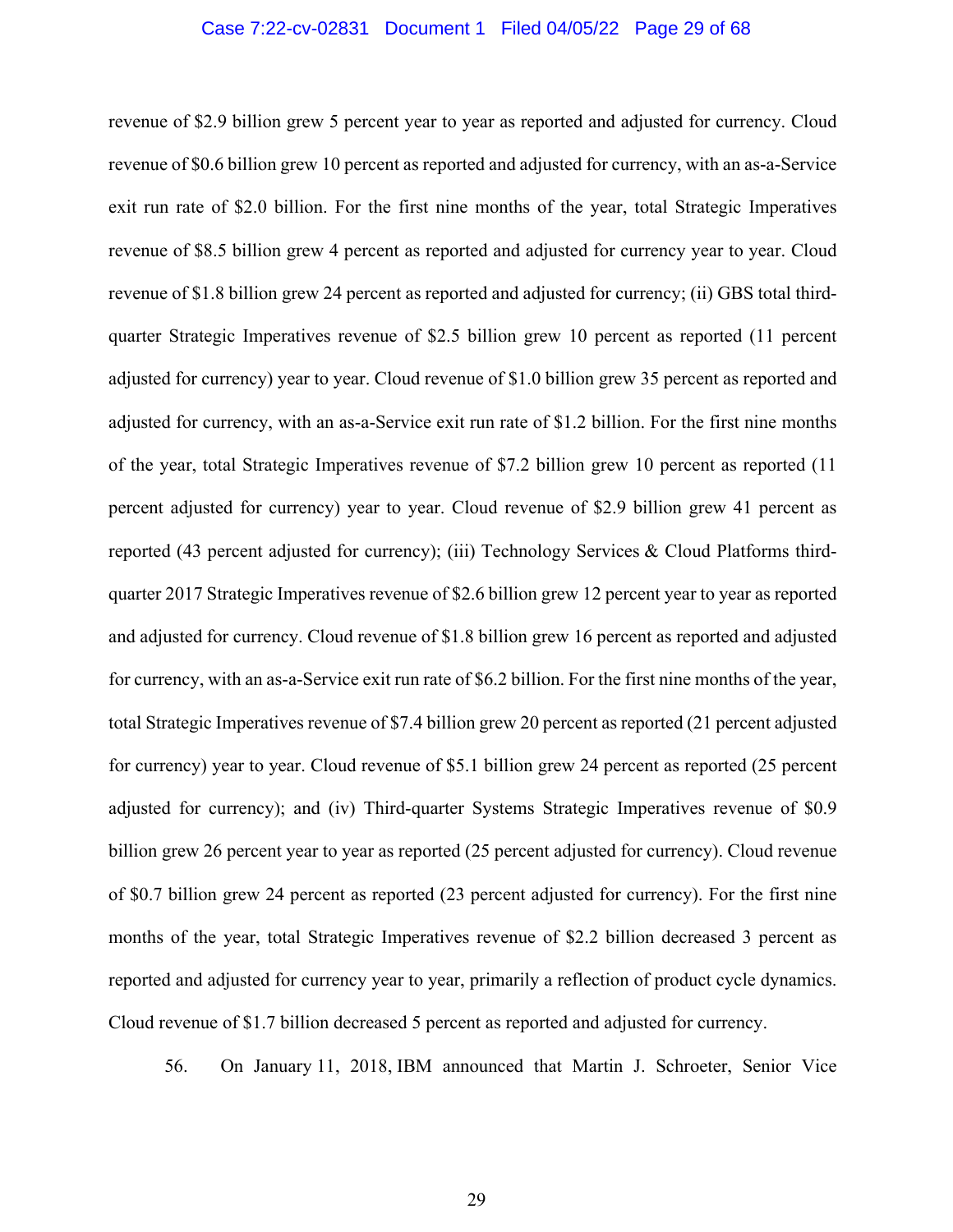revenue of $2.9 billion grew 5 percent year to year as reported and adjusted for currency. Cloud revenue of $0.6 billion grew 10 percent as reported and adjusted for currency, with an as-a-Service exit run rate of $2.0 billion. For the first nine months of the year, total Strategic Imperatives revenue of $8.5 billion grew 4 percent as reported and adjusted for currency year to year. Cloud revenue of $1.8 billion grew 24 percent as reported and adjusted for currency; (ii) GBS total third-quarter Strategic Imperatives revenue of $2.5 billion grew 10 percent as reported (11 percent adjusted for currency) year to year. Cloud revenue of $1.0 billion grew 35 percent as reported and adjusted for currency, with an as-a-Service exit run rate of $1.2 billion. For the first nine months of the year, total Strategic Imperatives revenue of $7.2 billion grew 10 percent as reported (11 percent adjusted for currency) year to year. Cloud revenue of $2.9 billion grew 41 percent as reported (43 percent adjusted for currency); (iii) Technology Services & Cloud Platforms third-quarter 2017 Strategic Imperatives revenue of $2.6 billion grew 12 percent year to year as reported and adjusted for currency. Cloud revenue of $1.8 billion grew 16 percent as reported and adjusted for currency, with an as-a-Service exit run rate of $6.2 billion. For the first nine months of the year, total Strategic Imperatives revenue of $7.4 billion grew 20 percent as reported (21 percent adjusted for currency) year to year. Cloud revenue of $5.1 billion grew 24 percent as reported (25 percent adjusted for currency); and (iv) Third-quarter Systems Strategic Imperatives revenue of $0.9 billion grew 26 percent year to year as reported (25 percent adjusted for currency). Cloud revenue of $0.7 billion grew 24 percent as reported (23 percent adjusted for currency). For the first nine months of the year, total Strategic Imperatives revenue of $2.2 billion decreased 3 percent as reported and adjusted for currency year to year, primarily a reflection of product cycle dynamics. Cloud revenue of $1.7 billion decreased 5 percent as reported and adjusted for currency.

56. On January 11, 2018, IBM announced that Martin J. Schroeter, Senior Vice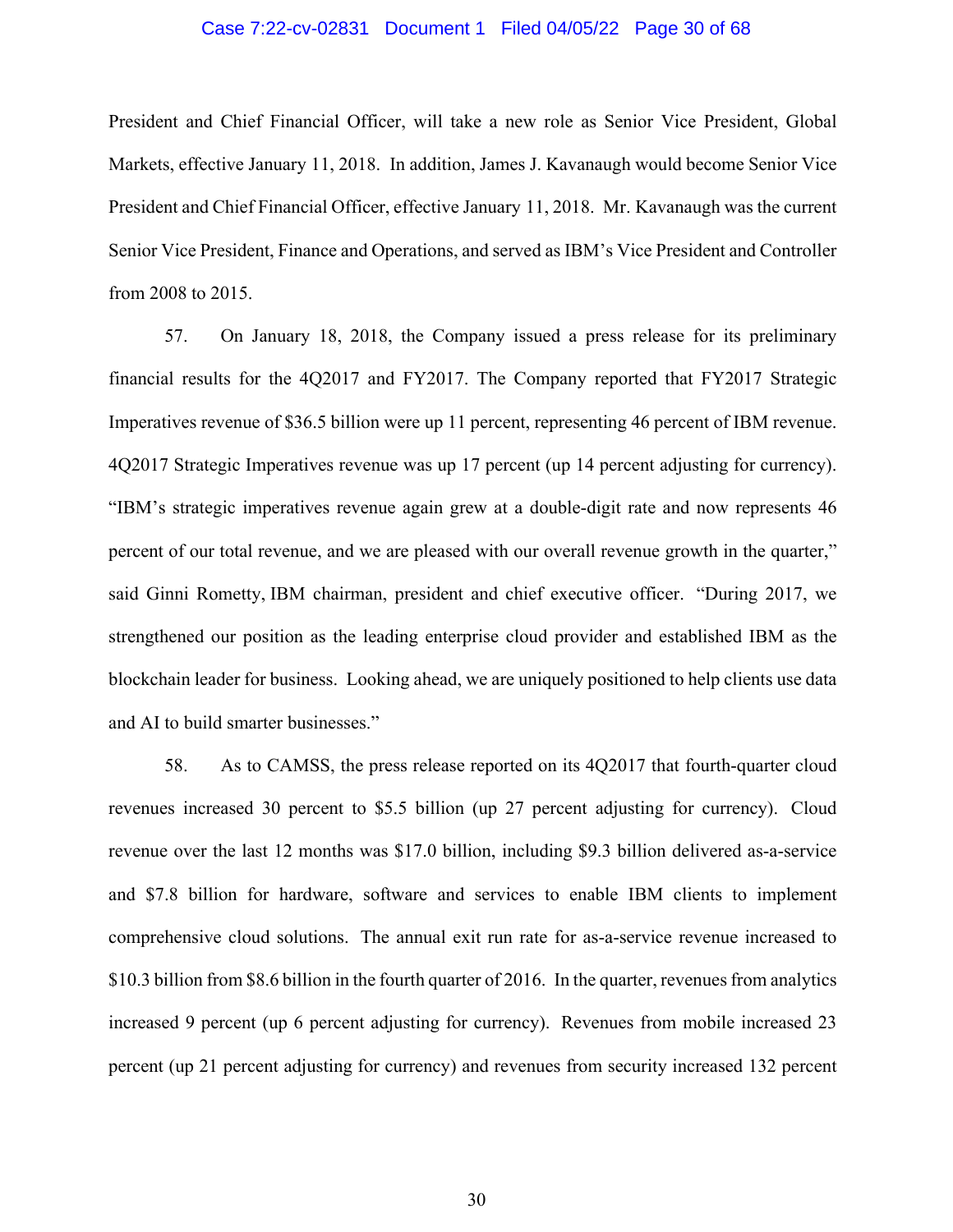President and Chief Financial Officer, will take a new role as Senior Vice President, Global Markets, effective January 11, 2018. In addition, James J. Kavanaugh would become Senior Vice President and Chief Financial Officer, effective January 11, 2018. Mr. Kavanaugh was the current Senior Vice President, Finance and Operations, and served as IBM's Vice President and Controller from 2008 to 2015.

57. On January 18, 2018, the Company issued a press release for its preliminary financial results for the 4Q2017 and FY2017. The Company reported that FY2017 Strategic Imperatives revenue of $36.5 billion were up 11 percent, representing 46 percent of IBM revenue. 4Q2017 Strategic Imperatives revenue was up 17 percent (up 14 percent adjusting for currency). "IBM's strategic imperatives revenue again grew at a double-digit rate and now represents 46 percent of our total revenue, and we are pleased with our overall revenue growth in the quarter," said Ginni Rometty, IBM chairman, president and chief executive officer. "During 2017, we strengthened our position as the leading enterprise cloud provider and established IBM as the blockchain leader for business. Looking ahead, we are uniquely positioned to help clients use data and AI to build smarter businesses."

58. As to CAMSS, the press release reported on its 4Q2017 that fourth-quarter cloud revenues increased 30 percent to $5.5 billion (up 27 percent adjusting for currency). Cloud revenue over the last 12 months was $17.0 billion, including $9.3 billion delivered as-a-service and $7.8 billion for hardware, software and services to enable IBM clients to implement comprehensive cloud solutions. The annual exit run rate for as-a-service revenue increased to $10.3 billion from $8.6 billion in the fourth quarter of 2016. In the quarter, revenues from analytics increased 9 percent (up 6 percent adjusting for currency). Revenues from mobile increased 23 percent (up 21 percent adjusting for currency) and revenues from security increased 132 percent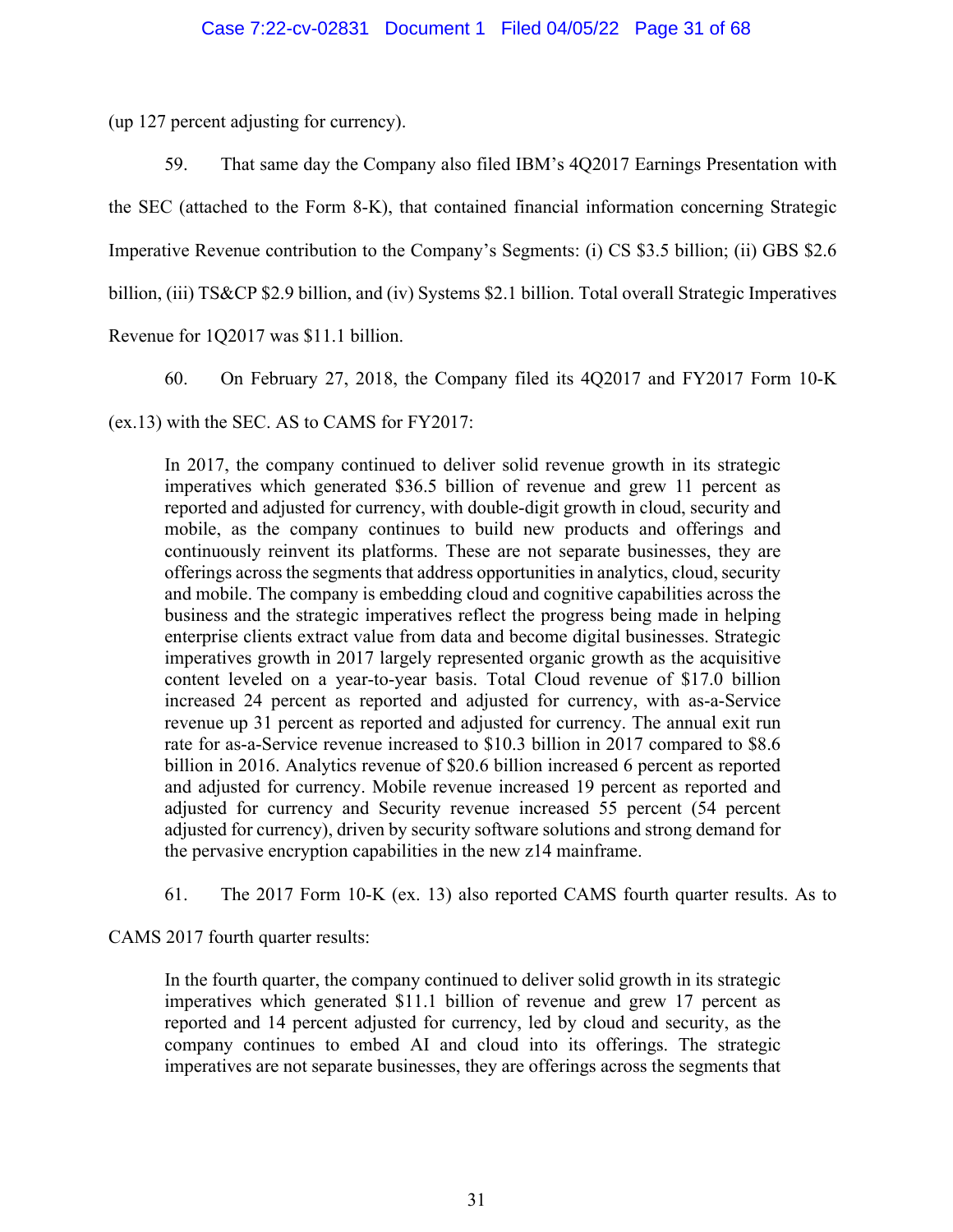(up 127 percent adjusting for currency).

59. That same day the Company also filed IBM's 4Q2017 Earnings Presentation with the SEC (attached to the Form 8-K), that contained financial information concerning Strategic Imperative Revenue contribution to the Company's Segments: (i) CS $3.5 billion; (ii) GBS $2.6 billion, (iii) TS&CP $2.9 billion, and (iv) Systems $2.1 billion. Total overall Strategic Imperatives Revenue for 1Q2017 was $11.1 billion.

60. On February 27, 2018, the Company filed its 4Q2017 and FY2017 Form 10-K (ex.13) with the SEC. AS to CAMS for FY2017:

> In 2017, the company continued to deliver solid revenue growth in its strategic imperatives which generated $36.5 billion of revenue and grew 11 percent as reported and adjusted for currency, with double-digit growth in cloud, security and mobile, as the company continues to build new products and offerings and continuously reinvent its platforms. These are not separate businesses, they are offerings across the segments that address opportunities in analytics, cloud, security and mobile. The company is embedding cloud and cognitive capabilities across the business and the strategic imperatives reflect the progress being made in helping enterprise clients extract value from data and become digital businesses. Strategic imperatives growth in 2017 largely represented organic growth as the acquisitive content leveled on a year-to-year basis. Total Cloud revenue of $17.0 billion increased 24 percent as reported and adjusted for currency, with as-a-Service revenue up 31 percent as reported and adjusted for currency. The annual exit run rate for as-a-Service revenue increased to $10.3 billion in 2017 compared to $8.6 billion in 2016. Analytics revenue of $20.6 billion increased 6 percent as reported and adjusted for currency. Mobile revenue increased 19 percent as reported and adjusted for currency and Security revenue increased 55 percent (54 percent adjusted for currency), driven by security software solutions and strong demand for the pervasive encryption capabilities in the new z14 mainframe.

61. The 2017 Form 10-K (ex. 13) also reported CAMS fourth quarter results. As to CAMS 2017 fourth quarter results:

> In the fourth quarter, the company continued to deliver solid growth in its strategic imperatives which generated $11.1 billion of revenue and grew 17 percent as reported and 14 percent adjusted for currency, led by cloud and security, as the company continues to embed AI and cloud into its offerings. The strategic imperatives are not separate businesses, they are offerings across the segments that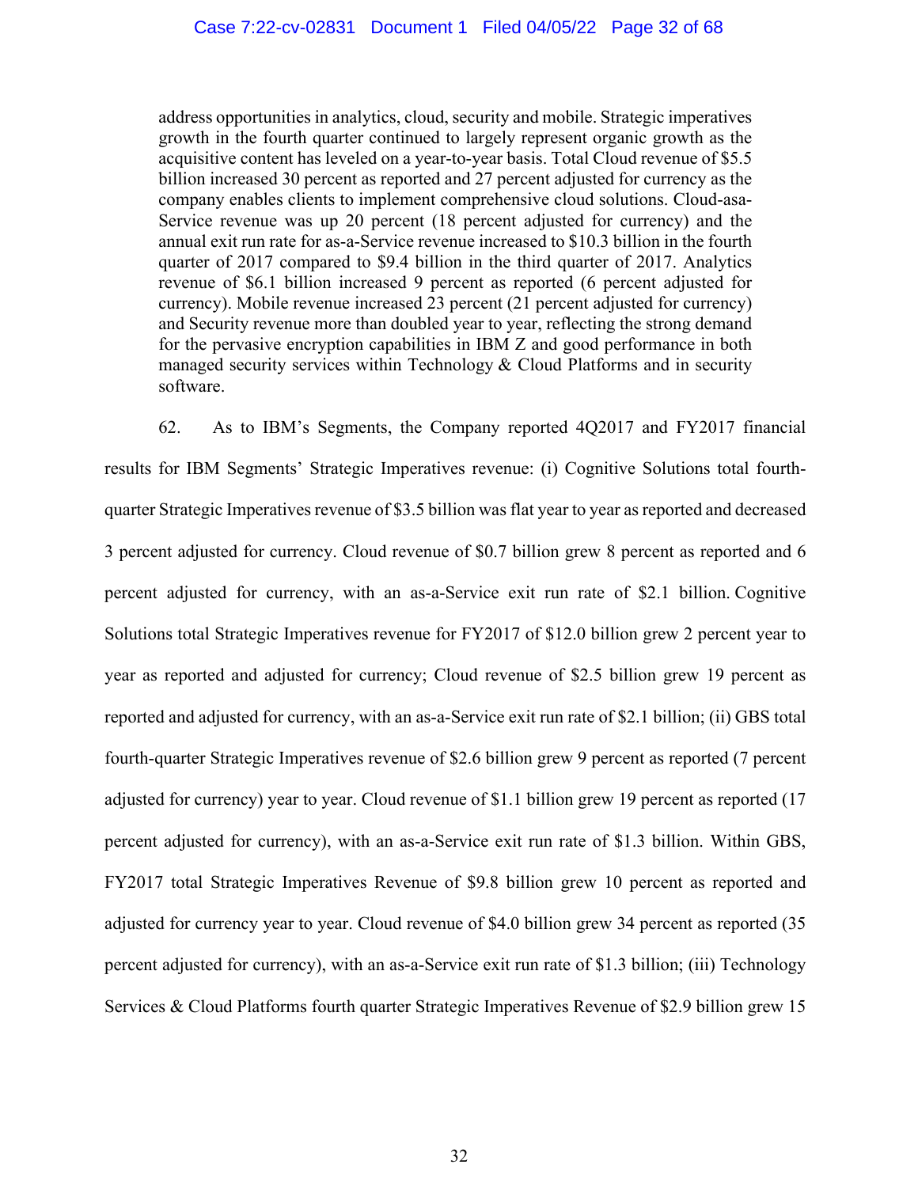> address opportunities in analytics, cloud, security and mobile. Strategic imperatives growth in the fourth quarter continued to largely represent organic growth as the acquisitive content has leveled on a year-to-year basis. Total Cloud revenue of $5.5 billion increased 30 percent as reported and 27 percent adjusted for currency as the company enables clients to implement comprehensive cloud solutions. Cloud-asa-Service revenue was up 20 percent (18 percent adjusted for currency) and the annual exit run rate for as-a-Service revenue increased to $10.3 billion in the fourth quarter of 2017 compared to $9.4 billion in the third quarter of 2017. Analytics revenue of $6.1 billion increased 9 percent as reported (6 percent adjusted for currency). Mobile revenue increased 23 percent (21 percent adjusted for currency) and Security revenue more than doubled year to year, reflecting the strong demand for the pervasive encryption capabilities in IBM Z and good performance in both managed security services within Technology & Cloud Platforms and in security software.

62. As to IBM's Segments, the Company reported 4Q2017 and FY2017 financial results for IBM Segments' Strategic Imperatives revenue: (i) Cognitive Solutions total fourth-quarter Strategic Imperatives revenue of $3.5 billion was flat year to year as reported and decreased 3 percent adjusted for currency. Cloud revenue of $0.7 billion grew 8 percent as reported and 6 percent adjusted for currency, with an as-a-Service exit run rate of $2.1 billion. Cognitive Solutions total Strategic Imperatives revenue for FY2017 of $12.0 billion grew 2 percent year to year as reported and adjusted for currency; Cloud revenue of $2.5 billion grew 19 percent as reported and adjusted for currency, with an as-a-Service exit run rate of $2.1 billion; (ii) GBS total fourth-quarter Strategic Imperatives revenue of $2.6 billion grew 9 percent as reported (7 percent adjusted for currency) year to year. Cloud revenue of $1.1 billion grew 19 percent as reported (17 percent adjusted for currency), with an as-a-Service exit run rate of $1.3 billion. Within GBS, FY2017 total Strategic Imperatives Revenue of $9.8 billion grew 10 percent as reported and adjusted for currency year to year. Cloud revenue of $4.0 billion grew 34 percent as reported (35 percent adjusted for currency), with an as-a-Service exit run rate of $1.3 billion; (iii) Technology Services & Cloud Platforms fourth quarter Strategic Imperatives Revenue of $2.9 billion grew 15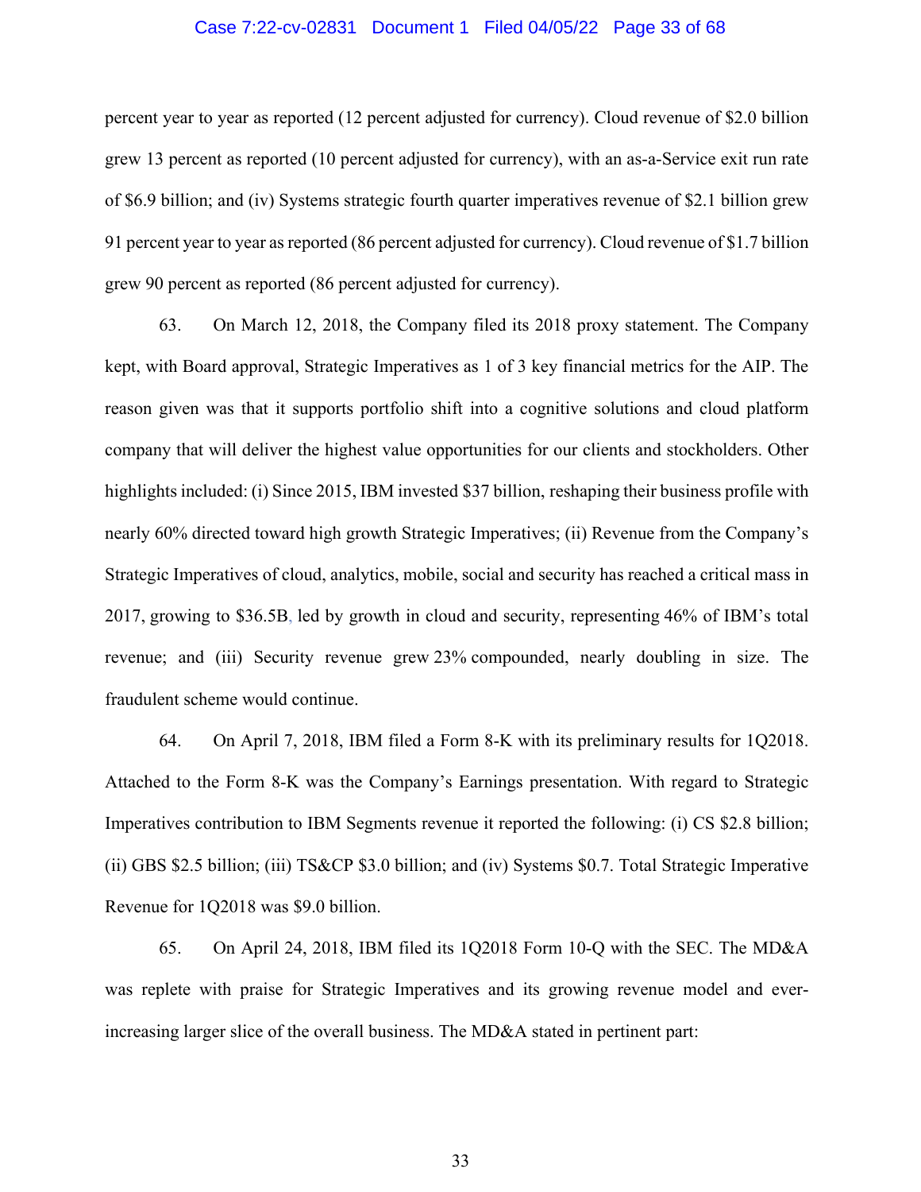percent year to year as reported (12 percent adjusted for currency). Cloud revenue of $2.0 billion grew 13 percent as reported (10 percent adjusted for currency), with an as-a-Service exit run rate of $6.9 billion; and (iv) Systems strategic fourth quarter imperatives revenue of $2.1 billion grew 91 percent year to year as reported (86 percent adjusted for currency). Cloud revenue of $1.7 billion grew 90 percent as reported (86 percent adjusted for currency).

63. On March 12, 2018, the Company filed its 2018 proxy statement. The Company kept, with Board approval, Strategic Imperatives as 1 of 3 key financial metrics for the AIP. The reason given was that it supports portfolio shift into a cognitive solutions and cloud platform company that will deliver the highest value opportunities for our clients and stockholders. Other highlights included: (i) Since 2015, IBM invested $37 billion, reshaping their business profile with nearly 60% directed toward high growth Strategic Imperatives; (ii) Revenue from the Company's Strategic Imperatives of cloud, analytics, mobile, social and security has reached a critical mass in 2017, growing to $36.5B, led by growth in cloud and security, representing 46% of IBM's total revenue; and (iii) Security revenue grew 23% compounded, nearly doubling in size. The fraudulent scheme would continue.

64. On April 7, 2018, IBM filed a Form 8-K with its preliminary results for 1Q2018. Attached to the Form 8-K was the Company's Earnings presentation. With regard to Strategic Imperatives contribution to IBM Segments revenue it reported the following: (i) CS $2.8 billion; (ii) GBS $2.5 billion; (iii) TS&CP $3.0 billion; and (iv) Systems $0.7. Total Strategic Imperative Revenue for 1Q2018 was $9.0 billion.

65. On April 24, 2018, IBM filed its 1Q2018 Form 10-Q with the SEC. The MD&A was replete with praise for Strategic Imperatives and its growing revenue model and ever-increasing larger slice of the overall business. The MD&A stated in pertinent part: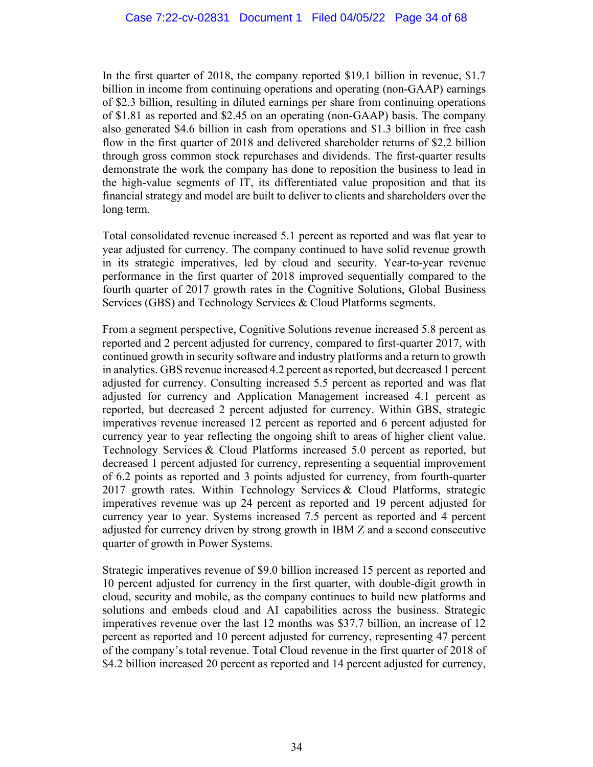In the first quarter of 2018, the company reported $19.1 billion in revenue, $1.7 billion in income from continuing operations and operating (non-GAAP) earnings of $2.3 billion, resulting in diluted earnings per share from continuing operations of $1.81 as reported and $2.45 on an operating (non-GAAP) basis. The company also generated $4.6 billion in cash from operations and $1.3 billion in free cash flow in the first quarter of 2018 and delivered shareholder returns of $2.2 billion through gross common stock repurchases and dividends. The first-quarter results demonstrate the work the company has done to reposition the business to lead in the high-value segments of IT, its differentiated value proposition and that its financial strategy and model are built to deliver to clients and shareholders over the long term.

Total consolidated revenue increased 5.1 percent as reported and was flat year to year adjusted for currency. The company continued to have solid revenue growth in its strategic imperatives, led by cloud and security. Year-to-year revenue performance in the first quarter of 2018 improved sequentially compared to the fourth quarter of 2017 growth rates in the Cognitive Solutions, Global Business Services (GBS) and Technology Services & Cloud Platforms segments.

From a segment perspective, Cognitive Solutions revenue increased 5.8 percent as reported and 2 percent adjusted for currency, compared to first-quarter 2017, with continued growth in security software and industry platforms and a return to growth in analytics. GBS revenue increased 4.2 percent as reported, but decreased 1 percent adjusted for currency. Consulting increased 5.5 percent as reported and was flat adjusted for currency and Application Management increased 4.1 percent as reported, but decreased 2 percent adjusted for currency. Within GBS, strategic imperatives revenue increased 12 percent as reported and 6 percent adjusted for currency year to year reflecting the ongoing shift to areas of higher client value. Technology Services & Cloud Platforms increased 5.0 percent as reported, but decreased 1 percent adjusted for currency, representing a sequential improvement of 6.2 points as reported and 3 points adjusted for currency, from fourth-quarter 2017 growth rates. Within Technology Services & Cloud Platforms, strategic imperatives revenue was up 24 percent as reported and 19 percent adjusted for currency year to year. Systems increased 7.5 percent as reported and 4 percent adjusted for currency driven by strong growth in IBM Z and a second consecutive quarter of growth in Power Systems.

Strategic imperatives revenue of $9.0 billion increased 15 percent as reported and 10 percent adjusted for currency in the first quarter, with double-digit growth in cloud, security and mobile, as the company continues to build new platforms and solutions and embeds cloud and AI capabilities across the business. Strategic imperatives revenue over the last 12 months was $37.7 billion, an increase of 12 percent as reported and 10 percent adjusted for currency, representing 47 percent of the company's total revenue. Total Cloud revenue in the first quarter of 2018 of $4.2 billion increased 20 percent as reported and 14 percent adjusted for currency,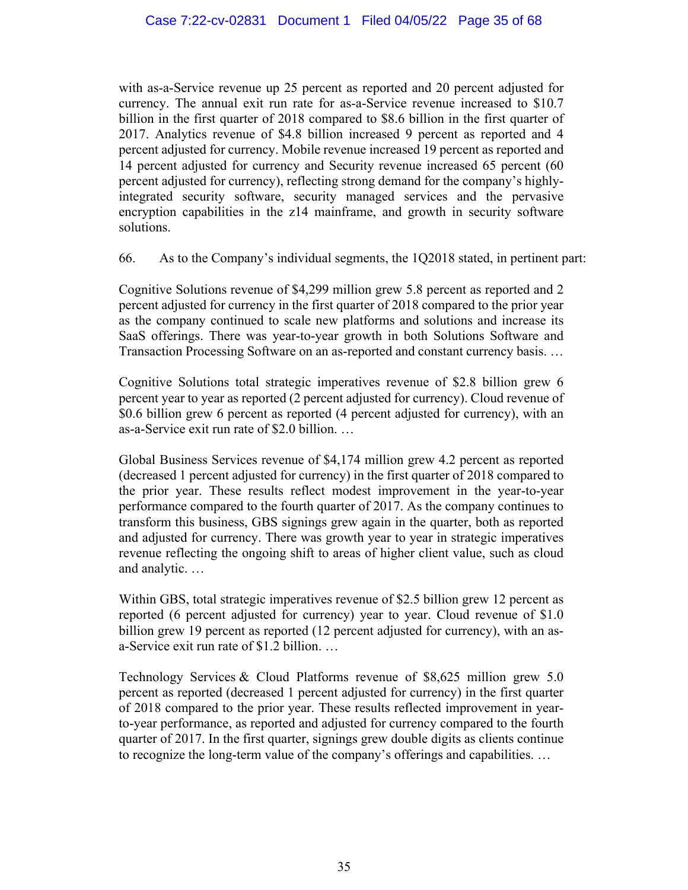with as-a-Service revenue up 25 percent as reported and 20 percent adjusted for currency. The annual exit run rate for as-a-Service revenue increased to $10.7 billion in the first quarter of 2018 compared to $8.6 billion in the first quarter of 2017. Analytics revenue of $4.8 billion increased 9 percent as reported and 4 percent adjusted for currency. Mobile revenue increased 19 percent as reported and 14 percent adjusted for currency and Security revenue increased 65 percent (60 percent adjusted for currency), reflecting strong demand for the company's highly-integrated security software, security managed services and the pervasive encryption capabilities in the z14 mainframe, and growth in security software solutions.

66. As to the Company's individual segments, the 1Q2018 stated, in pertinent part:

Cognitive Solutions revenue of $4,299 million grew 5.8 percent as reported and 2 percent adjusted for currency in the first quarter of 2018 compared to the prior year as the company continued to scale new platforms and solutions and increase its SaaS offerings. There was year-to-year growth in both Solutions Software and Transaction Processing Software on an as-reported and constant currency basis. …

Cognitive Solutions total strategic imperatives revenue of $2.8 billion grew 6 percent year to year as reported (2 percent adjusted for currency). Cloud revenue of $0.6 billion grew 6 percent as reported (4 percent adjusted for currency), with an as-a-Service exit run rate of $2.0 billion. …

Global Business Services revenue of $4,174 million grew 4.2 percent as reported (decreased 1 percent adjusted for currency) in the first quarter of 2018 compared to the prior year. These results reflect modest improvement in the year-to-year performance compared to the fourth quarter of 2017. As the company continues to transform this business, GBS signings grew again in the quarter, both as reported and adjusted for currency. There was growth year to year in strategic imperatives revenue reflecting the ongoing shift to areas of higher client value, such as cloud and analytic. …

Within GBS, total strategic imperatives revenue of $2.5 billion grew 12 percent as reported (6 percent adjusted for currency) year to year. Cloud revenue of $1.0 billion grew 19 percent as reported (12 percent adjusted for currency), with an as-a-Service exit run rate of $1.2 billion. …

Technology Services & Cloud Platforms revenue of $8,625 million grew 5.0 percent as reported (decreased 1 percent adjusted for currency) in the first quarter of 2018 compared to the prior year. These results reflected improvement in year-to-year performance, as reported and adjusted for currency compared to the fourth quarter of 2017. In the first quarter, signings grew double digits as clients continue to recognize the long-term value of the company's offerings and capabilities. …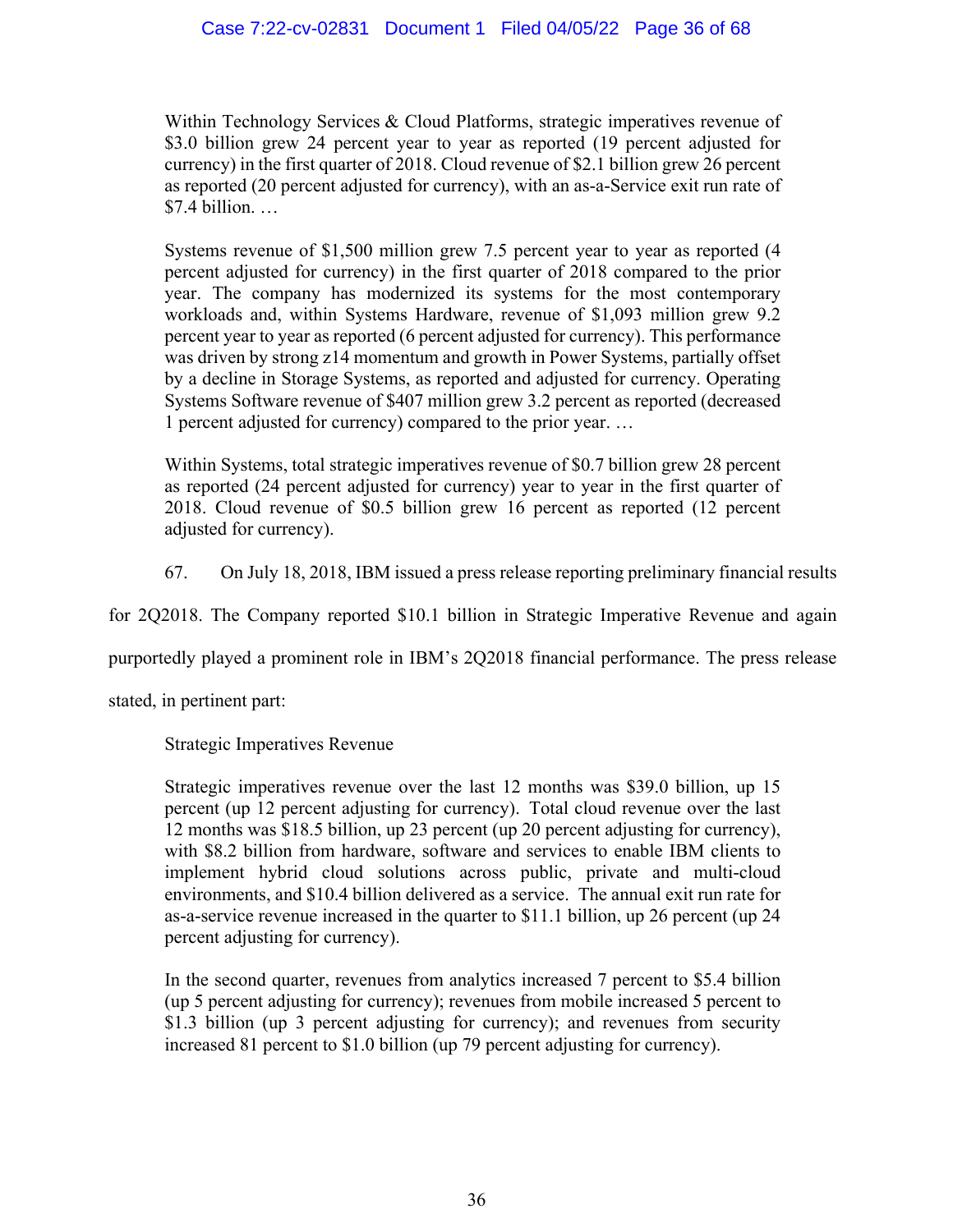> Within Technology Services & Cloud Platforms, strategic imperatives revenue of $3.0 billion grew 24 percent year to year as reported (19 percent adjusted for currency) in the first quarter of 2018. Cloud revenue of $2.1 billion grew 26 percent as reported (20 percent adjusted for currency), with an as-a-Service exit run rate of $7.4 billion. …
>
> Systems revenue of $1,500 million grew 7.5 percent year to year as reported (4 percent adjusted for currency) in the first quarter of 2018 compared to the prior year. The company has modernized its systems for the most contemporary workloads and, within Systems Hardware, revenue of $1,093 million grew 9.2 percent year to year as reported (6 percent adjusted for currency). This performance was driven by strong z14 momentum and growth in Power Systems, partially offset by a decline in Storage Systems, as reported and adjusted for currency. Operating Systems Software revenue of $407 million grew 3.2 percent as reported (decreased 1 percent adjusted for currency) compared to the prior year. …
>
> Within Systems, total strategic imperatives revenue of $0.7 billion grew 28 percent as reported (24 percent adjusted for currency) year to year in the first quarter of 2018. Cloud revenue of $0.5 billion grew 16 percent as reported (12 percent adjusted for currency).

67. On July 18, 2018, IBM issued a press release reporting preliminary financial results for 2Q2018. The Company reported $10.1 billion in Strategic Imperative Revenue and again purportedly played a prominent role in IBM's 2Q2018 financial performance. The press release stated, in pertinent part:

> Strategic Imperatives Revenue
>
> Strategic imperatives revenue over the last 12 months was $39.0 billion, up 15 percent (up 12 percent adjusting for currency). Total cloud revenue over the last 12 months was $18.5 billion, up 23 percent (up 20 percent adjusting for currency), with $8.2 billion from hardware, software and services to enable IBM clients to implement hybrid cloud solutions across public, private and multi-cloud environments, and $10.4 billion delivered as a service. The annual exit run rate for as-a-service revenue increased in the quarter to $11.1 billion, up 26 percent (up 24 percent adjusting for currency).
>
> In the second quarter, revenues from analytics increased 7 percent to $5.4 billion (up 5 percent adjusting for currency); revenues from mobile increased 5 percent to $1.3 billion (up 3 percent adjusting for currency); and revenues from security increased 81 percent to $1.0 billion (up 79 percent adjusting for currency).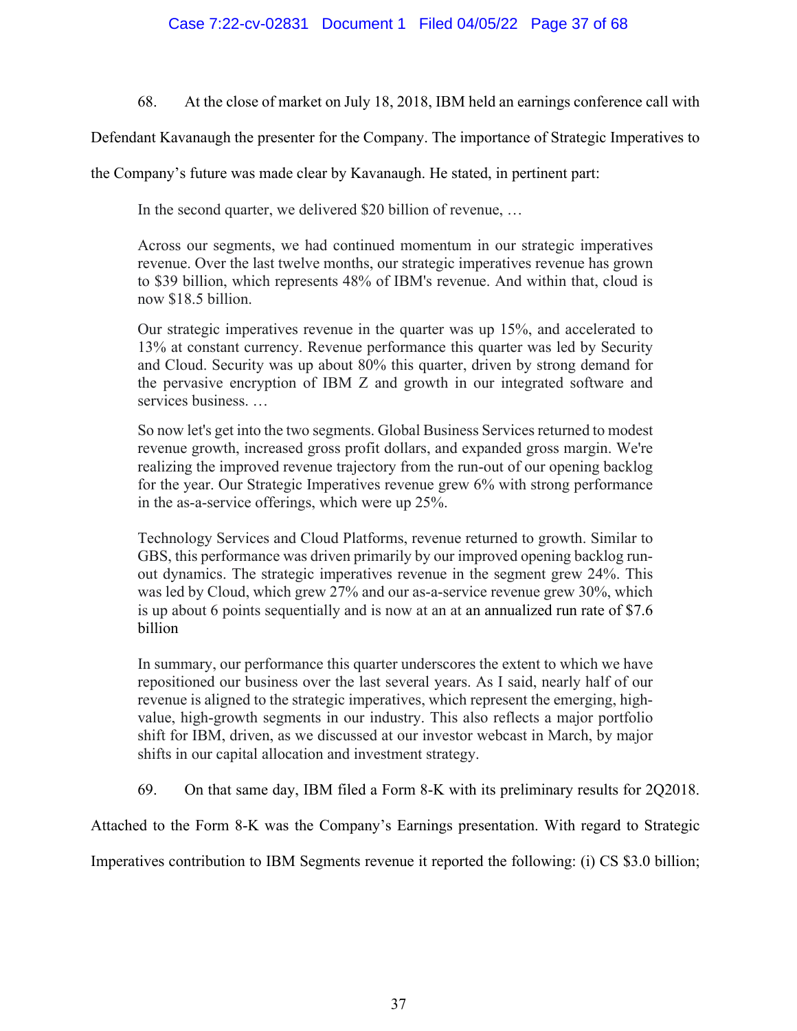68. At the close of market on July 18, 2018, IBM held an earnings conference call with Defendant Kavanaugh the presenter for the Company. The importance of Strategic Imperatives to the Company's future was made clear by Kavanaugh. He stated, in pertinent part:

> In the second quarter, we delivered $20 billion of revenue, …
>
> Across our segments, we had continued momentum in our strategic imperatives revenue. Over the last twelve months, our strategic imperatives revenue has grown to $39 billion, which represents 48% of IBM's revenue. And within that, cloud is now $18.5 billion.
>
> Our strategic imperatives revenue in the quarter was up 15%, and accelerated to 13% at constant currency. Revenue performance this quarter was led by Security and Cloud. Security was up about 80% this quarter, driven by strong demand for the pervasive encryption of IBM Z and growth in our integrated software and services business. …
>
> So now let's get into the two segments. Global Business Services returned to modest revenue growth, increased gross profit dollars, and expanded gross margin. We're realizing the improved revenue trajectory from the run-out of our opening backlog for the year. Our Strategic Imperatives revenue grew 6% with strong performance in the as-a-service offerings, which were up 25%.
>
> Technology Services and Cloud Platforms, revenue returned to growth. Similar to GBS, this performance was driven primarily by our improved opening backlog run-out dynamics. The strategic imperatives revenue in the segment grew 24%. This was led by Cloud, which grew 27% and our as-a-service revenue grew 30%, which is up about 6 points sequentially and is now at an at an annualized run rate of $7.6 billion
>
> In summary, our performance this quarter underscores the extent to which we have repositioned our business over the last several years. As I said, nearly half of our revenue is aligned to the strategic imperatives, which represent the emerging, high-value, high-growth segments in our industry. This also reflects a major portfolio shift for IBM, driven, as we discussed at our investor webcast in March, by major shifts in our capital allocation and investment strategy.

69. On that same day, IBM filed a Form 8-K with its preliminary results for 2Q2018. Attached to the Form 8-K was the Company's Earnings presentation. With regard to Strategic Imperatives contribution to IBM Segments revenue it reported the following: (i) CS $3.0 billion;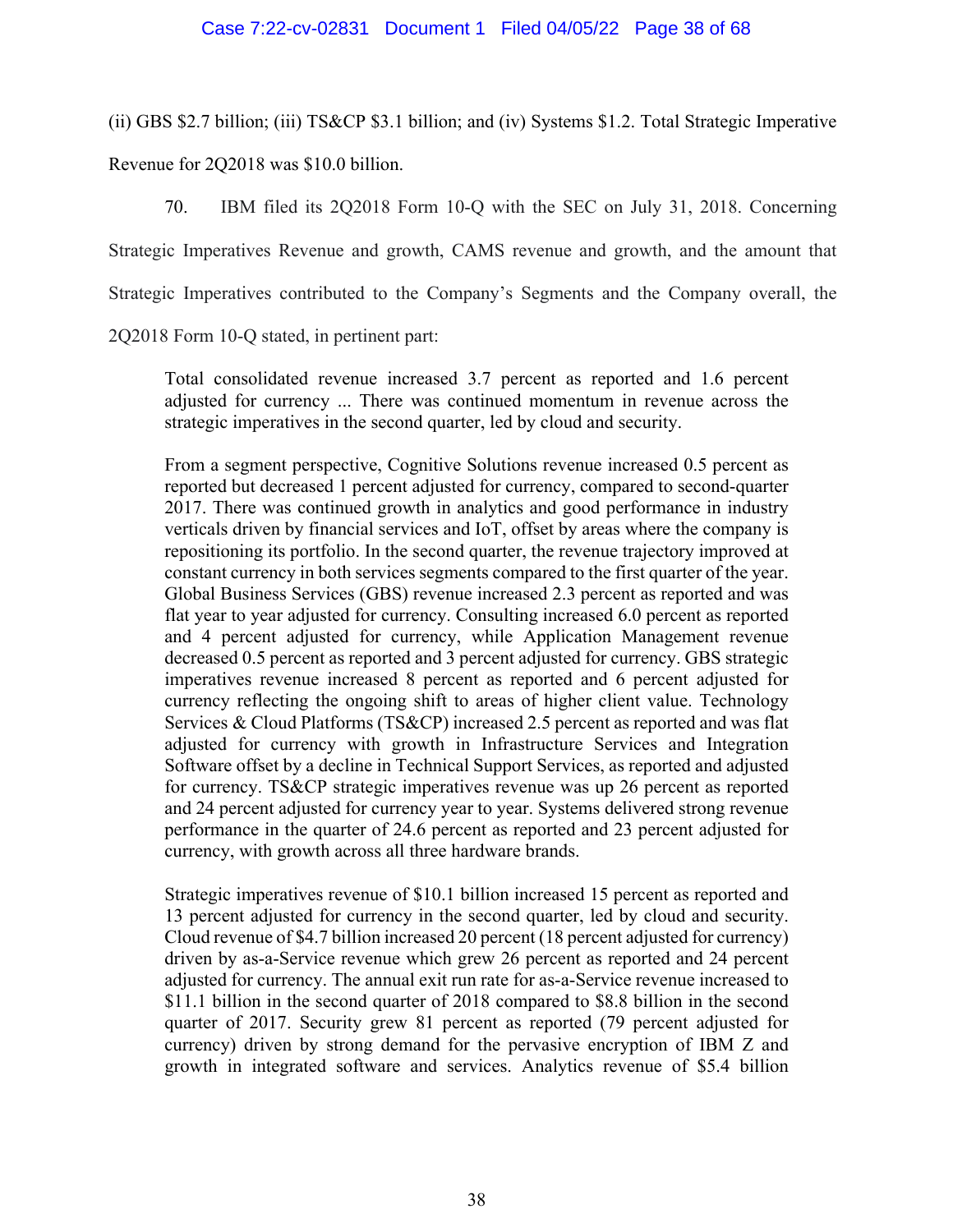(ii) GBS $2.7 billion; (iii) TS&CP $3.1 billion; and (iv) Systems $1.2. Total Strategic Imperative Revenue for 2Q2018 was $10.0 billion.

70. IBM filed its 2Q2018 Form 10-Q with the SEC on July 31, 2018. Concerning Strategic Imperatives Revenue and growth, CAMS revenue and growth, and the amount that Strategic Imperatives contributed to the Company's Segments and the Company overall, the 2Q2018 Form 10-Q stated, in pertinent part:

> Total consolidated revenue increased 3.7 percent as reported and 1.6 percent adjusted for currency ... There was continued momentum in revenue across the strategic imperatives in the second quarter, led by cloud and security.
>
> From a segment perspective, Cognitive Solutions revenue increased 0.5 percent as reported but decreased 1 percent adjusted for currency, compared to second-quarter 2017. There was continued growth in analytics and good performance in industry verticals driven by financial services and IoT, offset by areas where the company is repositioning its portfolio. In the second quarter, the revenue trajectory improved at constant currency in both services segments compared to the first quarter of the year. Global Business Services (GBS) revenue increased 2.3 percent as reported and was flat year to year adjusted for currency. Consulting increased 6.0 percent as reported and 4 percent adjusted for currency, while Application Management revenue decreased 0.5 percent as reported and 3 percent adjusted for currency. GBS strategic imperatives revenue increased 8 percent as reported and 6 percent adjusted for currency reflecting the ongoing shift to areas of higher client value. Technology Services & Cloud Platforms (TS&CP) increased 2.5 percent as reported and was flat adjusted for currency with growth in Infrastructure Services and Integration Software offset by a decline in Technical Support Services, as reported and adjusted for currency. TS&CP strategic imperatives revenue was up 26 percent as reported and 24 percent adjusted for currency year to year. Systems delivered strong revenue performance in the quarter of 24.6 percent as reported and 23 percent adjusted for currency, with growth across all three hardware brands.
>
> Strategic imperatives revenue of $10.1 billion increased 15 percent as reported and 13 percent adjusted for currency in the second quarter, led by cloud and security. Cloud revenue of $4.7 billion increased 20 percent (18 percent adjusted for currency) driven by as-a-Service revenue which grew 26 percent as reported and 24 percent adjusted for currency. The annual exit run rate for as-a-Service revenue increased to $11.1 billion in the second quarter of 2018 compared to $8.8 billion in the second quarter of 2017. Security grew 81 percent as reported (79 percent adjusted for currency) driven by strong demand for the pervasive encryption of IBM Z and growth in integrated software and services. Analytics revenue of $5.4 billion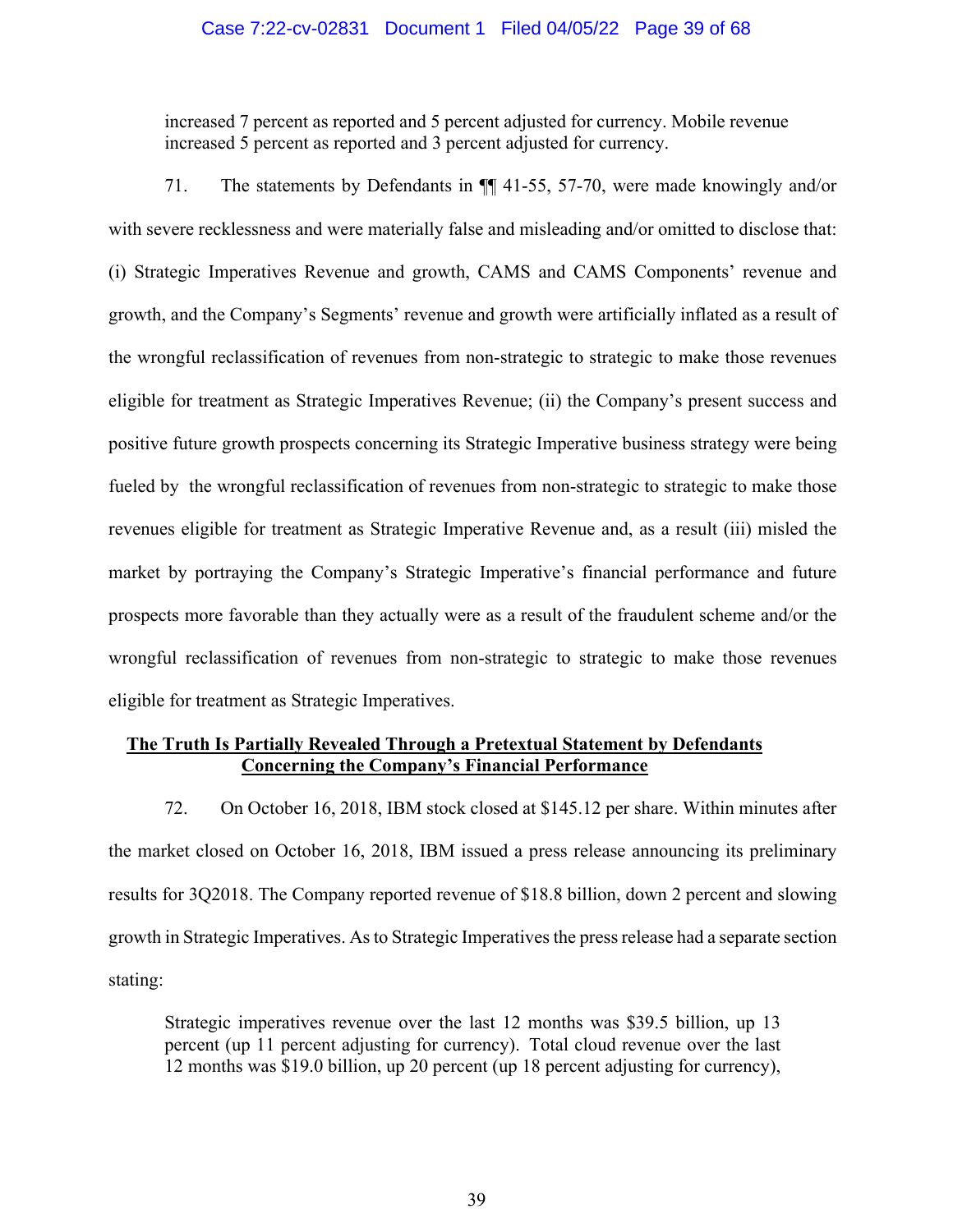> increased 7 percent as reported and 5 percent adjusted for currency. Mobile revenue increased 5 percent as reported and 3 percent adjusted for currency.

71. The statements by Defendants in ¶¶ 41-55, 57-70, were made knowingly and/or with severe recklessness and were materially false and misleading and/or omitted to disclose that: (i) Strategic Imperatives Revenue and growth, CAMS and CAMS Components' revenue and growth, and the Company's Segments' revenue and growth were artificially inflated as a result of the wrongful reclassification of revenues from non-strategic to strategic to make those revenues eligible for treatment as Strategic Imperatives Revenue; (ii) the Company's present success and positive future growth prospects concerning its Strategic Imperative business strategy were being fueled by the wrongful reclassification of revenues from non-strategic to strategic to make those revenues eligible for treatment as Strategic Imperative Revenue and, as a result (iii) misled the market by portraying the Company's Strategic Imperative's financial performance and future prospects more favorable than they actually were as a result of the fraudulent scheme and/or the wrongful reclassification of revenues from non-strategic to strategic to make those revenues eligible for treatment as Strategic Imperatives.

**<u>The Truth Is Partially Revealed Through a Pretextual Statement by Defendants Concerning the Company's Financial Performance</u>**

72. On October 16, 2018, IBM stock closed at $145.12 per share. Within minutes after the market closed on October 16, 2018, IBM issued a press release announcing its preliminary results for 3Q2018. The Company reported revenue of $18.8 billion, down 2 percent and slowing growth in Strategic Imperatives. As to Strategic Imperatives the press release had a separate section stating:

> Strategic imperatives revenue over the last 12 months was $39.5 billion, up 13 percent (up 11 percent adjusting for currency). Total cloud revenue over the last 12 months was $19.0 billion, up 20 percent (up 18 percent adjusting for currency),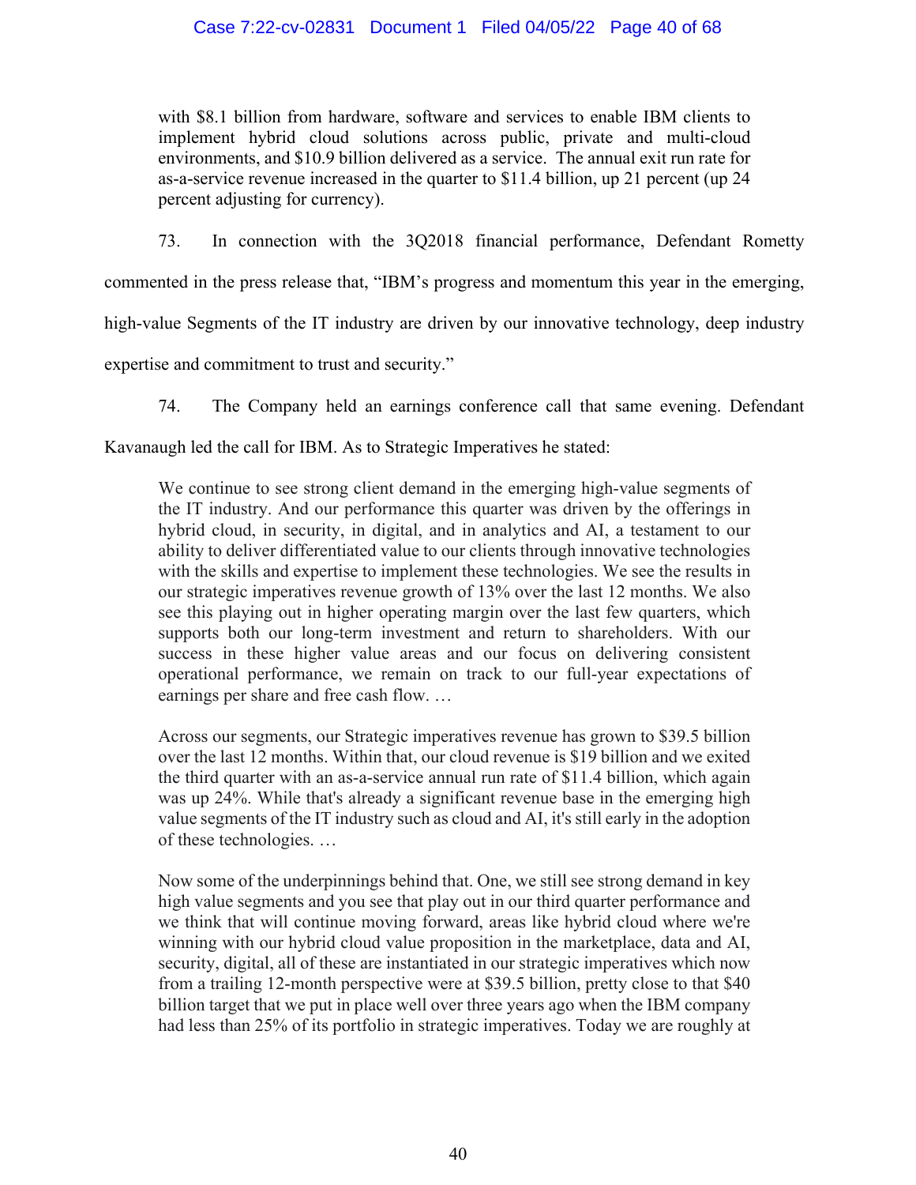> with $8.1 billion from hardware, software and services to enable IBM clients to implement hybrid cloud solutions across public, private and multi-cloud environments, and $10.9 billion delivered as a service. The annual exit run rate for as-a-service revenue increased in the quarter to $11.4 billion, up 21 percent (up 24 percent adjusting for currency).

73. In connection with the 3Q2018 financial performance, Defendant Rometty commented in the press release that, "IBM's progress and momentum this year in the emerging, high-value Segments of the IT industry are driven by our innovative technology, deep industry expertise and commitment to trust and security."

74. The Company held an earnings conference call that same evening. Defendant Kavanaugh led the call for IBM. As to Strategic Imperatives he stated:

> We continue to see strong client demand in the emerging high-value segments of the IT industry. And our performance this quarter was driven by the offerings in hybrid cloud, in security, in digital, and in analytics and AI, a testament to our ability to deliver differentiated value to our clients through innovative technologies with the skills and expertise to implement these technologies. We see the results in our strategic imperatives revenue growth of 13% over the last 12 months. We also see this playing out in higher operating margin over the last few quarters, which supports both our long-term investment and return to shareholders. With our success in these higher value areas and our focus on delivering consistent operational performance, we remain on track to our full-year expectations of earnings per share and free cash flow. …
>
> Across our segments, our Strategic imperatives revenue has grown to $39.5 billion over the last 12 months. Within that, our cloud revenue is $19 billion and we exited the third quarter with an as-a-service annual run rate of $11.4 billion, which again was up 24%. While that's already a significant revenue base in the emerging high value segments of the IT industry such as cloud and AI, it's still early in the adoption of these technologies. …
>
> Now some of the underpinnings behind that. One, we still see strong demand in key high value segments and you see that play out in our third quarter performance and we think that will continue moving forward, areas like hybrid cloud where we're winning with our hybrid cloud value proposition in the marketplace, data and AI, security, digital, all of these are instantiated in our strategic imperatives which now from a trailing 12-month perspective were at $39.5 billion, pretty close to that $40 billion target that we put in place well over three years ago when the IBM company had less than 25% of its portfolio in strategic imperatives. Today we are roughly at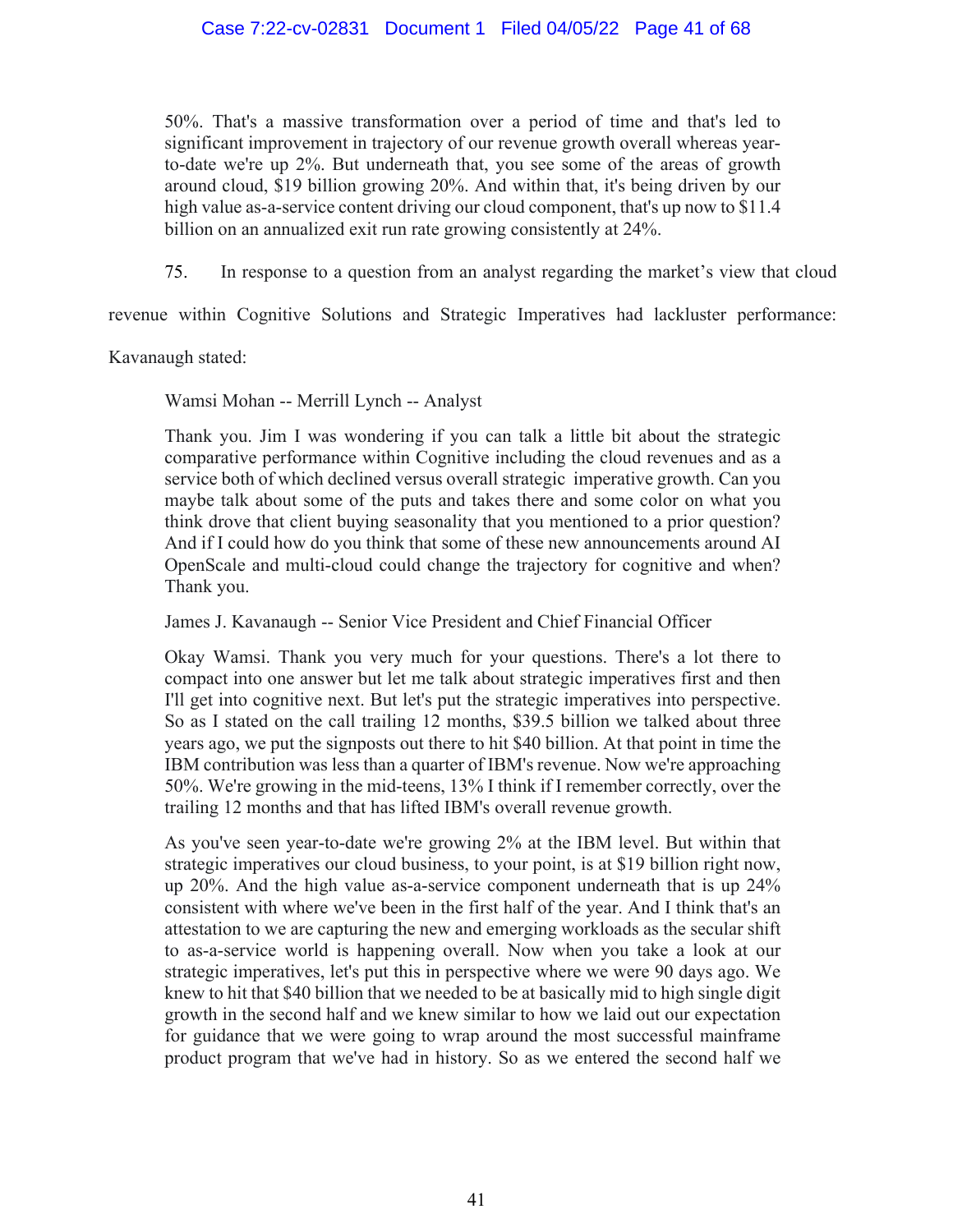> 50%. That's a massive transformation over a period of time and that's led to significant improvement in trajectory of our revenue growth overall whereas year-to-date we're up 2%. But underneath that, you see some of the areas of growth around cloud, $19 billion growing 20%. And within that, it's being driven by our high value as-a-service content driving our cloud component, that's up now to $11.4 billion on an annualized exit run rate growing consistently at 24%.

75. In response to a question from an analyst regarding the market's view that cloud revenue within Cognitive Solutions and Strategic Imperatives had lackluster performance: Kavanaugh stated:

> Wamsi Mohan -- Merrill Lynch -- Analyst
>
> Thank you. Jim I was wondering if you can talk a little bit about the strategic comparative performance within Cognitive including the cloud revenues and as a service both of which declined versus overall strategic imperative growth. Can you maybe talk about some of the puts and takes there and some color on what you think drove that client buying seasonality that you mentioned to a prior question? And if I could how do you think that some of these new announcements around AI OpenScale and multi-cloud could change the trajectory for cognitive and when? Thank you.
>
> James J. Kavanaugh -- Senior Vice President and Chief Financial Officer
>
> Okay Wamsi. Thank you very much for your questions. There's a lot there to compact into one answer but let me talk about strategic imperatives first and then I'll get into cognitive next. But let's put the strategic imperatives into perspective. So as I stated on the call trailing 12 months, $39.5 billion we talked about three years ago, we put the signposts out there to hit $40 billion. At that point in time the IBM contribution was less than a quarter of IBM's revenue. Now we're approaching 50%. We're growing in the mid-teens, 13% I think if I remember correctly, over the trailing 12 months and that has lifted IBM's overall revenue growth.
>
> As you've seen year-to-date we're growing 2% at the IBM level. But within that strategic imperatives our cloud business, to your point, is at $19 billion right now, up 20%. And the high value as-a-service component underneath that is up 24% consistent with where we've been in the first half of the year. And I think that's an attestation to we are capturing the new and emerging workloads as the secular shift to as-a-service world is happening overall. Now when you take a look at our strategic imperatives, let's put this in perspective where we were 90 days ago. We knew to hit that $40 billion that we needed to be at basically mid to high single digit growth in the second half and we knew similar to how we laid out our expectation for guidance that we were going to wrap around the most successful mainframe product program that we've had in history. So as we entered the second half we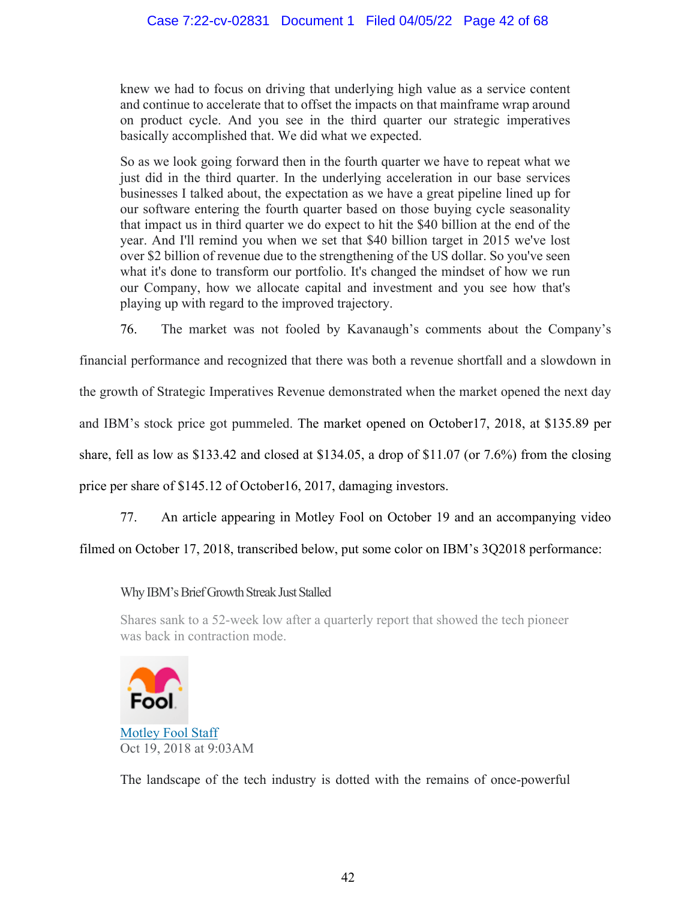> knew we had to focus on driving that underlying high value as a service content and continue to accelerate that to offset the impacts on that mainframe wrap around on product cycle. And you see in the third quarter our strategic imperatives basically accomplished that. We did what we expected.
>
> So as we look going forward then in the fourth quarter we have to repeat what we just did in the third quarter. In the underlying acceleration in our base services businesses I talked about, the expectation as we have a great pipeline lined up for our software entering the fourth quarter based on those buying cycle seasonality that impact us in third quarter we do expect to hit the $40 billion at the end of the year. And I'll remind you when we set that $40 billion target in 2015 we've lost over $2 billion of revenue due to the strengthening of the US dollar. So you've seen what it's done to transform our portfolio. It's changed the mindset of how we run our Company, how we allocate capital and investment and you see how that's playing up with regard to the improved trajectory.

76. The market was not fooled by Kavanaugh's comments about the Company's financial performance and recognized that there was both a revenue shortfall and a slowdown in the growth of Strategic Imperatives Revenue demonstrated when the market opened the next day and IBM's stock price got pummeled. The market opened on October17, 2018, at $135.89 per share, fell as low as $133.42 and closed at $134.05, a drop of $11.07 (or 7.6%) from the closing price per share of $145.12 of October16, 2017, damaging investors.

77. An article appearing in Motley Fool on October 19 and an accompanying video filmed on October 17, 2018, transcribed below, put some color on IBM's 3Q2018 performance:

> Why IBM's Brief Growth Streak Just Stalled
>
> Shares sank to a 52-week low after a quarterly report that showed the tech pioneer was back in contraction mode.
>
> Fool
>
> Motley Fool Staff
> Oct 19, 2018 at 9:03AM
>
> The landscape of the tech industry is dotted with the remains of once-powerful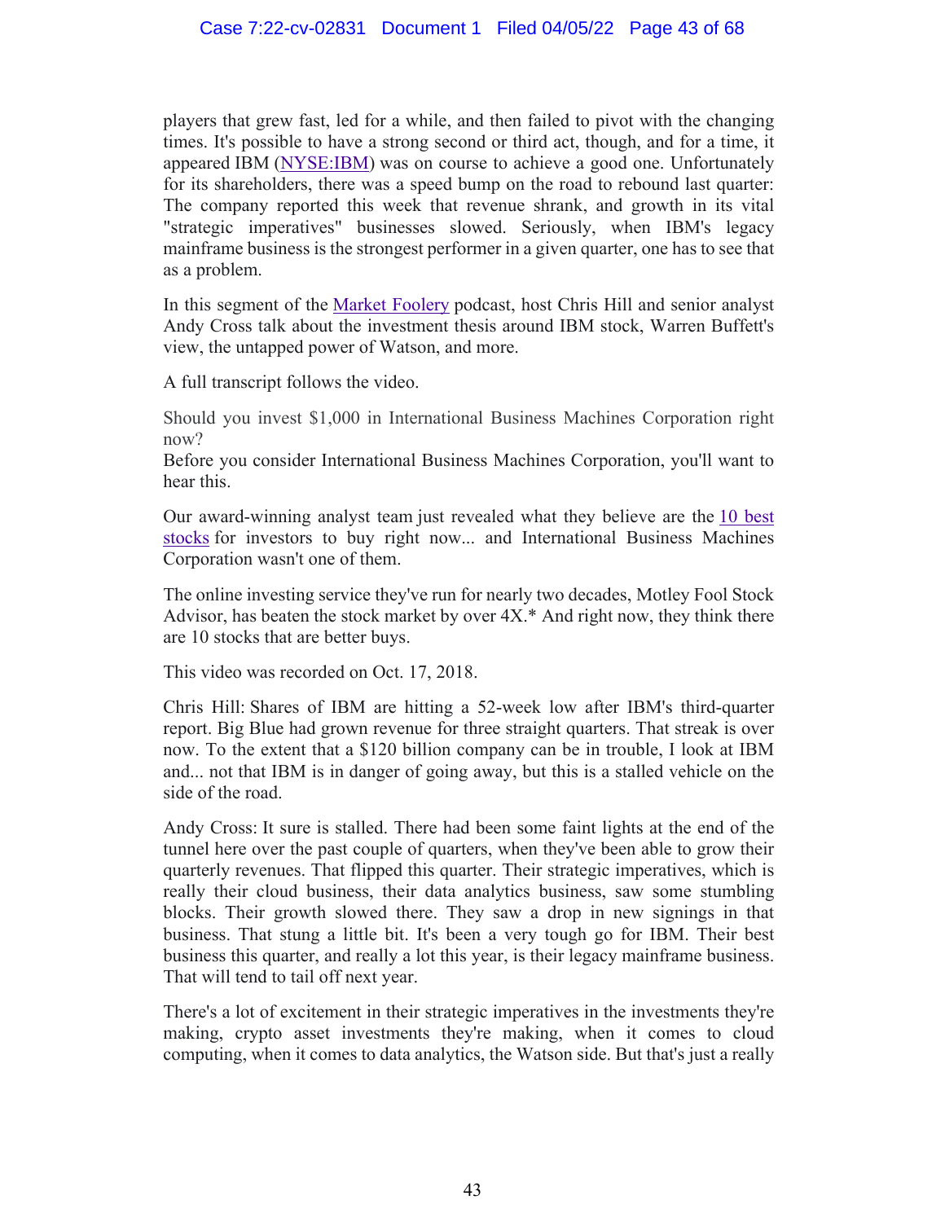players that grew fast, led for a while, and then failed to pivot with the changing times. It's possible to have a strong second or third act, though, and for a time, it appeared IBM (NYSE:IBM) was on course to achieve a good one. Unfortunately for its shareholders, there was a speed bump on the road to rebound last quarter: The company reported this week that revenue shrank, and growth in its vital "strategic imperatives" businesses slowed. Seriously, when IBM's legacy mainframe business is the strongest performer in a given quarter, one has to see that as a problem.

In this segment of the Market Foolery podcast, host Chris Hill and senior analyst Andy Cross talk about the investment thesis around IBM stock, Warren Buffett's view, the untapped power of Watson, and more.

A full transcript follows the video.

Should you invest $1,000 in International Business Machines Corporation right now?
Before you consider International Business Machines Corporation, you'll want to hear this.

Our award-winning analyst team just revealed what they believe are the 10 best stocks for investors to buy right now... and International Business Machines Corporation wasn't one of them.

The online investing service they've run for nearly two decades, Motley Fool Stock Advisor, has beaten the stock market by over 4X.* And right now, they think there are 10 stocks that are better buys.

This video was recorded on Oct. 17, 2018.

Chris Hill: Shares of IBM are hitting a 52-week low after IBM's third-quarter report. Big Blue had grown revenue for three straight quarters. That streak is over now. To the extent that a $120 billion company can be in trouble, I look at IBM and... not that IBM is in danger of going away, but this is a stalled vehicle on the side of the road.

Andy Cross: It sure is stalled. There had been some faint lights at the end of the tunnel here over the past couple of quarters, when they've been able to grow their quarterly revenues. That flipped this quarter. Their strategic imperatives, which is really their cloud business, their data analytics business, saw some stumbling blocks. Their growth slowed there. They saw a drop in new signings in that business. That stung a little bit. It's been a very tough go for IBM. Their best business this quarter, and really a lot this year, is their legacy mainframe business. That will tend to tail off next year.

There's a lot of excitement in their strategic imperatives in the investments they're making, crypto asset investments they're making, when it comes to cloud computing, when it comes to data analytics, the Watson side. But that's just a really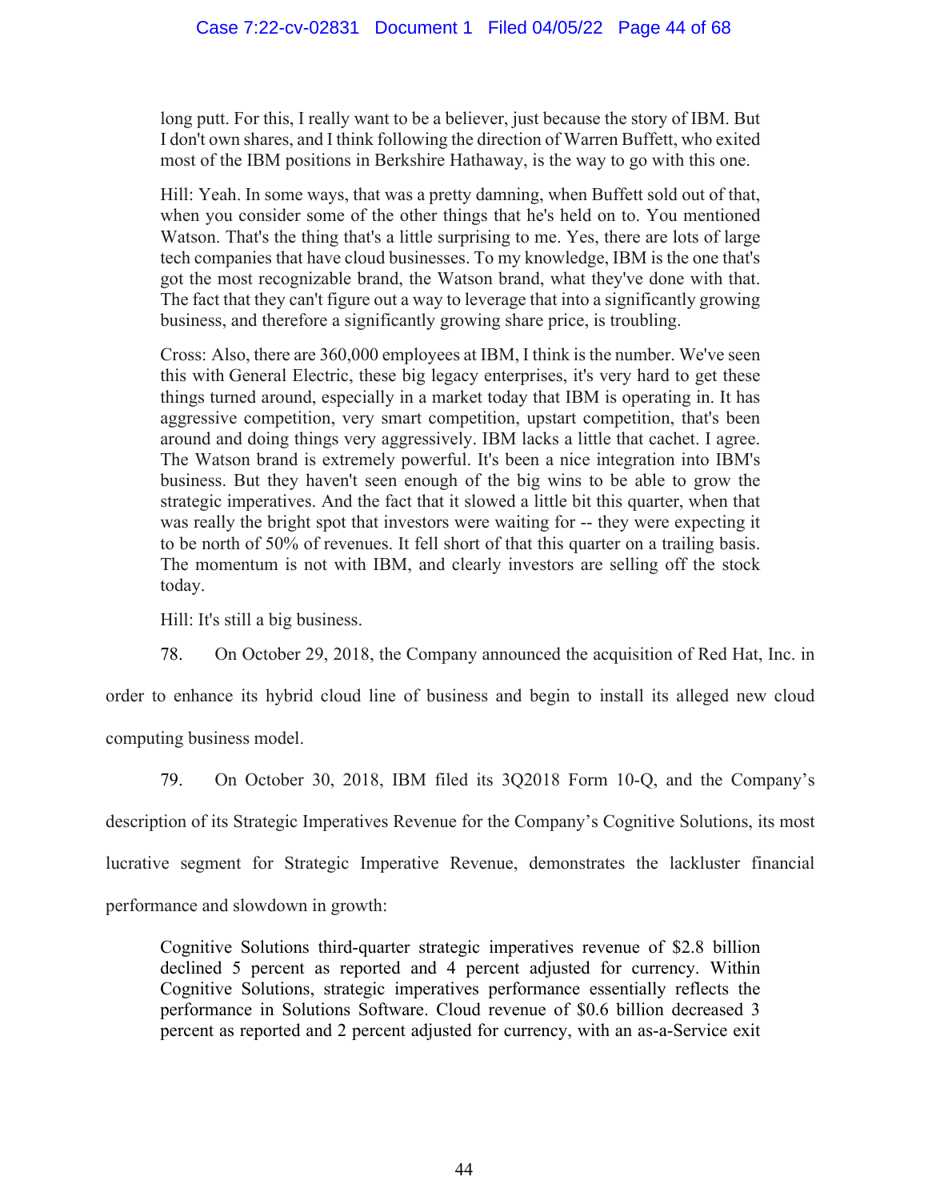> long putt. For this, I really want to be a believer, just because the story of IBM. But I don't own shares, and I think following the direction of Warren Buffett, who exited most of the IBM positions in Berkshire Hathaway, is the way to go with this one.
>
> Hill: Yeah. In some ways, that was a pretty damning, when Buffett sold out of that, when you consider some of the other things that he's held on to. You mentioned Watson. That's the thing that's a little surprising to me. Yes, there are lots of large tech companies that have cloud businesses. To my knowledge, IBM is the one that's got the most recognizable brand, the Watson brand, what they've done with that. The fact that they can't figure out a way to leverage that into a significantly growing business, and therefore a significantly growing share price, is troubling.
>
> Cross: Also, there are 360,000 employees at IBM, I think is the number. We've seen this with General Electric, these big legacy enterprises, it's very hard to get these things turned around, especially in a market today that IBM is operating in. It has aggressive competition, very smart competition, upstart competition, that's been around and doing things very aggressively. IBM lacks a little that cachet. I agree. The Watson brand is extremely powerful. It's been a nice integration into IBM's business. But they haven't seen enough of the big wins to be able to grow the strategic imperatives. And the fact that it slowed a little bit this quarter, when that was really the bright spot that investors were waiting for -- they were expecting it to be north of 50% of revenues. It fell short of that this quarter on a trailing basis. The momentum is not with IBM, and clearly investors are selling off the stock today.
>
> Hill: It's still a big business.

78. On October 29, 2018, the Company announced the acquisition of Red Hat, Inc. in order to enhance its hybrid cloud line of business and begin to install its alleged new cloud computing business model.

79. On October 30, 2018, IBM filed its 3Q2018 Form 10-Q, and the Company's description of its Strategic Imperatives Revenue for the Company's Cognitive Solutions, its most lucrative segment for Strategic Imperative Revenue, demonstrates the lackluster financial performance and slowdown in growth:

> Cognitive Solutions third-quarter strategic imperatives revenue of $2.8 billion declined 5 percent as reported and 4 percent adjusted for currency. Within Cognitive Solutions, strategic imperatives performance essentially reflects the performance in Solutions Software. Cloud revenue of $0.6 billion decreased 3 percent as reported and 2 percent adjusted for currency, with an as-a-Service exit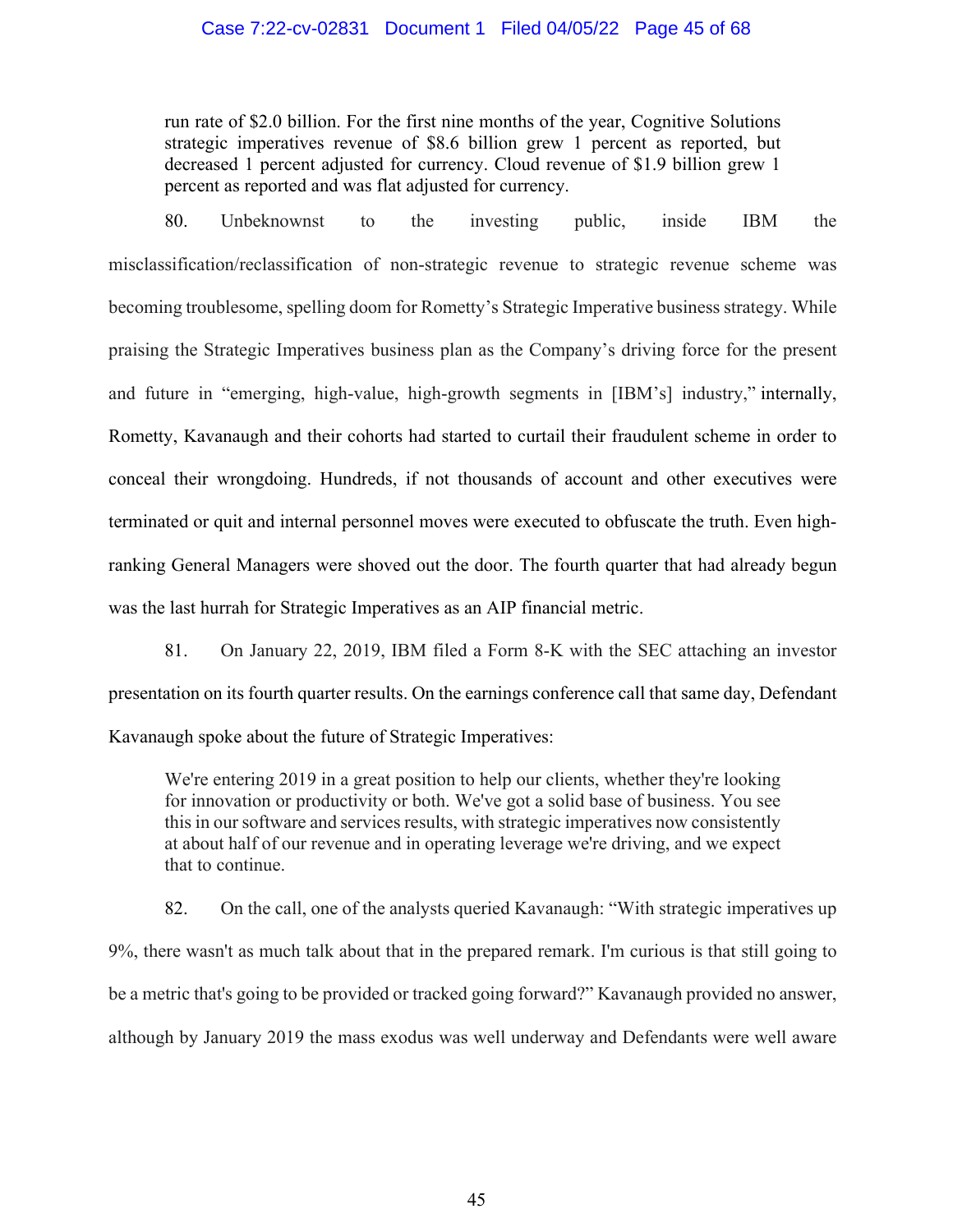> run rate of $2.0 billion. For the first nine months of the year, Cognitive Solutions strategic imperatives revenue of $8.6 billion grew 1 percent as reported, but decreased 1 percent adjusted for currency. Cloud revenue of $1.9 billion grew 1 percent as reported and was flat adjusted for currency.

80. Unbeknownst to the investing public, inside IBM the misclassification/reclassification of non-strategic revenue to strategic revenue scheme was becoming troublesome, spelling doom for Rometty's Strategic Imperative business strategy. While praising the Strategic Imperatives business plan as the Company's driving force for the present and future in "emerging, high-value, high-growth segments in [IBM's] industry," internally, Rometty, Kavanaugh and their cohorts had started to curtail their fraudulent scheme in order to conceal their wrongdoing. Hundreds, if not thousands of account and other executives were terminated or quit and internal personnel moves were executed to obfuscate the truth. Even high-ranking General Managers were shoved out the door. The fourth quarter that had already begun was the last hurrah for Strategic Imperatives as an AIP financial metric.

81. On January 22, 2019, IBM filed a Form 8-K with the SEC attaching an investor presentation on its fourth quarter results. On the earnings conference call that same day, Defendant Kavanaugh spoke about the future of Strategic Imperatives:

> We're entering 2019 in a great position to help our clients, whether they're looking for innovation or productivity or both. We've got a solid base of business. You see this in our software and services results, with strategic imperatives now consistently at about half of our revenue and in operating leverage we're driving, and we expect that to continue.

82. On the call, one of the analysts queried Kavanaugh: "With strategic imperatives up 9%, there wasn't as much talk about that in the prepared remark. I'm curious is that still going to be a metric that's going to be provided or tracked going forward?" Kavanaugh provided no answer, although by January 2019 the mass exodus was well underway and Defendants were well aware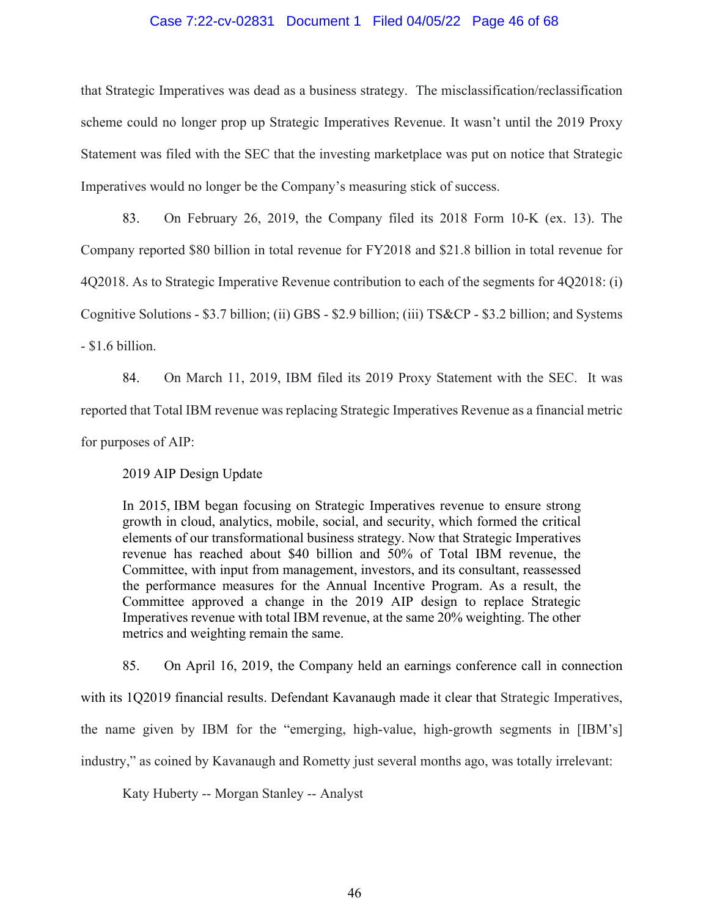that Strategic Imperatives was dead as a business strategy. The misclassification/reclassification scheme could no longer prop up Strategic Imperatives Revenue. It wasn't until the 2019 Proxy Statement was filed with the SEC that the investing marketplace was put on notice that Strategic Imperatives would no longer be the Company's measuring stick of success.

83. On February 26, 2019, the Company filed its 2018 Form 10-K (ex. 13). The Company reported $80 billion in total revenue for FY2018 and $21.8 billion in total revenue for 4Q2018. As to Strategic Imperative Revenue contribution to each of the segments for 4Q2018: (i) Cognitive Solutions - $3.7 billion; (ii) GBS - $2.9 billion; (iii) TS&CP - $3.2 billion; and Systems - $1.6 billion.

84. On March 11, 2019, IBM filed its 2019 Proxy Statement with the SEC. It was reported that Total IBM revenue was replacing Strategic Imperatives Revenue as a financial metric for purposes of AIP:

> 2019 AIP Design Update
>
> In 2015, IBM began focusing on Strategic Imperatives revenue to ensure strong growth in cloud, analytics, mobile, social, and security, which formed the critical elements of our transformational business strategy. Now that Strategic Imperatives revenue has reached about $40 billion and 50% of Total IBM revenue, the Committee, with input from management, investors, and its consultant, reassessed the performance measures for the Annual Incentive Program. As a result, the Committee approved a change in the 2019 AIP design to replace Strategic Imperatives revenue with total IBM revenue, at the same 20% weighting. The other metrics and weighting remain the same.

85. On April 16, 2019, the Company held an earnings conference call in connection with its 1Q2019 financial results. Defendant Kavanaugh made it clear that Strategic Imperatives, the name given by IBM for the "emerging, high-value, high-growth segments in [IBM's] industry," as coined by Kavanaugh and Rometty just several months ago, was totally irrelevant:

> Katy Huberty -- Morgan Stanley -- Analyst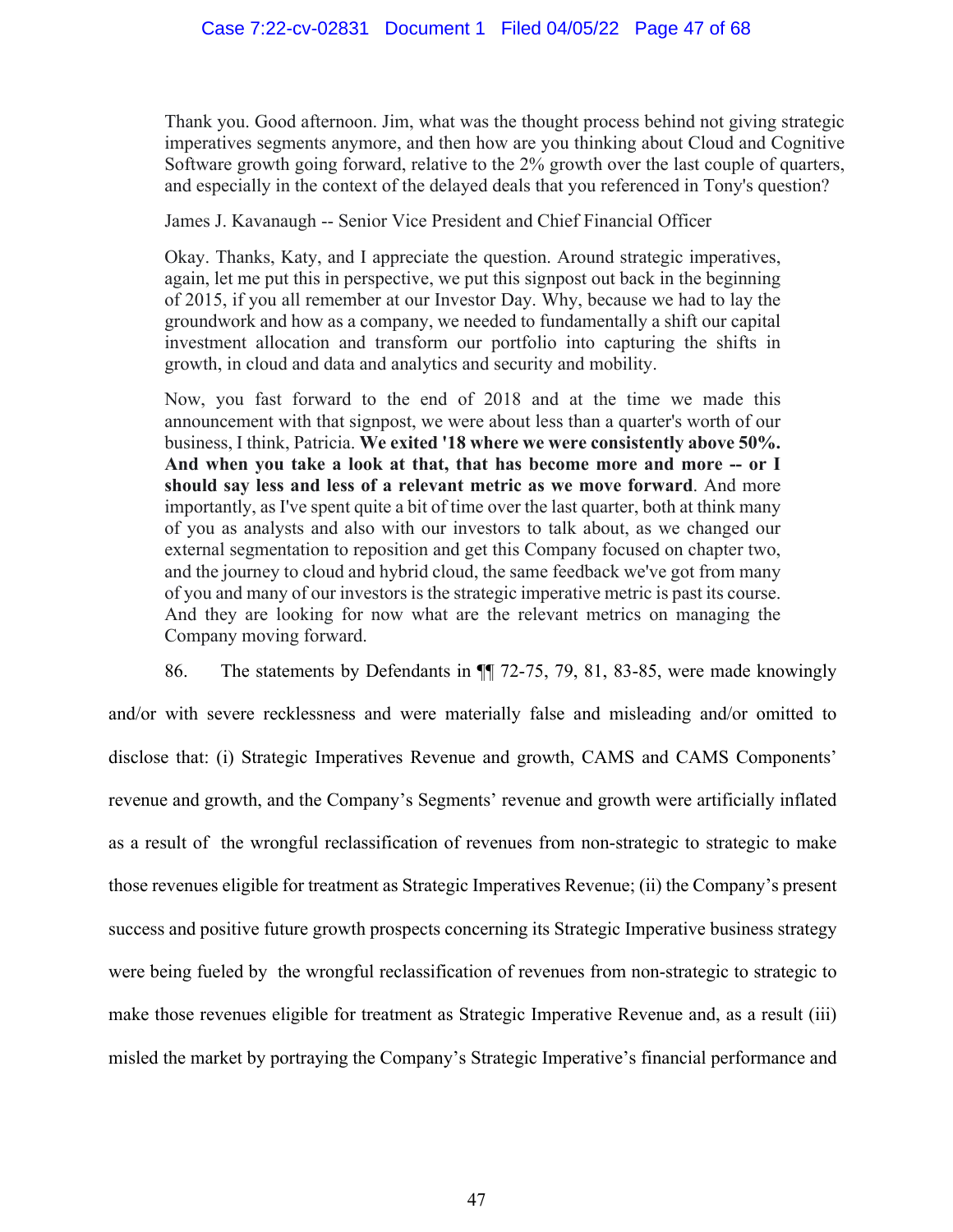> Thank you. Good afternoon. Jim, what was the thought process behind not giving strategic imperatives segments anymore, and then how are you thinking about Cloud and Cognitive Software growth going forward, relative to the 2% growth over the last couple of quarters, and especially in the context of the delayed deals that you referenced in Tony's question?
>
> James J. Kavanaugh -- Senior Vice President and Chief Financial Officer
>
> Okay. Thanks, Katy, and I appreciate the question. Around strategic imperatives, again, let me put this in perspective, we put this signpost out back in the beginning of 2015, if you all remember at our Investor Day. Why, because we had to lay the groundwork and how as a company, we needed to fundamentally a shift our capital investment allocation and transform our portfolio into capturing the shifts in growth, in cloud and data and analytics and security and mobility.
>
> Now, you fast forward to the end of 2018 and at the time we made this announcement with that signpost, we were about less than a quarter's worth of our business, I think, Patricia. **We exited '18 where we were consistently above 50%. And when you take a look at that, that has become more and more -- or I should say less and less of a relevant metric as we move forward**. And more importantly, as I've spent quite a bit of time over the last quarter, both at think many of you as analysts and also with our investors to talk about, as we changed our external segmentation to reposition and get this Company focused on chapter two, and the journey to cloud and hybrid cloud, the same feedback we've got from many of you and many of our investors is the strategic imperative metric is past its course. And they are looking for now what are the relevant metrics on managing the Company moving forward.

86. The statements by Defendants in ¶¶ 72-75, 79, 81, 83-85, were made knowingly and/or with severe recklessness and were materially false and misleading and/or omitted to disclose that: (i) Strategic Imperatives Revenue and growth, CAMS and CAMS Components' revenue and growth, and the Company's Segments' revenue and growth were artificially inflated as a result of the wrongful reclassification of revenues from non-strategic to strategic to make those revenues eligible for treatment as Strategic Imperatives Revenue; (ii) the Company's present success and positive future growth prospects concerning its Strategic Imperative business strategy were being fueled by the wrongful reclassification of revenues from non-strategic to strategic to make those revenues eligible for treatment as Strategic Imperative Revenue and, as a result (iii) misled the market by portraying the Company's Strategic Imperative's financial performance and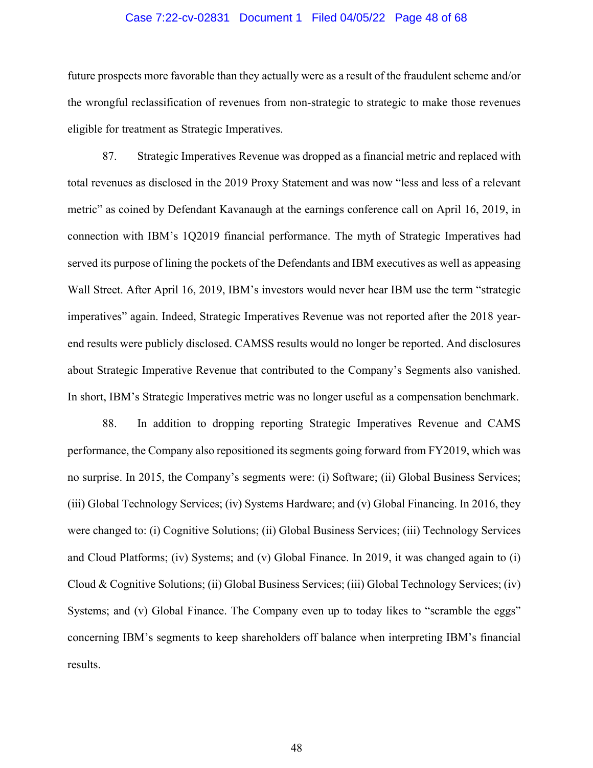future prospects more favorable than they actually were as a result of the fraudulent scheme and/or the wrongful reclassification of revenues from non-strategic to strategic to make those revenues eligible for treatment as Strategic Imperatives.

87. Strategic Imperatives Revenue was dropped as a financial metric and replaced with total revenues as disclosed in the 2019 Proxy Statement and was now "less and less of a relevant metric" as coined by Defendant Kavanaugh at the earnings conference call on April 16, 2019, in connection with IBM's 1Q2019 financial performance. The myth of Strategic Imperatives had served its purpose of lining the pockets of the Defendants and IBM executives as well as appeasing Wall Street. After April 16, 2019, IBM's investors would never hear IBM use the term "strategic imperatives" again. Indeed, Strategic Imperatives Revenue was not reported after the 2018 year-end results were publicly disclosed. CAMSS results would no longer be reported. And disclosures about Strategic Imperative Revenue that contributed to the Company's Segments also vanished. In short, IBM's Strategic Imperatives metric was no longer useful as a compensation benchmark.

88. In addition to dropping reporting Strategic Imperatives Revenue and CAMS performance, the Company also repositioned its segments going forward from FY2019, which was no surprise. In 2015, the Company's segments were: (i) Software; (ii) Global Business Services; (iii) Global Technology Services; (iv) Systems Hardware; and (v) Global Financing. In 2016, they were changed to: (i) Cognitive Solutions; (ii) Global Business Services; (iii) Technology Services and Cloud Platforms; (iv) Systems; and (v) Global Finance. In 2019, it was changed again to (i) Cloud & Cognitive Solutions; (ii) Global Business Services; (iii) Global Technology Services; (iv) Systems; and (v) Global Finance. The Company even up to today likes to "scramble the eggs" concerning IBM's segments to keep shareholders off balance when interpreting IBM's financial results.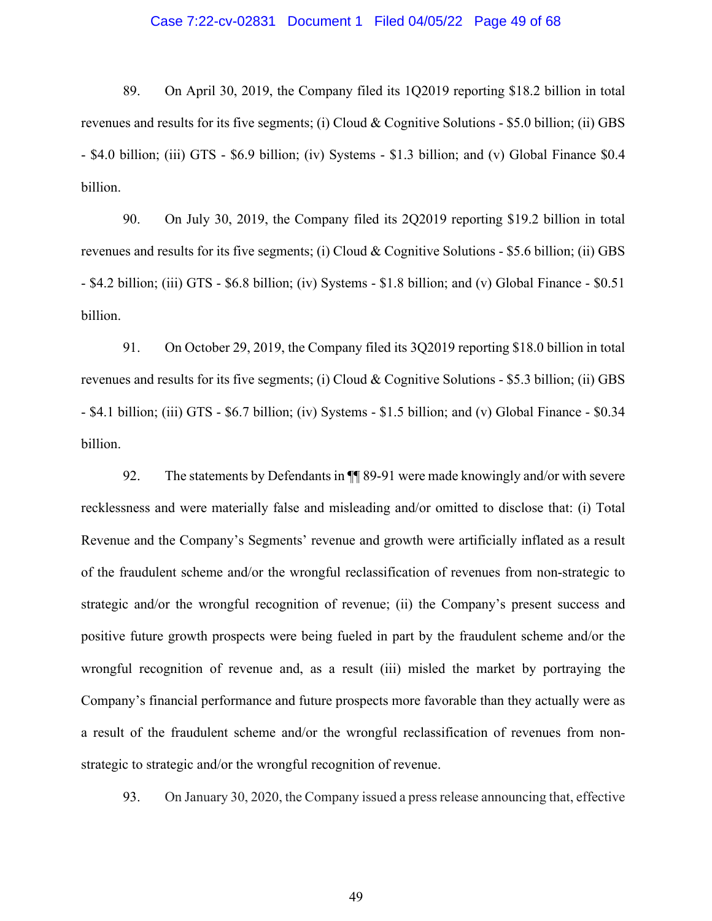89. On April 30, 2019, the Company filed its 1Q2019 reporting $18.2 billion in total revenues and results for its five segments; (i) Cloud & Cognitive Solutions - $5.0 billion; (ii) GBS - $4.0 billion; (iii) GTS - $6.9 billion; (iv) Systems - $1.3 billion; and (v) Global Finance $0.4 billion.

90. On July 30, 2019, the Company filed its 2Q2019 reporting $19.2 billion in total revenues and results for its five segments; (i) Cloud & Cognitive Solutions - $5.6 billion; (ii) GBS - $4.2 billion; (iii) GTS - $6.8 billion; (iv) Systems - $1.8 billion; and (v) Global Finance - $0.51 billion.

91. On October 29, 2019, the Company filed its 3Q2019 reporting $18.0 billion in total revenues and results for its five segments; (i) Cloud & Cognitive Solutions - $5.3 billion; (ii) GBS - $4.1 billion; (iii) GTS - $6.7 billion; (iv) Systems - $1.5 billion; and (v) Global Finance - $0.34 billion.

92. The statements by Defendants in ¶¶ 89-91 were made knowingly and/or with severe recklessness and were materially false and misleading and/or omitted to disclose that: (i) Total Revenue and the Company's Segments' revenue and growth were artificially inflated as a result of the fraudulent scheme and/or the wrongful reclassification of revenues from non-strategic to strategic and/or the wrongful recognition of revenue; (ii) the Company's present success and positive future growth prospects were being fueled in part by the fraudulent scheme and/or the wrongful recognition of revenue and, as a result (iii) misled the market by portraying the Company's financial performance and future prospects more favorable than they actually were as a result of the fraudulent scheme and/or the wrongful reclassification of revenues from non-strategic to strategic and/or the wrongful recognition of revenue.

93. On January 30, 2020, the Company issued a press release announcing that, effective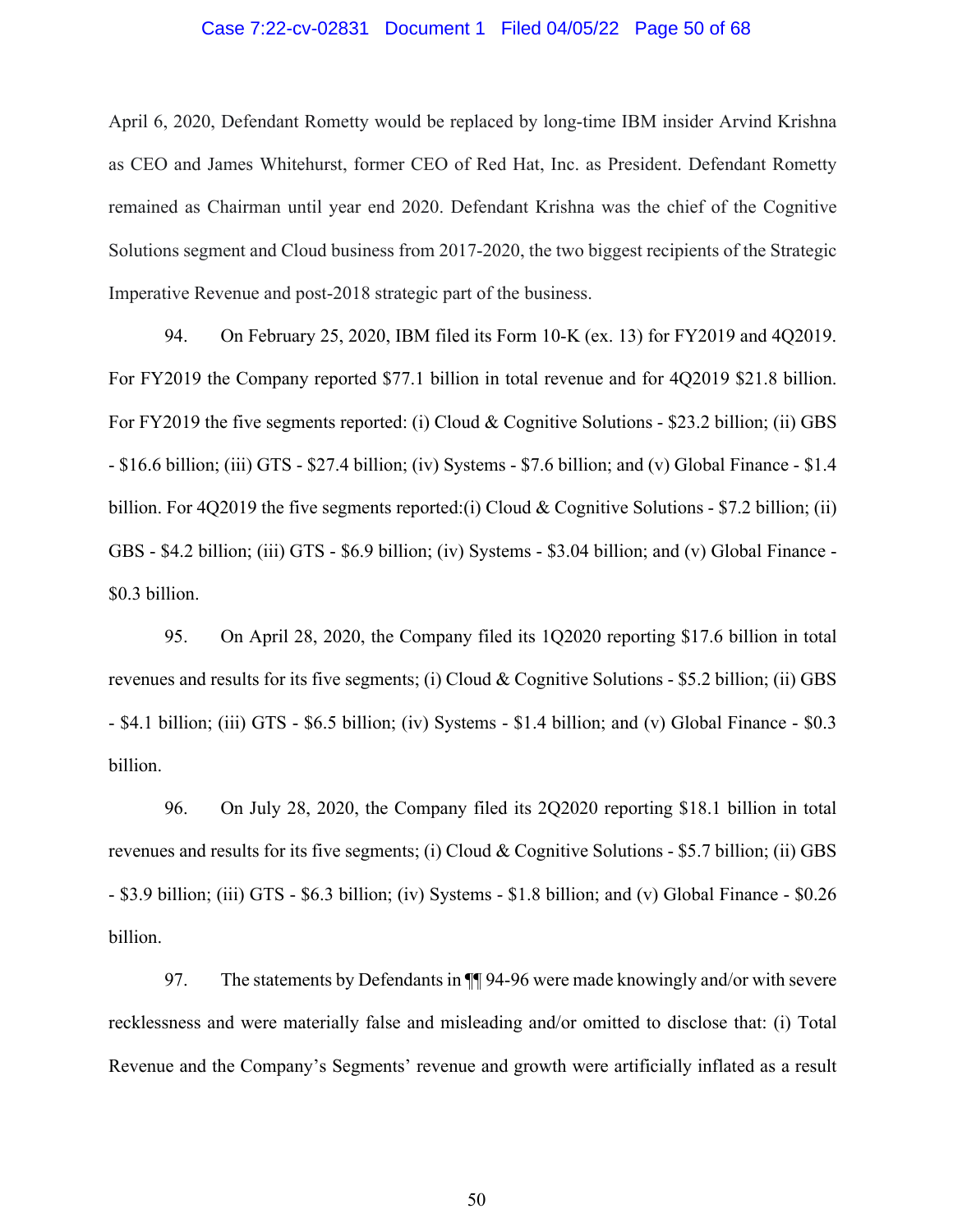April 6, 2020, Defendant Rometty would be replaced by long-time IBM insider Arvind Krishna as CEO and James Whitehurst, former CEO of Red Hat, Inc. as President. Defendant Rometty remained as Chairman until year end 2020. Defendant Krishna was the chief of the Cognitive Solutions segment and Cloud business from 2017-2020, the two biggest recipients of the Strategic Imperative Revenue and post-2018 strategic part of the business.

94. On February 25, 2020, IBM filed its Form 10-K (ex. 13) for FY2019 and 4Q2019. For FY2019 the Company reported $77.1 billion in total revenue and for 4Q2019 $21.8 billion. For FY2019 the five segments reported: (i) Cloud & Cognitive Solutions - $23.2 billion; (ii) GBS - $16.6 billion; (iii) GTS - $27.4 billion; (iv) Systems - $7.6 billion; and (v) Global Finance - $1.4 billion. For 4Q2019 the five segments reported:(i) Cloud & Cognitive Solutions - $7.2 billion; (ii) GBS - $4.2 billion; (iii) GTS - $6.9 billion; (iv) Systems - $3.04 billion; and (v) Global Finance - $0.3 billion.

95. On April 28, 2020, the Company filed its 1Q2020 reporting $17.6 billion in total revenues and results for its five segments; (i) Cloud & Cognitive Solutions - $5.2 billion; (ii) GBS - $4.1 billion; (iii) GTS - $6.5 billion; (iv) Systems - $1.4 billion; and (v) Global Finance - $0.3 billion.

96. On July 28, 2020, the Company filed its 2Q2020 reporting $18.1 billion in total revenues and results for its five segments; (i) Cloud & Cognitive Solutions - $5.7 billion; (ii) GBS - $3.9 billion; (iii) GTS - $6.3 billion; (iv) Systems - $1.8 billion; and (v) Global Finance - $0.26 billion.

97. The statements by Defendants in ¶¶ 94-96 were made knowingly and/or with severe recklessness and were materially false and misleading and/or omitted to disclose that: (i) Total Revenue and the Company's Segments' revenue and growth were artificially inflated as a result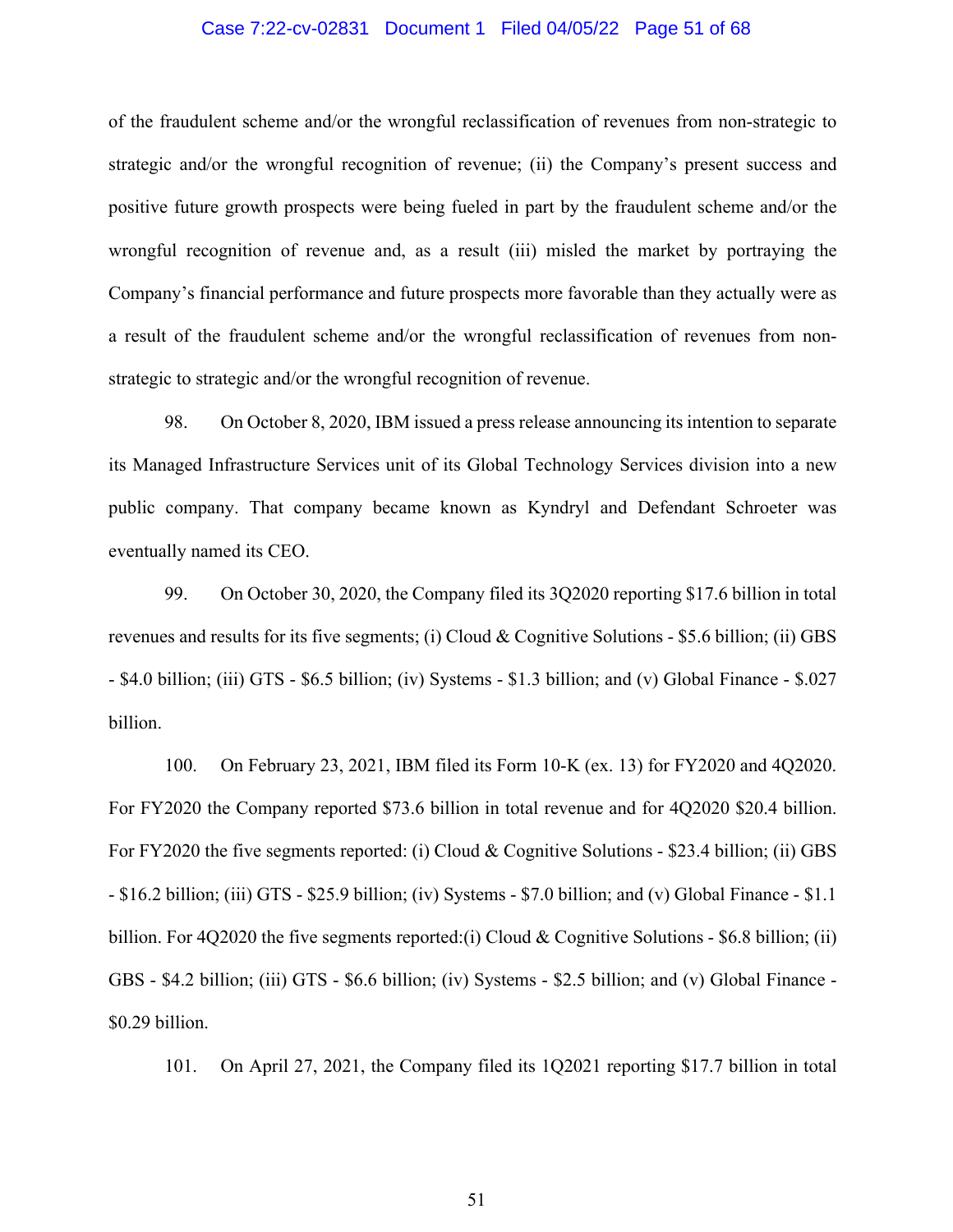of the fraudulent scheme and/or the wrongful reclassification of revenues from non-strategic to strategic and/or the wrongful recognition of revenue; (ii) the Company's present success and positive future growth prospects were being fueled in part by the fraudulent scheme and/or the wrongful recognition of revenue and, as a result (iii) misled the market by portraying the Company's financial performance and future prospects more favorable than they actually were as a result of the fraudulent scheme and/or the wrongful reclassification of revenues from non-strategic to strategic and/or the wrongful recognition of revenue.

98. On October 8, 2020, IBM issued a press release announcing its intention to separate its Managed Infrastructure Services unit of its Global Technology Services division into a new public company. That company became known as Kyndryl and Defendant Schroeter was eventually named its CEO.

99. On October 30, 2020, the Company filed its 3Q2020 reporting $17.6 billion in total revenues and results for its five segments; (i) Cloud & Cognitive Solutions - $5.6 billion; (ii) GBS - $4.0 billion; (iii) GTS - $6.5 billion; (iv) Systems - $1.3 billion; and (v) Global Finance - $.027 billion.

100. On February 23, 2021, IBM filed its Form 10-K (ex. 13) for FY2020 and 4Q2020. For FY2020 the Company reported $73.6 billion in total revenue and for 4Q2020 $20.4 billion. For FY2020 the five segments reported: (i) Cloud & Cognitive Solutions - $23.4 billion; (ii) GBS - $16.2 billion; (iii) GTS - $25.9 billion; (iv) Systems - $7.0 billion; and (v) Global Finance - $1.1 billion. For 4Q2020 the five segments reported:(i) Cloud & Cognitive Solutions - $6.8 billion; (ii) GBS - $4.2 billion; (iii) GTS - $6.6 billion; (iv) Systems - $2.5 billion; and (v) Global Finance - $0.29 billion.

101. On April 27, 2021, the Company filed its 1Q2021 reporting $17.7 billion in total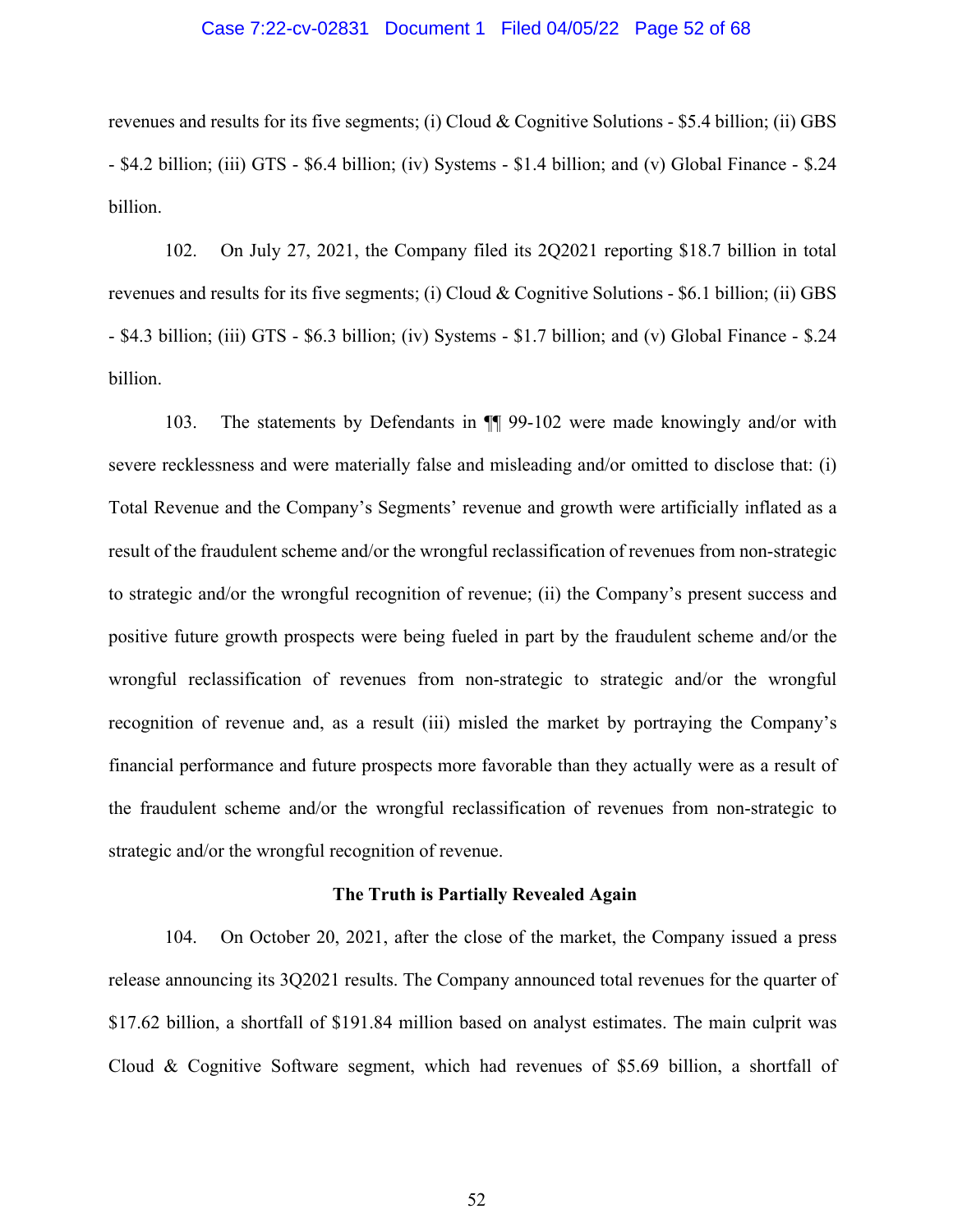revenues and results for its five segments; (i) Cloud & Cognitive Solutions - $5.4 billion; (ii) GBS - $4.2 billion; (iii) GTS - $6.4 billion; (iv) Systems - $1.4 billion; and (v) Global Finance - $.24 billion.

102. On July 27, 2021, the Company filed its 2Q2021 reporting $18.7 billion in total revenues and results for its five segments; (i) Cloud & Cognitive Solutions - $6.1 billion; (ii) GBS - $4.3 billion; (iii) GTS - $6.3 billion; (iv) Systems - $1.7 billion; and (v) Global Finance - $.24 billion.

103. The statements by Defendants in ¶¶ 99-102 were made knowingly and/or with severe recklessness and were materially false and misleading and/or omitted to disclose that: (i) Total Revenue and the Company's Segments' revenue and growth were artificially inflated as a result of the fraudulent scheme and/or the wrongful reclassification of revenues from non-strategic to strategic and/or the wrongful recognition of revenue; (ii) the Company's present success and positive future growth prospects were being fueled in part by the fraudulent scheme and/or the wrongful reclassification of revenues from non-strategic to strategic and/or the wrongful recognition of revenue and, as a result (iii) misled the market by portraying the Company's financial performance and future prospects more favorable than they actually were as a result of the fraudulent scheme and/or the wrongful reclassification of revenues from non-strategic to strategic and/or the wrongful recognition of revenue.

**The Truth is Partially Revealed Again**

104. On October 20, 2021, after the close of the market, the Company issued a press release announcing its 3Q2021 results. The Company announced total revenues for the quarter of $17.62 billion, a shortfall of $191.84 million based on analyst estimates. The main culprit was Cloud & Cognitive Software segment, which had revenues of $5.69 billion, a shortfall of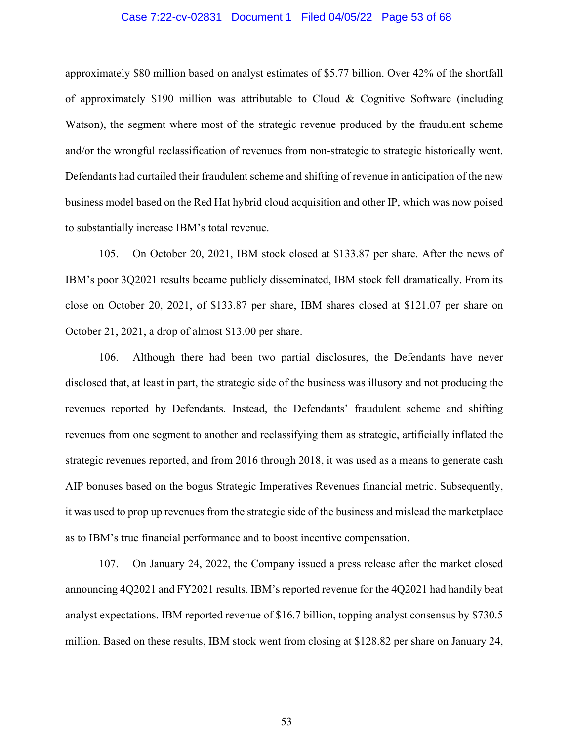approximately $80 million based on analyst estimates of $5.77 billion. Over 42% of the shortfall of approximately $190 million was attributable to Cloud & Cognitive Software (including Watson), the segment where most of the strategic revenue produced by the fraudulent scheme and/or the wrongful reclassification of revenues from non-strategic to strategic historically went. Defendants had curtailed their fraudulent scheme and shifting of revenue in anticipation of the new business model based on the Red Hat hybrid cloud acquisition and other IP, which was now poised to substantially increase IBM's total revenue.

105. On October 20, 2021, IBM stock closed at $133.87 per share. After the news of IBM's poor 3Q2021 results became publicly disseminated, IBM stock fell dramatically. From its close on October 20, 2021, of $133.87 per share, IBM shares closed at $121.07 per share on October 21, 2021, a drop of almost $13.00 per share.

106. Although there had been two partial disclosures, the Defendants have never disclosed that, at least in part, the strategic side of the business was illusory and not producing the revenues reported by Defendants. Instead, the Defendants' fraudulent scheme and shifting revenues from one segment to another and reclassifying them as strategic, artificially inflated the strategic revenues reported, and from 2016 through 2018, it was used as a means to generate cash AIP bonuses based on the bogus Strategic Imperatives Revenues financial metric. Subsequently, it was used to prop up revenues from the strategic side of the business and mislead the marketplace as to IBM's true financial performance and to boost incentive compensation.

107. On January 24, 2022, the Company issued a press release after the market closed announcing 4Q2021 and FY2021 results. IBM's reported revenue for the 4Q2021 had handily beat analyst expectations. IBM reported revenue of $16.7 billion, topping analyst consensus by $730.5 million. Based on these results, IBM stock went from closing at $128.82 per share on January 24,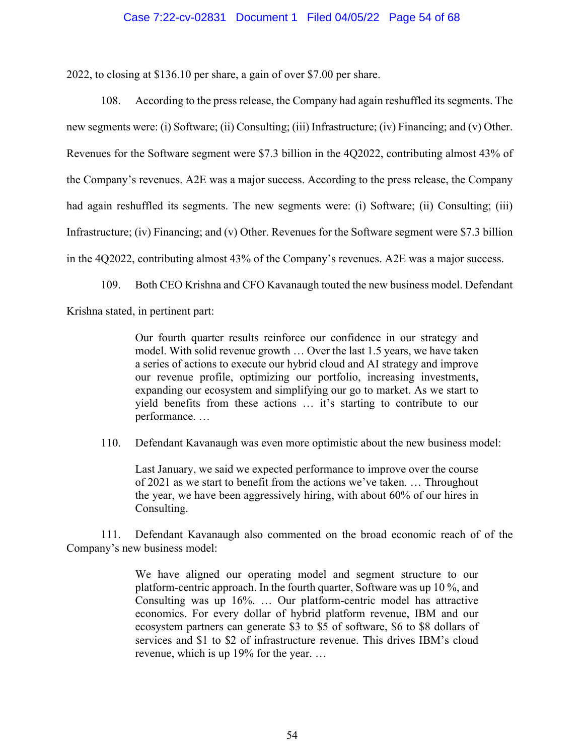2022, to closing at $136.10 per share, a gain of over $7.00 per share.

108. According to the press release, the Company had again reshuffled its segments. The new segments were: (i) Software; (ii) Consulting; (iii) Infrastructure; (iv) Financing; and (v) Other. Revenues for the Software segment were $7.3 billion in the 4Q2022, contributing almost 43% of the Company's revenues. A2E was a major success. According to the press release, the Company had again reshuffled its segments. The new segments were: (i) Software; (ii) Consulting; (iii) Infrastructure; (iv) Financing; and (v) Other. Revenues for the Software segment were $7.3 billion in the 4Q2022, contributing almost 43% of the Company's revenues. A2E was a major success.

109. Both CEO Krishna and CFO Kavanaugh touted the new business model. Defendant Krishna stated, in pertinent part:

> Our fourth quarter results reinforce our confidence in our strategy and model. With solid revenue growth … Over the last 1.5 years, we have taken a series of actions to execute our hybrid cloud and AI strategy and improve our revenue profile, optimizing our portfolio, increasing investments, expanding our ecosystem and simplifying our go to market. As we start to yield benefits from these actions … it's starting to contribute to our performance. …

110. Defendant Kavanaugh was even more optimistic about the new business model:

> Last January, we said we expected performance to improve over the course of 2021 as we start to benefit from the actions we've taken. … Throughout the year, we have been aggressively hiring, with about 60% of our hires in Consulting.

111. Defendant Kavanaugh also commented on the broad economic reach of of the Company's new business model:

> We have aligned our operating model and segment structure to our platform-centric approach. In the fourth quarter, Software was up 10 %, and Consulting was up 16%. … Our platform-centric model has attractive economics. For every dollar of hybrid platform revenue, IBM and our ecosystem partners can generate $3 to $5 of software, $6 to $8 dollars of services and $1 to $2 of infrastructure revenue. This drives IBM's cloud revenue, which is up 19% for the year. …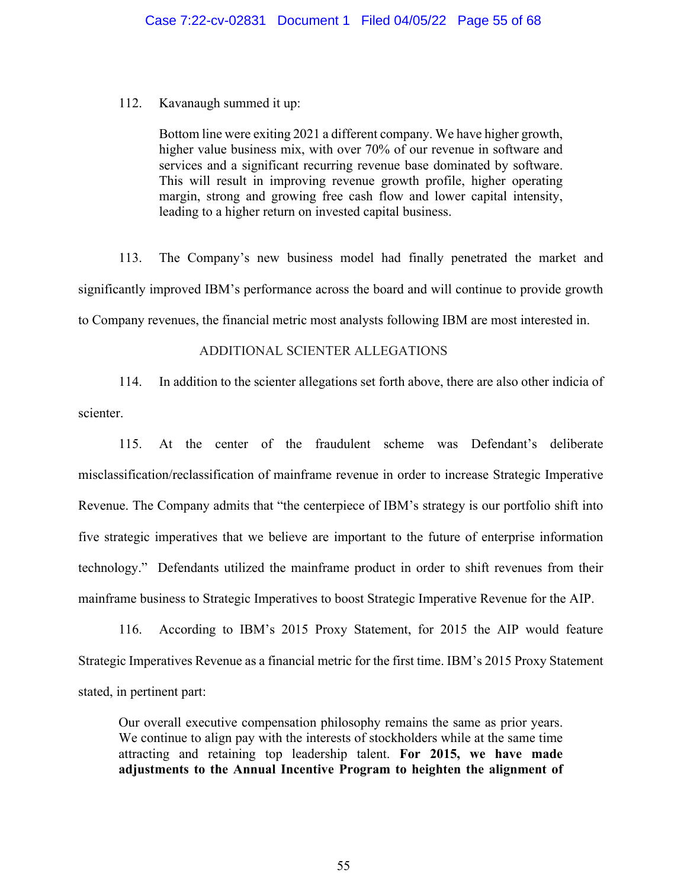112. Kavanaugh summed it up:

> Bottom line were exiting 2021 a different company. We have higher growth, higher value business mix, with over 70% of our revenue in software and services and a significant recurring revenue base dominated by software. This will result in improving revenue growth profile, higher operating margin, strong and growing free cash flow and lower capital intensity, leading to a higher return on invested capital business.

113. The Company's new business model had finally penetrated the market and significantly improved IBM's performance across the board and will continue to provide growth to Company revenues, the financial metric most analysts following IBM are most interested in.

## ADDITIONAL SCIENTER ALLEGATIONS

114. In addition to the scienter allegations set forth above, there are also other indicia of scienter.

115. At the center of the fraudulent scheme was Defendant's deliberate misclassification/reclassification of mainframe revenue in order to increase Strategic Imperative Revenue. The Company admits that "the centerpiece of IBM's strategy is our portfolio shift into five strategic imperatives that we believe are important to the future of enterprise information technology." Defendants utilized the mainframe product in order to shift revenues from their mainframe business to Strategic Imperatives to boost Strategic Imperative Revenue for the AIP.

116. According to IBM's 2015 Proxy Statement, for 2015 the AIP would feature Strategic Imperatives Revenue as a financial metric for the first time. IBM's 2015 Proxy Statement stated, in pertinent part:

> Our overall executive compensation philosophy remains the same as prior years. We continue to align pay with the interests of stockholders while at the same time attracting and retaining top leadership talent. **For 2015, we have made adjustments to the Annual Incentive Program to heighten the alignment of**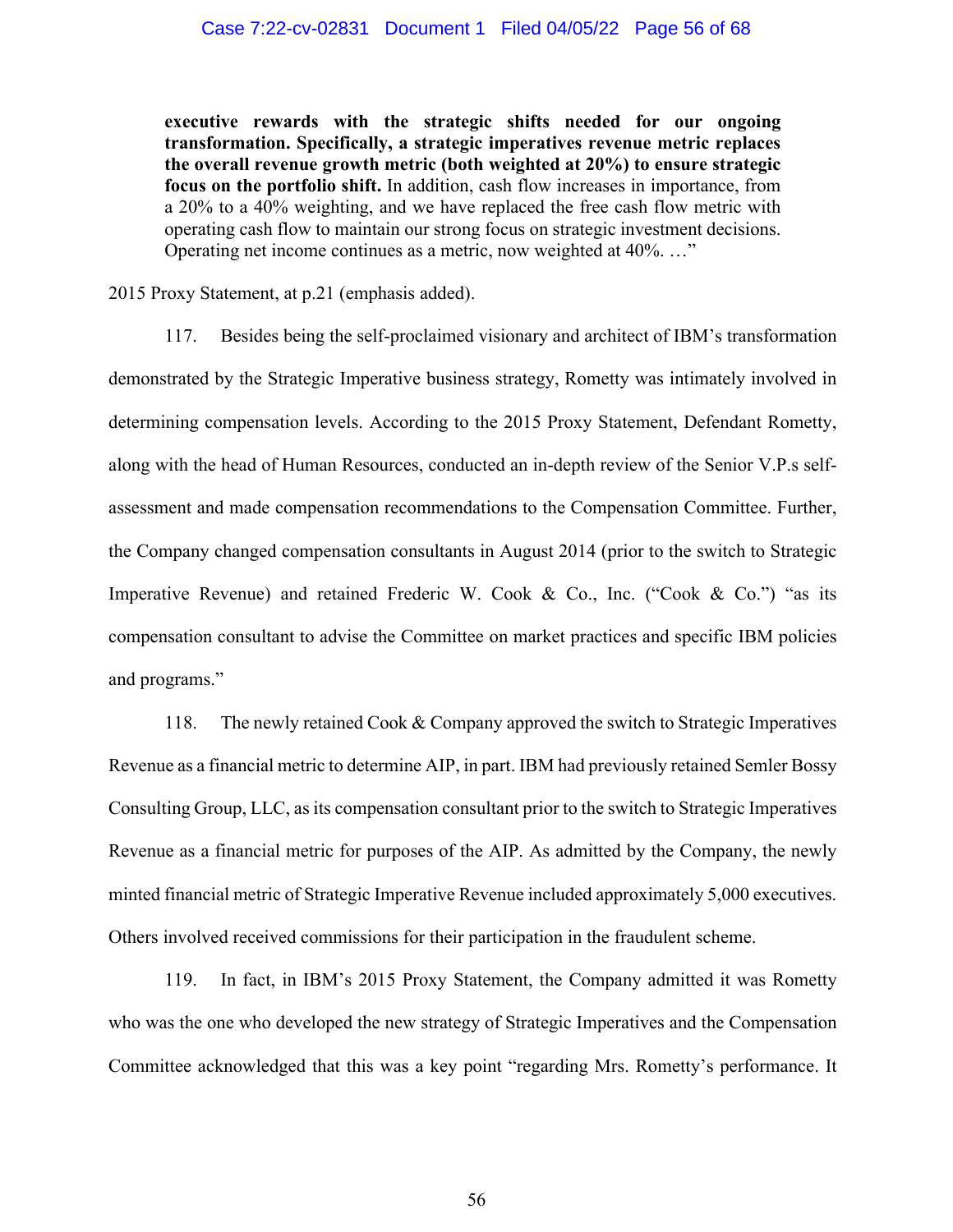> **executive rewards with the strategic shifts needed for our ongoing transformation. Specifically, a strategic imperatives revenue metric replaces the overall revenue growth metric (both weighted at 20%) to ensure strategic focus on the portfolio shift.** In addition, cash flow increases in importance, from a 20% to a 40% weighting, and we have replaced the free cash flow metric with operating cash flow to maintain our strong focus on strategic investment decisions. Operating net income continues as a metric, now weighted at 40%. …"

2015 Proxy Statement, at p.21 (emphasis added).

117. Besides being the self-proclaimed visionary and architect of IBM's transformation demonstrated by the Strategic Imperative business strategy, Rometty was intimately involved in determining compensation levels. According to the 2015 Proxy Statement, Defendant Rometty, along with the head of Human Resources, conducted an in-depth review of the Senior V.P.s self-assessment and made compensation recommendations to the Compensation Committee. Further, the Company changed compensation consultants in August 2014 (prior to the switch to Strategic Imperative Revenue) and retained Frederic W. Cook & Co., Inc. ("Cook & Co.") "as its compensation consultant to advise the Committee on market practices and specific IBM policies and programs."

118. The newly retained Cook & Company approved the switch to Strategic Imperatives Revenue as a financial metric to determine AIP, in part. IBM had previously retained Semler Bossy Consulting Group, LLC, as its compensation consultant prior to the switch to Strategic Imperatives Revenue as a financial metric for purposes of the AIP. As admitted by the Company, the newly minted financial metric of Strategic Imperative Revenue included approximately 5,000 executives. Others involved received commissions for their participation in the fraudulent scheme.

119. In fact, in IBM's 2015 Proxy Statement, the Company admitted it was Rometty who was the one who developed the new strategy of Strategic Imperatives and the Compensation Committee acknowledged that this was a key point "regarding Mrs. Rometty's performance. It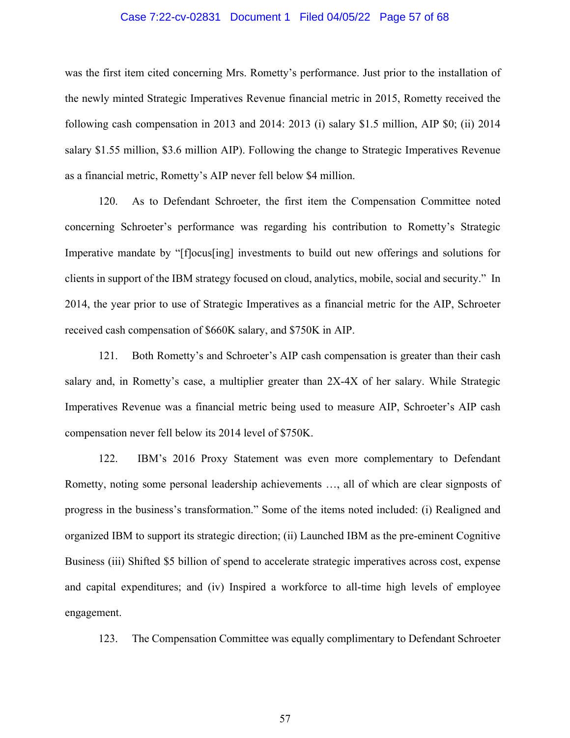was the first item cited concerning Mrs. Rometty's performance. Just prior to the installation of the newly minted Strategic Imperatives Revenue financial metric in 2015, Rometty received the following cash compensation in 2013 and 2014: 2013 (i) salary $1.5 million, AIP $0; (ii) 2014 salary $1.55 million, $3.6 million AIP). Following the change to Strategic Imperatives Revenue as a financial metric, Rometty's AIP never fell below $4 million.

120. As to Defendant Schroeter, the first item the Compensation Committee noted concerning Schroeter's performance was regarding his contribution to Rometty's Strategic Imperative mandate by "[f]ocus[ing] investments to build out new offerings and solutions for clients in support of the IBM strategy focused on cloud, analytics, mobile, social and security." In 2014, the year prior to use of Strategic Imperatives as a financial metric for the AIP, Schroeter received cash compensation of $660K salary, and $750K in AIP.

121. Both Rometty's and Schroeter's AIP cash compensation is greater than their cash salary and, in Rometty's case, a multiplier greater than 2X-4X of her salary. While Strategic Imperatives Revenue was a financial metric being used to measure AIP, Schroeter's AIP cash compensation never fell below its 2014 level of $750K.

122. IBM's 2016 Proxy Statement was even more complementary to Defendant Rometty, noting some personal leadership achievements …, all of which are clear signposts of progress in the business's transformation." Some of the items noted included: (i) Realigned and organized IBM to support its strategic direction; (ii) Launched IBM as the pre-eminent Cognitive Business (iii) Shifted $5 billion of spend to accelerate strategic imperatives across cost, expense and capital expenditures; and (iv) Inspired a workforce to all-time high levels of employee engagement.

123. The Compensation Committee was equally complimentary to Defendant Schroeter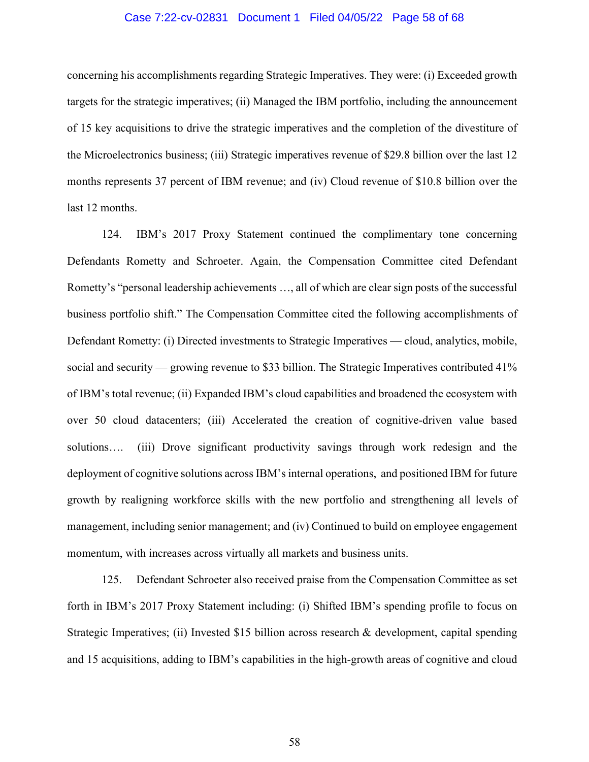concerning his accomplishments regarding Strategic Imperatives. They were: (i) Exceeded growth targets for the strategic imperatives; (ii) Managed the IBM portfolio, including the announcement of 15 key acquisitions to drive the strategic imperatives and the completion of the divestiture of the Microelectronics business; (iii) Strategic imperatives revenue of $29.8 billion over the last 12 months represents 37 percent of IBM revenue; and (iv) Cloud revenue of $10.8 billion over the last 12 months.

124. IBM's 2017 Proxy Statement continued the complimentary tone concerning Defendants Rometty and Schroeter. Again, the Compensation Committee cited Defendant Rometty's "personal leadership achievements …, all of which are clear sign posts of the successful business portfolio shift." The Compensation Committee cited the following accomplishments of Defendant Rometty: (i) Directed investments to Strategic Imperatives — cloud, analytics, mobile, social and security — growing revenue to $33 billion. The Strategic Imperatives contributed 41% of IBM's total revenue; (ii) Expanded IBM's cloud capabilities and broadened the ecosystem with over 50 cloud datacenters; (iii) Accelerated the creation of cognitive-driven value based solutions…. (iii) Drove significant productivity savings through work redesign and the deployment of cognitive solutions across IBM's internal operations, and positioned IBM for future growth by realigning workforce skills with the new portfolio and strengthening all levels of management, including senior management; and (iv) Continued to build on employee engagement momentum, with increases across virtually all markets and business units.

125. Defendant Schroeter also received praise from the Compensation Committee as set forth in IBM's 2017 Proxy Statement including: (i) Shifted IBM's spending profile to focus on Strategic Imperatives; (ii) Invested $15 billion across research & development, capital spending and 15 acquisitions, adding to IBM's capabilities in the high-growth areas of cognitive and cloud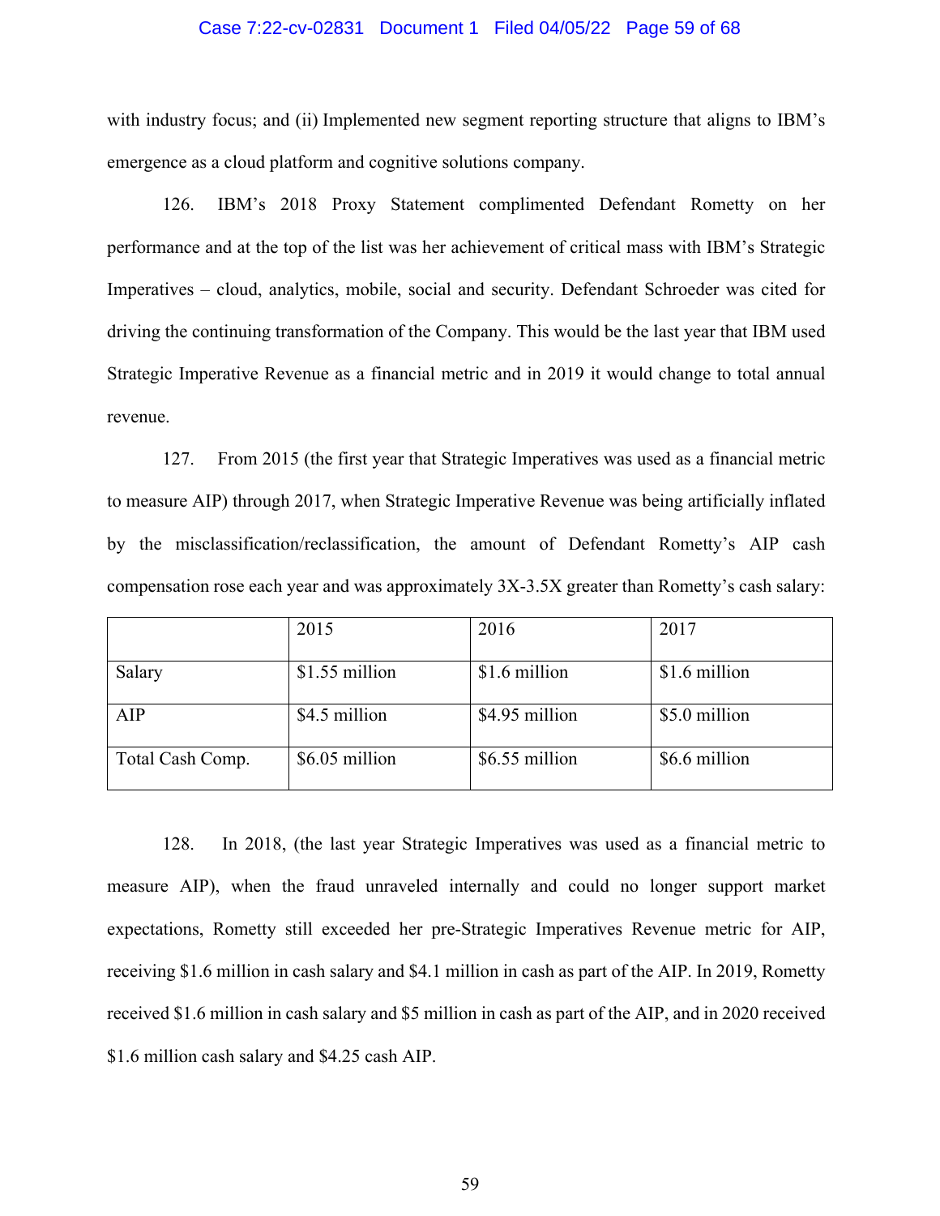with industry focus; and (ii) Implemented new segment reporting structure that aligns to IBM's emergence as a cloud platform and cognitive solutions company.

126. IBM's 2018 Proxy Statement complimented Defendant Rometty on her performance and at the top of the list was her achievement of critical mass with IBM's Strategic Imperatives – cloud, analytics, mobile, social and security. Defendant Schroeder was cited for driving the continuing transformation of the Company. This would be the last year that IBM used Strategic Imperative Revenue as a financial metric and in 2019 it would change to total annual revenue.

127. From 2015 (the first year that Strategic Imperatives was used as a financial metric to measure AIP) through 2017, when Strategic Imperative Revenue was being artificially inflated by the misclassification/reclassification, the amount of Defendant Rometty's AIP cash compensation rose each year and was approximately 3X-3.5X greater than Rometty's cash salary:

| | 2015 | 2016 | 2017 |
|---|---|---|---|
| Salary | $1.55 million | $1.6 million | $1.6 million |
| AIP | $4.5 million | $4.95 million | $5.0 million |
| Total Cash Comp. | $6.05 million | $6.55 million | $6.6 million |

128. In 2018, (the last year Strategic Imperatives was used as a financial metric to measure AIP), when the fraud unraveled internally and could no longer support market expectations, Rometty still exceeded her pre-Strategic Imperatives Revenue metric for AIP, receiving $1.6 million in cash salary and $4.1 million in cash as part of the AIP. In 2019, Rometty received $1.6 million in cash salary and $5 million in cash as part of the AIP, and in 2020 received $1.6 million cash salary and $4.25 cash AIP.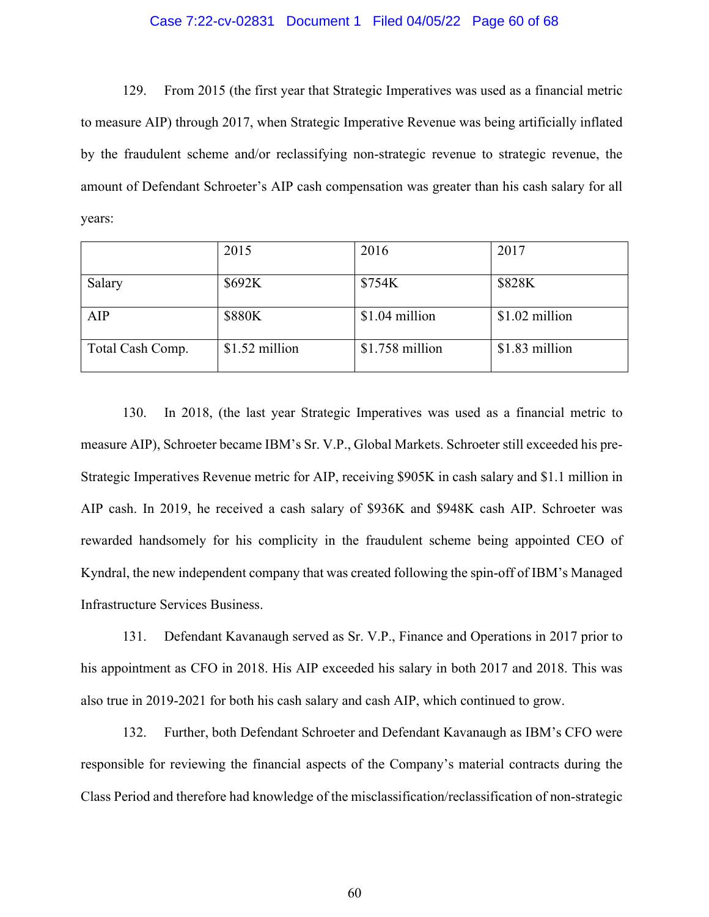129. From 2015 (the first year that Strategic Imperatives was used as a financial metric to measure AIP) through 2017, when Strategic Imperative Revenue was being artificially inflated by the fraudulent scheme and/or reclassifying non-strategic revenue to strategic revenue, the amount of Defendant Schroeter's AIP cash compensation was greater than his cash salary for all years:

| | 2015 | 2016 | 2017 |
|---|---|---|---|
| Salary | $692K | $754K | $828K |
| AIP | $880K | $1.04 million | $1.02 million |
| Total Cash Comp. | $1.52 million | $1.758 million | $1.83 million |

130. In 2018, (the last year Strategic Imperatives was used as a financial metric to measure AIP), Schroeter became IBM's Sr. V.P., Global Markets. Schroeter still exceeded his pre-Strategic Imperatives Revenue metric for AIP, receiving $905K in cash salary and $1.1 million in AIP cash. In 2019, he received a cash salary of $936K and $948K cash AIP. Schroeter was rewarded handsomely for his complicity in the fraudulent scheme being appointed CEO of Kyndral, the new independent company that was created following the spin-off of IBM's Managed Infrastructure Services Business.

131. Defendant Kavanaugh served as Sr. V.P., Finance and Operations in 2017 prior to his appointment as CFO in 2018. His AIP exceeded his salary in both 2017 and 2018. This was also true in 2019-2021 for both his cash salary and cash AIP, which continued to grow.

132. Further, both Defendant Schroeter and Defendant Kavanaugh as IBM's CFO were responsible for reviewing the financial aspects of the Company's material contracts during the Class Period and therefore had knowledge of the misclassification/reclassification of non-strategic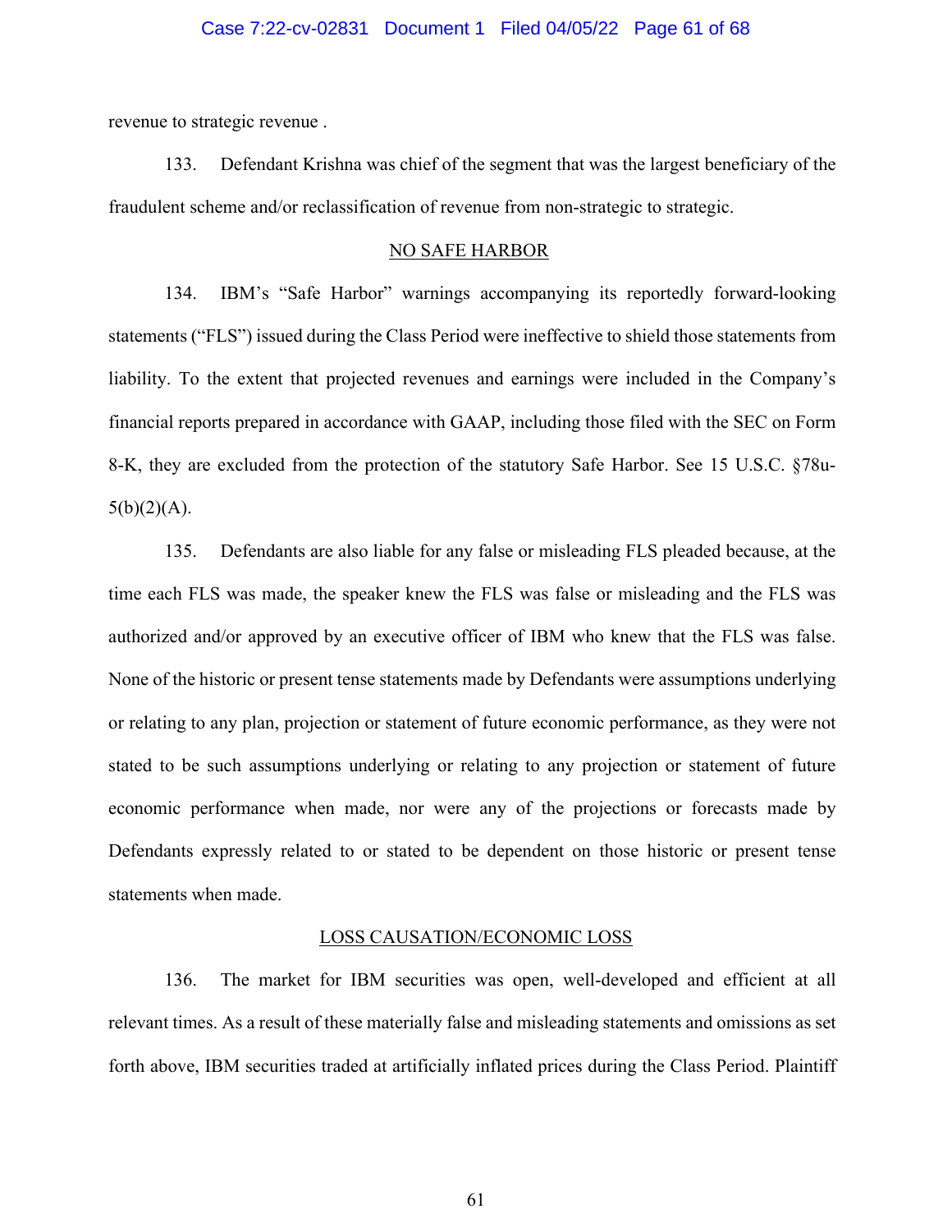revenue to strategic revenue .

133. Defendant Krishna was chief of the segment that was the largest beneficiary of the fraudulent scheme and/or reclassification of revenue from non-strategic to strategic.

## NO SAFE HARBOR

134. IBM's "Safe Harbor" warnings accompanying its reportedly forward-looking statements ("FLS") issued during the Class Period were ineffective to shield those statements from liability. To the extent that projected revenues and earnings were included in the Company's financial reports prepared in accordance with GAAP, including those filed with the SEC on Form 8-K, they are excluded from the protection of the statutory Safe Harbor. See 15 U.S.C. §78u-5(b)(2)(A).

135. Defendants are also liable for any false or misleading FLS pleaded because, at the time each FLS was made, the speaker knew the FLS was false or misleading and the FLS was authorized and/or approved by an executive officer of IBM who knew that the FLS was false. None of the historic or present tense statements made by Defendants were assumptions underlying or relating to any plan, projection or statement of future economic performance, as they were not stated to be such assumptions underlying or relating to any projection or statement of future economic performance when made, nor were any of the projections or forecasts made by Defendants expressly related to or stated to be dependent on those historic or present tense statements when made.

## LOSS CAUSATION/ECONOMIC LOSS

136. The market for IBM securities was open, well-developed and efficient at all relevant times. As a result of these materially false and misleading statements and omissions as set forth above, IBM securities traded at artificially inflated prices during the Class Period. Plaintiff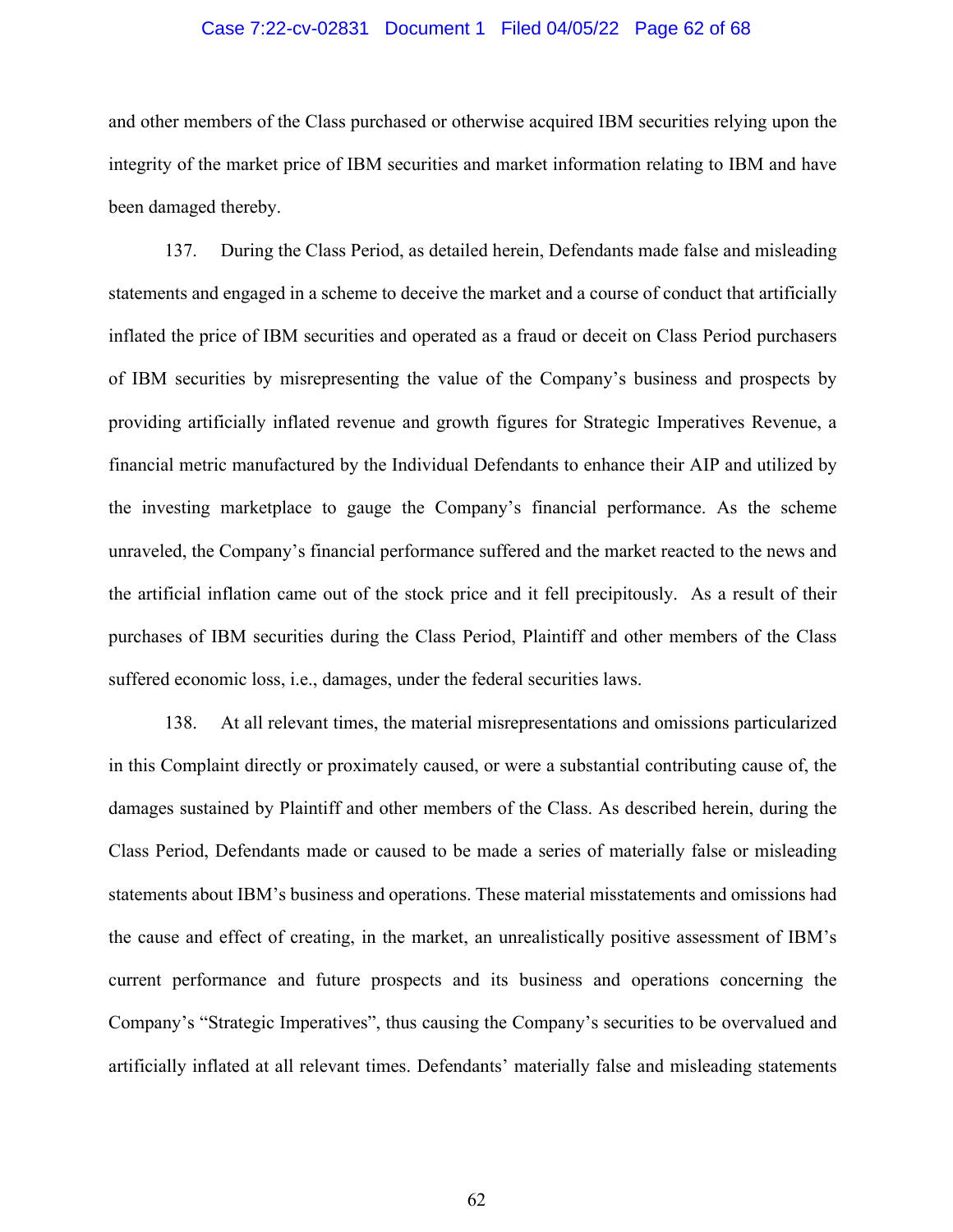and other members of the Class purchased or otherwise acquired IBM securities relying upon the integrity of the market price of IBM securities and market information relating to IBM and have been damaged thereby.

137. During the Class Period, as detailed herein, Defendants made false and misleading statements and engaged in a scheme to deceive the market and a course of conduct that artificially inflated the price of IBM securities and operated as a fraud or deceit on Class Period purchasers of IBM securities by misrepresenting the value of the Company's business and prospects by providing artificially inflated revenue and growth figures for Strategic Imperatives Revenue, a financial metric manufactured by the Individual Defendants to enhance their AIP and utilized by the investing marketplace to gauge the Company's financial performance. As the scheme unraveled, the Company's financial performance suffered and the market reacted to the news and the artificial inflation came out of the stock price and it fell precipitously. As a result of their purchases of IBM securities during the Class Period, Plaintiff and other members of the Class suffered economic loss, i.e., damages, under the federal securities laws.

138. At all relevant times, the material misrepresentations and omissions particularized in this Complaint directly or proximately caused, or were a substantial contributing cause of, the damages sustained by Plaintiff and other members of the Class. As described herein, during the Class Period, Defendants made or caused to be made a series of materially false or misleading statements about IBM's business and operations. These material misstatements and omissions had the cause and effect of creating, in the market, an unrealistically positive assessment of IBM's current performance and future prospects and its business and operations concerning the Company's "Strategic Imperatives", thus causing the Company's securities to be overvalued and artificially inflated at all relevant times. Defendants' materially false and misleading statements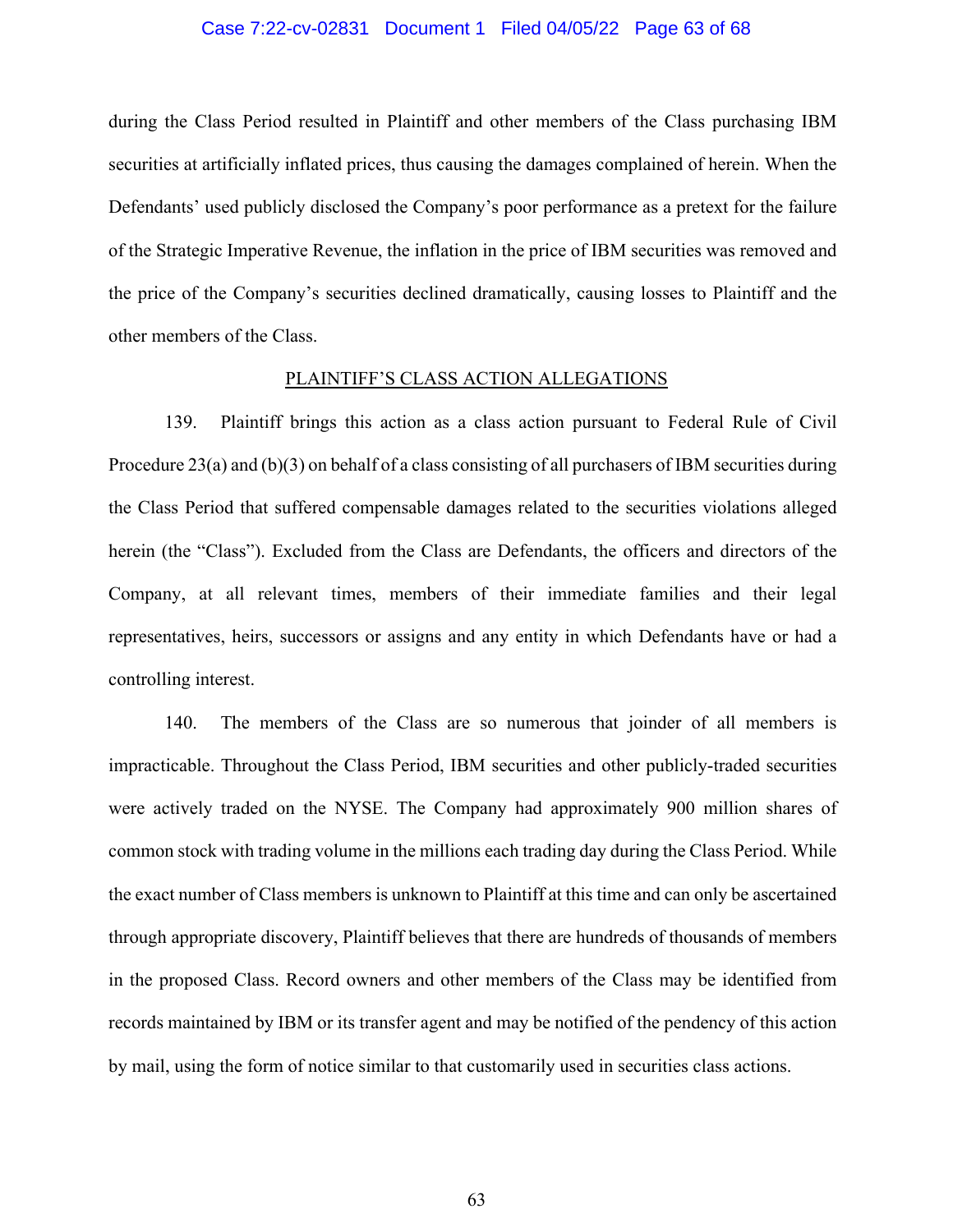during the Class Period resulted in Plaintiff and other members of the Class purchasing IBM securities at artificially inflated prices, thus causing the damages complained of herein. When the Defendants' used publicly disclosed the Company's poor performance as a pretext for the failure of the Strategic Imperative Revenue, the inflation in the price of IBM securities was removed and the price of the Company's securities declined dramatically, causing losses to Plaintiff and the other members of the Class.

## PLAINTIFF'S CLASS ACTION ALLEGATIONS

139. Plaintiff brings this action as a class action pursuant to Federal Rule of Civil Procedure 23(a) and (b)(3) on behalf of a class consisting of all purchasers of IBM securities during the Class Period that suffered compensable damages related to the securities violations alleged herein (the "Class"). Excluded from the Class are Defendants, the officers and directors of the Company, at all relevant times, members of their immediate families and their legal representatives, heirs, successors or assigns and any entity in which Defendants have or had a controlling interest.

140. The members of the Class are so numerous that joinder of all members is impracticable. Throughout the Class Period, IBM securities and other publicly-traded securities were actively traded on the NYSE. The Company had approximately 900 million shares of common stock with trading volume in the millions each trading day during the Class Period. While the exact number of Class members is unknown to Plaintiff at this time and can only be ascertained through appropriate discovery, Plaintiff believes that there are hundreds of thousands of members in the proposed Class. Record owners and other members of the Class may be identified from records maintained by IBM or its transfer agent and may be notified of the pendency of this action by mail, using the form of notice similar to that customarily used in securities class actions.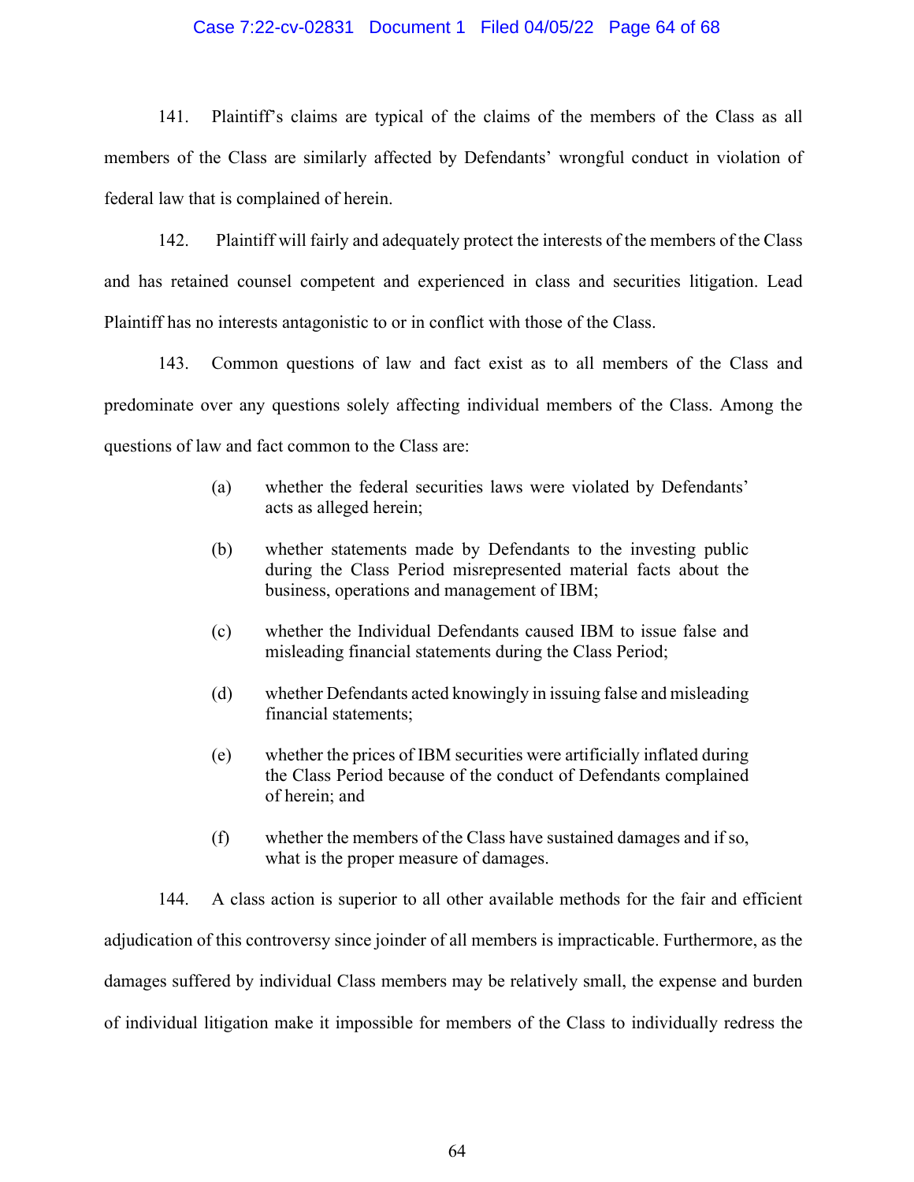141. Plaintiff's claims are typical of the claims of the members of the Class as all members of the Class are similarly affected by Defendants' wrongful conduct in violation of federal law that is complained of herein.

142. Plaintiff will fairly and adequately protect the interests of the members of the Class and has retained counsel competent and experienced in class and securities litigation. Lead Plaintiff has no interests antagonistic to or in conflict with those of the Class.

143. Common questions of law and fact exist as to all members of the Class and predominate over any questions solely affecting individual members of the Class. Among the questions of law and fact common to the Class are:

(a) whether the federal securities laws were violated by Defendants' acts as alleged herein;

(b) whether statements made by Defendants to the investing public during the Class Period misrepresented material facts about the business, operations and management of IBM;

(c) whether the Individual Defendants caused IBM to issue false and misleading financial statements during the Class Period;

(d) whether Defendants acted knowingly in issuing false and misleading financial statements;

(e) whether the prices of IBM securities were artificially inflated during the Class Period because of the conduct of Defendants complained of herein; and

(f) whether the members of the Class have sustained damages and if so, what is the proper measure of damages.

144. A class action is superior to all other available methods for the fair and efficient adjudication of this controversy since joinder of all members is impracticable. Furthermore, as the damages suffered by individual Class members may be relatively small, the expense and burden of individual litigation make it impossible for members of the Class to individually redress the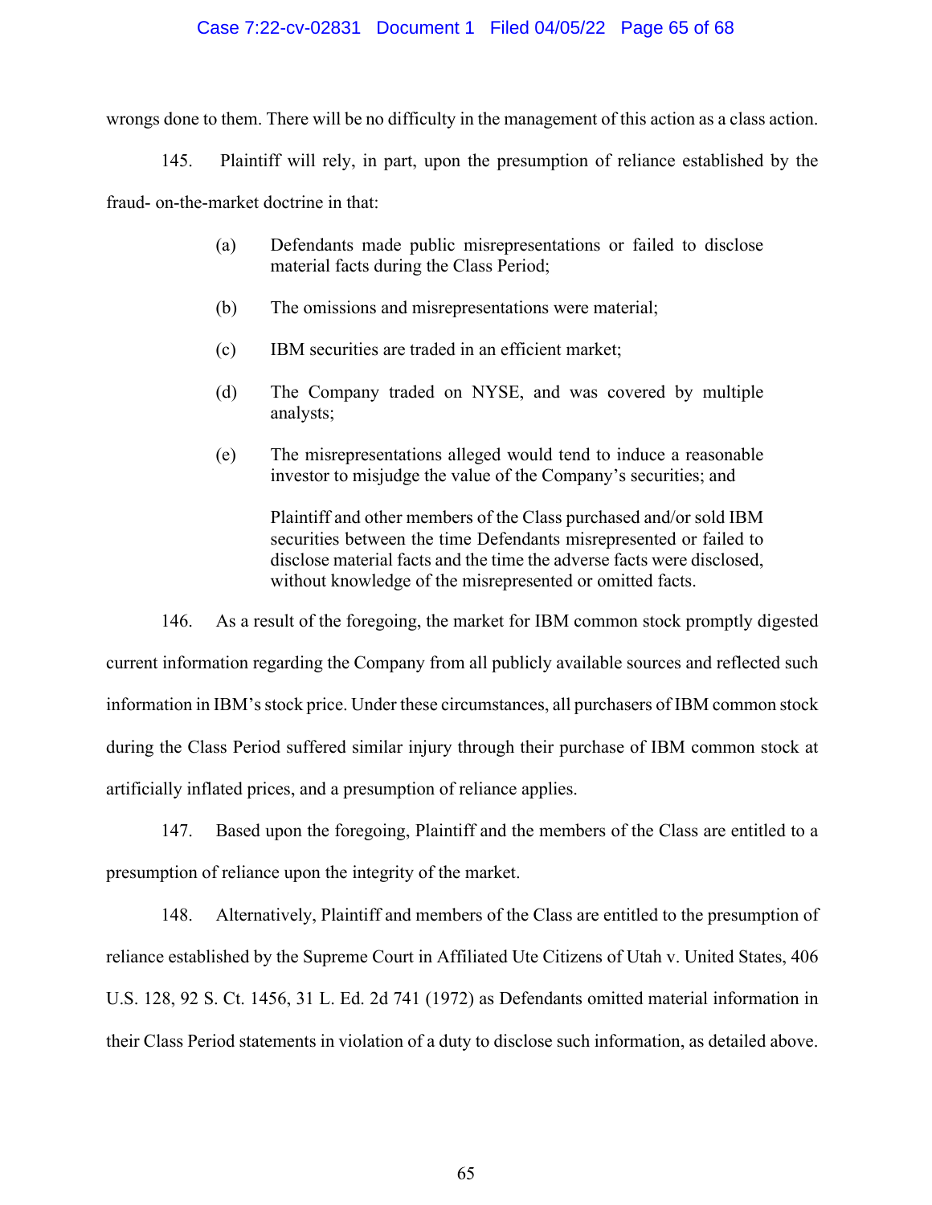wrongs done to them. There will be no difficulty in the management of this action as a class action.

145. Plaintiff will rely, in part, upon the presumption of reliance established by the fraud- on-the-market doctrine in that:

(a) Defendants made public misrepresentations or failed to disclose material facts during the Class Period;

(b) The omissions and misrepresentations were material;

(c) IBM securities are traded in an efficient market;

(d) The Company traded on NYSE, and was covered by multiple analysts;

(e) The misrepresentations alleged would tend to induce a reasonable investor to misjudge the value of the Company's securities; and

Plaintiff and other members of the Class purchased and/or sold IBM securities between the time Defendants misrepresented or failed to disclose material facts and the time the adverse facts were disclosed, without knowledge of the misrepresented or omitted facts.

146. As a result of the foregoing, the market for IBM common stock promptly digested current information regarding the Company from all publicly available sources and reflected such information in IBM's stock price. Under these circumstances, all purchasers of IBM common stock during the Class Period suffered similar injury through their purchase of IBM common stock at artificially inflated prices, and a presumption of reliance applies.

147. Based upon the foregoing, Plaintiff and the members of the Class are entitled to a presumption of reliance upon the integrity of the market.

148. Alternatively, Plaintiff and members of the Class are entitled to the presumption of reliance established by the Supreme Court in Affiliated Ute Citizens of Utah v. United States, 406 U.S. 128, 92 S. Ct. 1456, 31 L. Ed. 2d 741 (1972) as Defendants omitted material information in their Class Period statements in violation of a duty to disclose such information, as detailed above.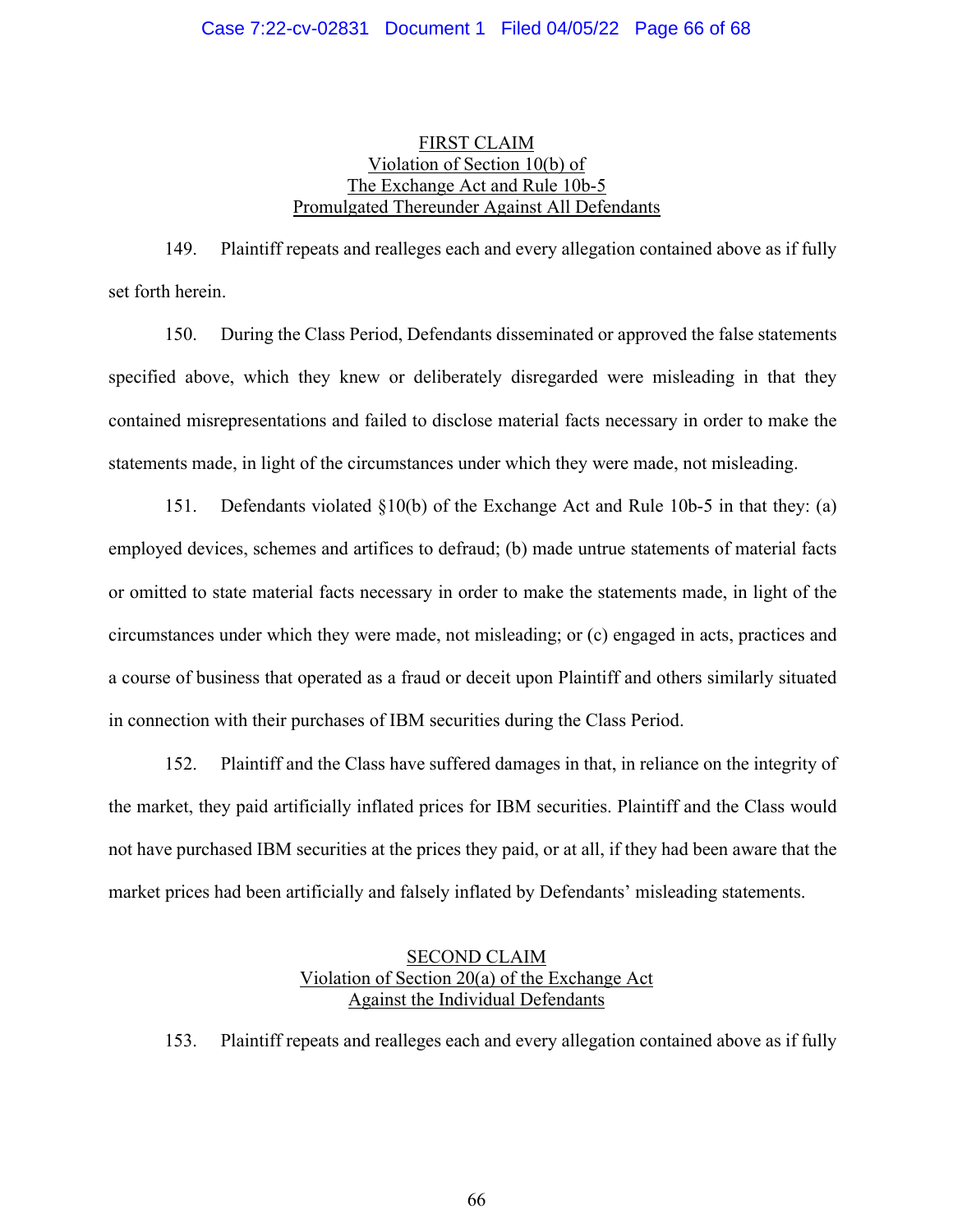## FIRST CLAIM
## Violation of Section 10(b) of The Exchange Act and Rule 10b-5 Promulgated Thereunder Against All Defendants

149. Plaintiff repeats and realleges each and every allegation contained above as if fully set forth herein.

150. During the Class Period, Defendants disseminated or approved the false statements specified above, which they knew or deliberately disregarded were misleading in that they contained misrepresentations and failed to disclose material facts necessary in order to make the statements made, in light of the circumstances under which they were made, not misleading.

151. Defendants violated §10(b) of the Exchange Act and Rule 10b-5 in that they: (a) employed devices, schemes and artifices to defraud; (b) made untrue statements of material facts or omitted to state material facts necessary in order to make the statements made, in light of the circumstances under which they were made, not misleading; or (c) engaged in acts, practices and a course of business that operated as a fraud or deceit upon Plaintiff and others similarly situated in connection with their purchases of IBM securities during the Class Period.

152. Plaintiff and the Class have suffered damages in that, in reliance on the integrity of the market, they paid artificially inflated prices for IBM securities. Plaintiff and the Class would not have purchased IBM securities at the prices they paid, or at all, if they had been aware that the market prices had been artificially and falsely inflated by Defendants' misleading statements.

## SECOND CLAIM
## Violation of Section 20(a) of the Exchange Act Against the Individual Defendants

153. Plaintiff repeats and realleges each and every allegation contained above as if fully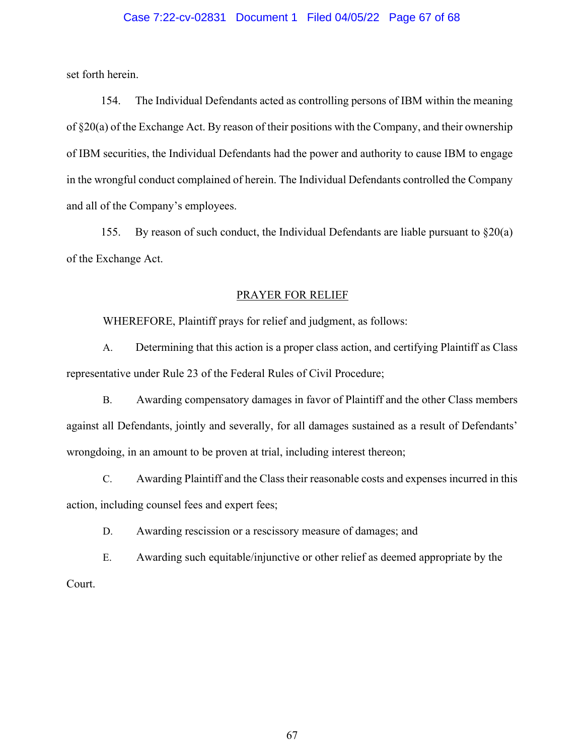set forth herein.

154. The Individual Defendants acted as controlling persons of IBM within the meaning of §20(a) of the Exchange Act. By reason of their positions with the Company, and their ownership of IBM securities, the Individual Defendants had the power and authority to cause IBM to engage in the wrongful conduct complained of herein. The Individual Defendants controlled the Company and all of the Company's employees.

155. By reason of such conduct, the Individual Defendants are liable pursuant to §20(a) of the Exchange Act.

## PRAYER FOR RELIEF

WHEREFORE, Plaintiff prays for relief and judgment, as follows:

A. Determining that this action is a proper class action, and certifying Plaintiff as Class representative under Rule 23 of the Federal Rules of Civil Procedure;

B. Awarding compensatory damages in favor of Plaintiff and the other Class members against all Defendants, jointly and severally, for all damages sustained as a result of Defendants' wrongdoing, in an amount to be proven at trial, including interest thereon;

C. Awarding Plaintiff and the Class their reasonable costs and expenses incurred in this action, including counsel fees and expert fees;

D. Awarding rescission or a rescissory measure of damages; and

E. Awarding such equitable/injunctive or other relief as deemed appropriate by the Court.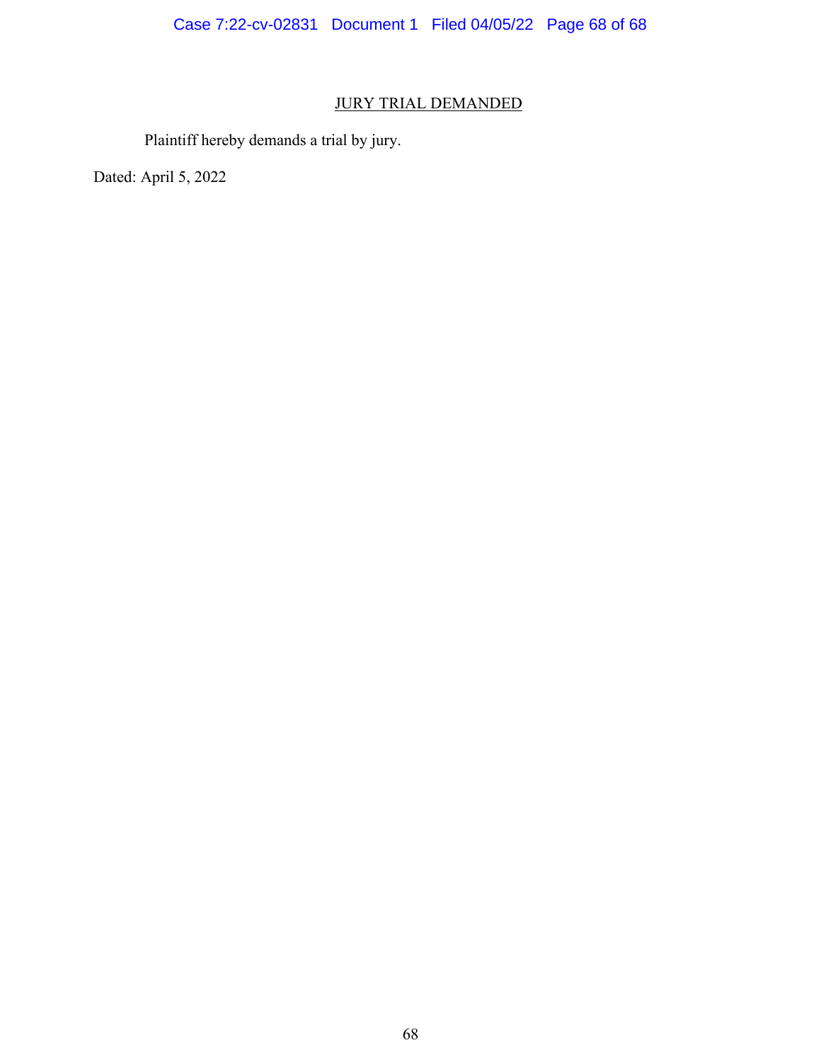## JURY TRIAL DEMANDED

Plaintiff hereby demands a trial by jury.

Dated: April 5, 2022